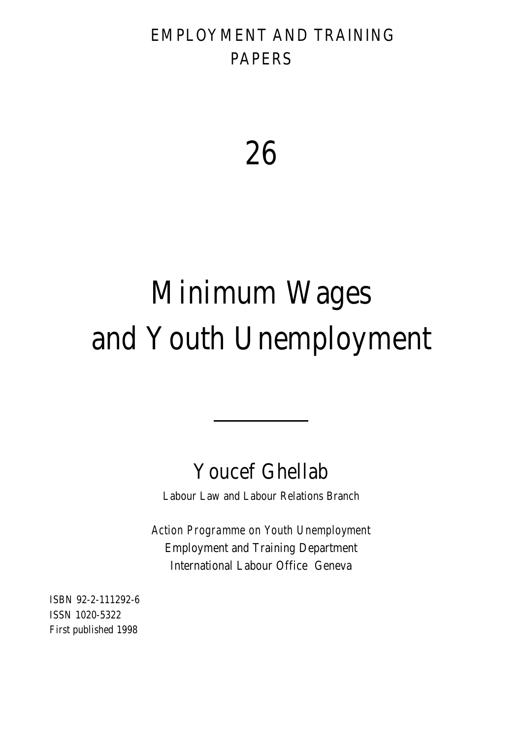EMPLOYMENT AND TRAINING PAPERS

26

# Minimum Wages and Youth Unemployment

---

## Youcef Ghellab

Labour Law and Labour Relations Branch

*Action Programme on Youth Unemployment*
Employment and Training Department
International Labour Office Geneva

ISBN 92-2-111292-6
ISSN 1020-5322
First published 1998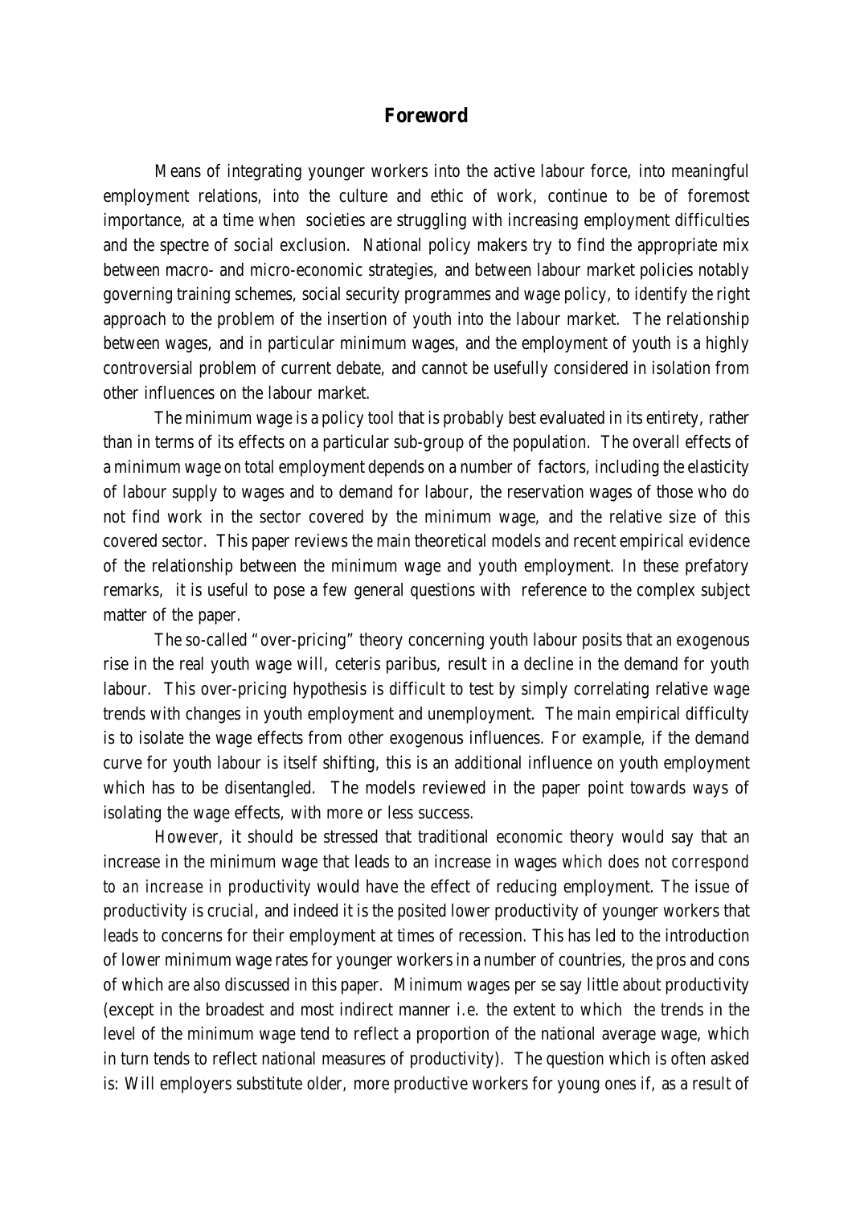# Foreword

Means of integrating younger workers into the active labour force, into meaningful employment relations, into the culture and ethic of work, continue to be of foremost importance, at a time when societies are struggling with increasing employment difficulties and the spectre of social exclusion. National policy makers try to find the appropriate mix between macro- and micro-economic strategies, and between labour market policies notably governing training schemes, social security programmes and wage policy, to identify the right approach to the problem of the insertion of youth into the labour market. The relationship between wages, and in particular minimum wages, and the employment of youth is a highly controversial problem of current debate, and cannot be usefully considered in isolation from other influences on the labour market.

The minimum wage is a policy tool that is probably best evaluated in its entirety, rather than in terms of its effects on a particular sub-group of the population. The overall effects of a minimum wage on total employment depends on a number of factors, including the elasticity of labour supply to wages and to demand for labour, the reservation wages of those who do not find work in the sector covered by the minimum wage, and the relative size of this covered sector. This paper reviews the main theoretical models and recent empirical evidence of the relationship between the minimum wage and youth employment. In these prefatory remarks, it is useful to pose a few general questions with reference to the complex subject matter of the paper.

The so-called "over-pricing" theory concerning youth labour posits that an exogenous rise in the real youth wage will, ceteris paribus, result in a decline in the demand for youth labour. This over-pricing hypothesis is difficult to test by simply correlating relative wage trends with changes in youth employment and unemployment. The main empirical difficulty is to isolate the wage effects from other exogenous influences. For example, if the demand curve for youth labour is itself shifting, this is an additional influence on youth employment which has to be disentangled. The models reviewed in the paper point towards ways of isolating the wage effects, with more or less success.

However, it should be stressed that traditional economic theory would say that an increase in the minimum wage that leads to an increase in wages *which does not correspond to an increase in productivity* would have the effect of reducing employment. The issue of productivity is crucial, and indeed it is the posited lower productivity of younger workers that leads to concerns for their employment at times of recession. This has led to the introduction of lower minimum wage rates for younger workers in a number of countries, the pros and cons of which are also discussed in this paper. Minimum wages per se say little about productivity (except in the broadest and most indirect manner i.e. the extent to which the trends in the level of the minimum wage tend to reflect a proportion of the national average wage, which in turn tends to reflect national measures of productivity). The question which is often asked is: Will employers substitute older, more productive workers for young ones if, as a result of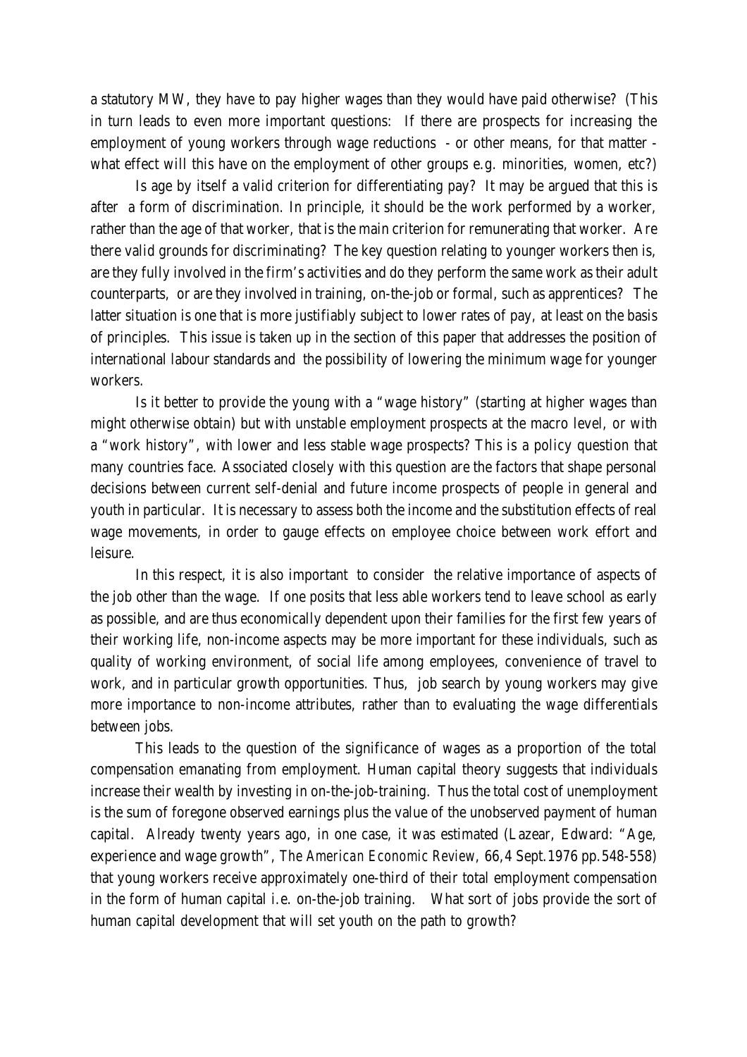a statutory MW, they have to pay higher wages than they would have paid otherwise? (This in turn leads to even more important questions: If there are prospects for increasing the employment of young workers through wage reductions - or other means, for that matter - what effect will this have on the employment of other groups e.g. minorities, women, etc?)

Is age by itself a valid criterion for differentiating pay? It may be argued that this is after a form of discrimination. In principle, it should be the work performed by a worker, rather than the age of that worker, that is the main criterion for remunerating that worker. Are there valid grounds for discriminating? The key question relating to younger workers then is, are they fully involved in the firm's activities and do they perform the same work as their adult counterparts, or are they involved in training, on-the-job or formal, such as apprentices? The latter situation is one that is more justifiably subject to lower rates of pay, at least on the basis of principles. This issue is taken up in the section of this paper that addresses the position of international labour standards and the possibility of lowering the minimum wage for younger workers.

Is it better to provide the young with a "wage history" (starting at higher wages than might otherwise obtain) but with unstable employment prospects at the macro level, or with a "work history", with lower and less stable wage prospects? This is a policy question that many countries face. Associated closely with this question are the factors that shape personal decisions between current self-denial and future income prospects of people in general and youth in particular. It is necessary to assess both the income and the substitution effects of real wage movements, in order to gauge effects on employee choice between work effort and leisure.

In this respect, it is also important to consider the relative importance of aspects of the job other than the wage. If one posits that less able workers tend to leave school as early as possible, and are thus economically dependent upon their families for the first few years of their working life, non-income aspects may be more important for these individuals, such as quality of working environment, of social life among employees, convenience of travel to work, and in particular growth opportunities. Thus, job search by young workers may give more importance to non-income attributes, rather than to evaluating the wage differentials between jobs.

This leads to the question of the significance of wages as a proportion of the total compensation emanating from employment. Human capital theory suggests that individuals increase their wealth by investing in on-the-job-training. Thus the total cost of unemployment is the sum of foregone observed earnings plus the value of the unobserved payment of human capital. Already twenty years ago, in one case, it was estimated (Lazear, Edward: "Age, experience and wage growth", *The American Economic Review*, 66,4 Sept.1976 pp.548-558) that young workers receive approximately one-third of their total employment compensation in the form of human capital i.e. on-the-job training. What sort of jobs provide the sort of human capital development that will set youth on the path to growth?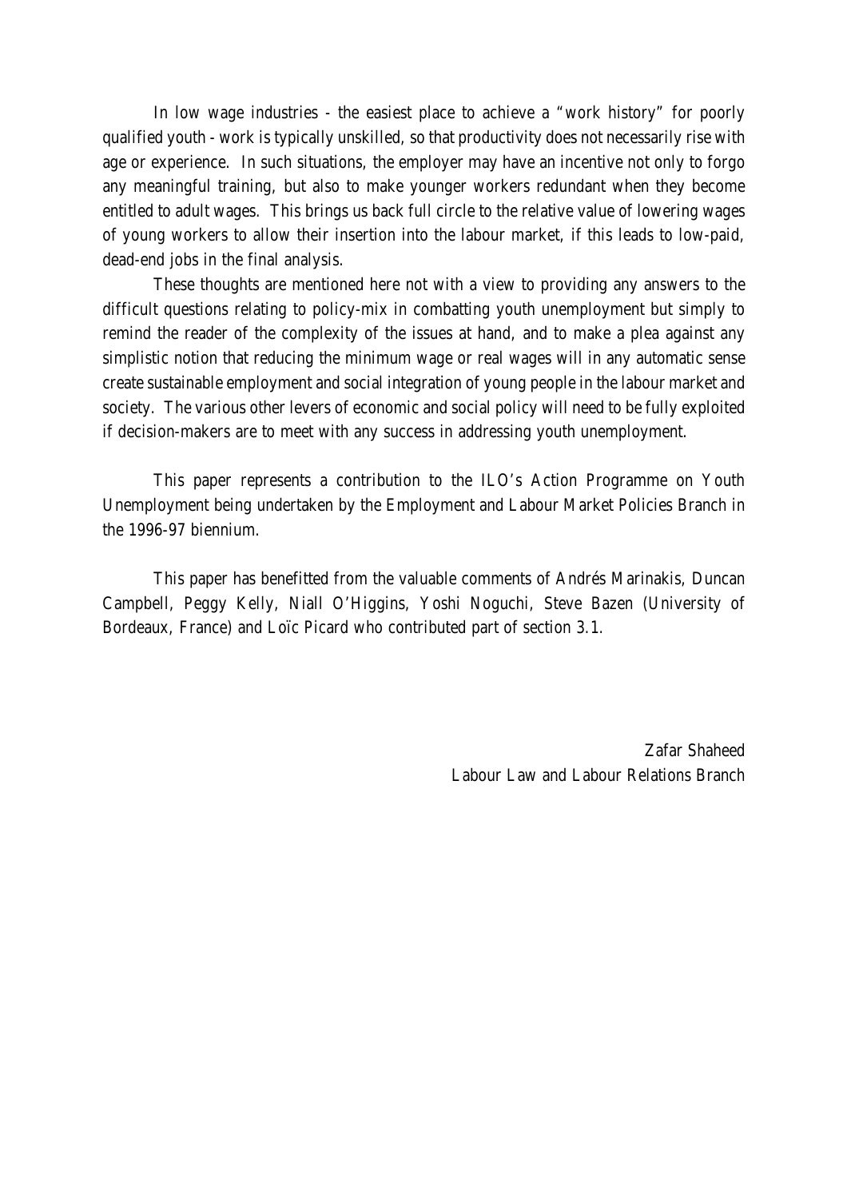In low wage industries - the easiest place to achieve a "work history" for poorly qualified youth - work is typically unskilled, so that productivity does not necessarily rise with age or experience. In such situations, the employer may have an incentive not only to forgo any meaningful training, but also to make younger workers redundant when they become entitled to adult wages. This brings us back full circle to the relative value of lowering wages of young workers to allow their insertion into the labour market, if this leads to low-paid, dead-end jobs in the final analysis.

These thoughts are mentioned here not with a view to providing any answers to the difficult questions relating to policy-mix in combatting youth unemployment but simply to remind the reader of the complexity of the issues at hand, and to make a plea against any simplistic notion that reducing the minimum wage or real wages will in any automatic sense create sustainable employment and social integration of young people in the labour market and society. The various other levers of economic and social policy will need to be fully exploited if decision-makers are to meet with any success in addressing youth unemployment.

This paper represents a contribution to the ILO's Action Programme on Youth Unemployment being undertaken by the Employment and Labour Market Policies Branch in the 1996-97 biennium.

This paper has benefitted from the valuable comments of Andrés Marinakis, Duncan Campbell, Peggy Kelly, Niall O'Higgins, Yoshi Noguchi, Steve Bazen (University of Bordeaux, France) and Loïc Picard who contributed part of section 3.1.

Zafar Shaheed
Labour Law and Labour Relations Branch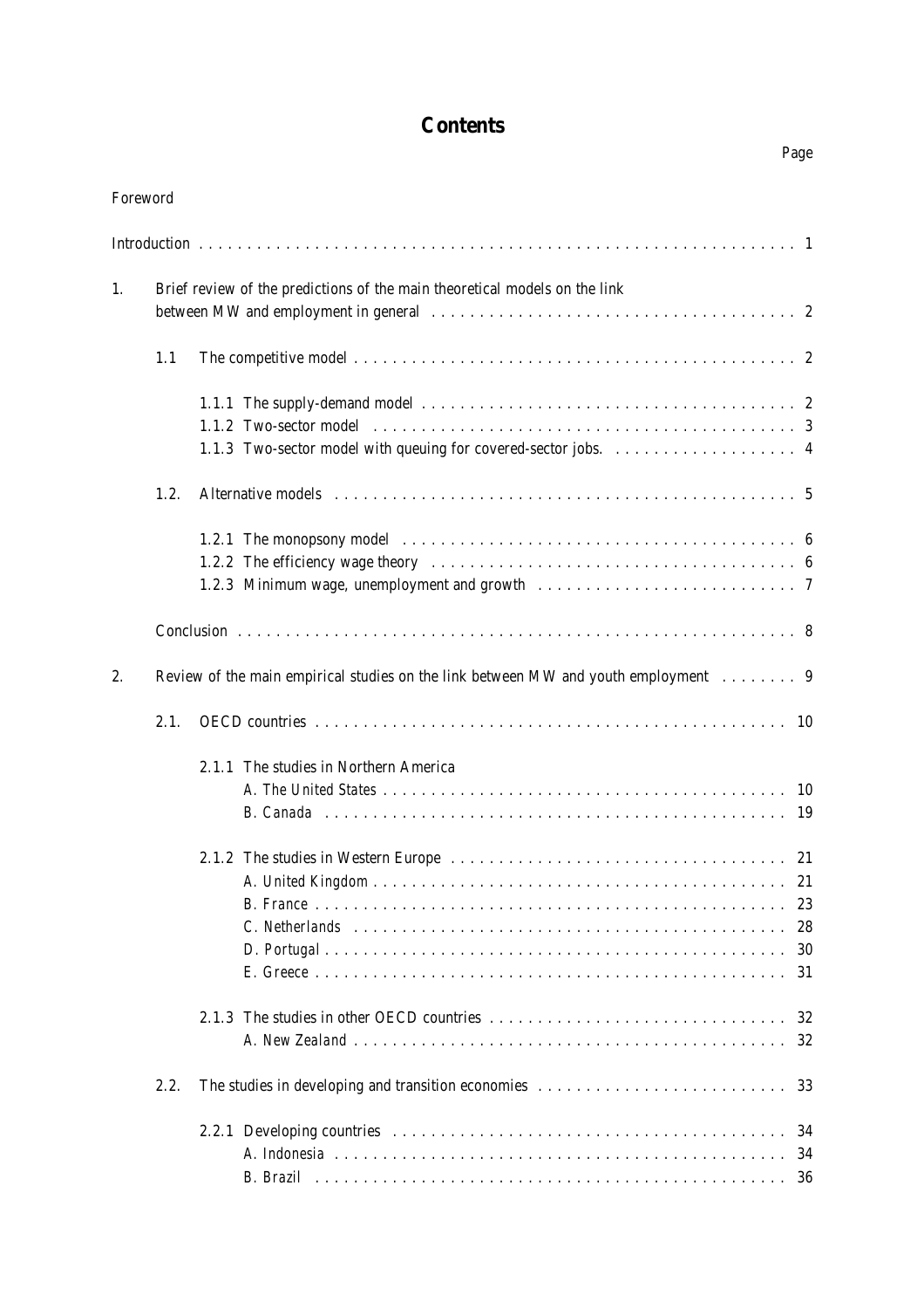# Contents

Page

Foreword

Introduction . . . . . . . . . . . . . . . . . . . . . . . . . . . . . . . . . . . . . . . . . . . . . . . . . . . . . . . . . . . . . . 1

1. Brief review of the predictions of the main theoretical models on the link between MW and employment in general . . . . . . . . . . . . . . . . . . . . . . . . . . . . . . . . . . . . . 2

   1.1 The competitive model . . . . . . . . . . . . . . . . . . . . . . . . . . . . . . . . . . . . . . . . . . . . . . 2

      1.1.1 The supply-demand model . . . . . . . . . . . . . . . . . . . . . . . . . . . . . . . . . . . . . . . 2
      1.1.2 Two-sector model . . . . . . . . . . . . . . . . . . . . . . . . . . . . . . . . . . . . . . . . . . . . . 3
      1.1.3 Two-sector model with queuing for covered-sector jobs. . . . . . . . . . . . . . . . . . . . 4

   1.2. Alternative models . . . . . . . . . . . . . . . . . . . . . . . . . . . . . . . . . . . . . . . . . . . . . . . . 5

      1.2.1 The monopsony model . . . . . . . . . . . . . . . . . . . . . . . . . . . . . . . . . . . . . . . . . 6
      1.2.2 The efficiency wage theory . . . . . . . . . . . . . . . . . . . . . . . . . . . . . . . . . . . . . . 6
      1.2.3 Minimum wage, unemployment and growth . . . . . . . . . . . . . . . . . . . . . . . . . . . 7

   Conclusion . . . . . . . . . . . . . . . . . . . . . . . . . . . . . . . . . . . . . . . . . . . . . . . . . . . . . . . . . 8

2. Review of the main empirical studies on the link between MW and youth employment . . . . . . . . 9

   2.1. OECD countries . . . . . . . . . . . . . . . . . . . . . . . . . . . . . . . . . . . . . . . . . . . . . . . . . . 10

      2.1.1 The studies in Northern America
         A. The United States . . . . . . . . . . . . . . . . . . . . . . . . . . . . . . . . . . . . . . . . . . 10
         B. Canada . . . . . . . . . . . . . . . . . . . . . . . . . . . . . . . . . . . . . . . . . . . . . . . . . 19

      2.1.2 The studies in Western Europe . . . . . . . . . . . . . . . . . . . . . . . . . . . . . . . . . . . 21
         A. United Kingdom . . . . . . . . . . . . . . . . . . . . . . . . . . . . . . . . . . . . . . . . . . . . 21
         B. France . . . . . . . . . . . . . . . . . . . . . . . . . . . . . . . . . . . . . . . . . . . . . . . . . . 23
         C. Netherlands . . . . . . . . . . . . . . . . . . . . . . . . . . . . . . . . . . . . . . . . . . . . . . 28
         D. Portugal . . . . . . . . . . . . . . . . . . . . . . . . . . . . . . . . . . . . . . . . . . . . . . . . . 30
         E. Greece . . . . . . . . . . . . . . . . . . . . . . . . . . . . . . . . . . . . . . . . . . . . . . . . . . 31

      2.1.3 The studies in other OECD countries . . . . . . . . . . . . . . . . . . . . . . . . . . . . . . . 32
         A. New Zealand . . . . . . . . . . . . . . . . . . . . . . . . . . . . . . . . . . . . . . . . . . . . . . 32

   2.2. The studies in developing and transition economies . . . . . . . . . . . . . . . . . . . . . . . . . . 33

      2.2.1 Developing countries . . . . . . . . . . . . . . . . . . . . . . . . . . . . . . . . . . . . . . . . . . 34
         A. Indonesia . . . . . . . . . . . . . . . . . . . . . . . . . . . . . . . . . . . . . . . . . . . . . . . . 34
         B. Brazil . . . . . . . . . . . . . . . . . . . . . . . . . . . . . . . . . . . . . . . . . . . . . . . . . . 36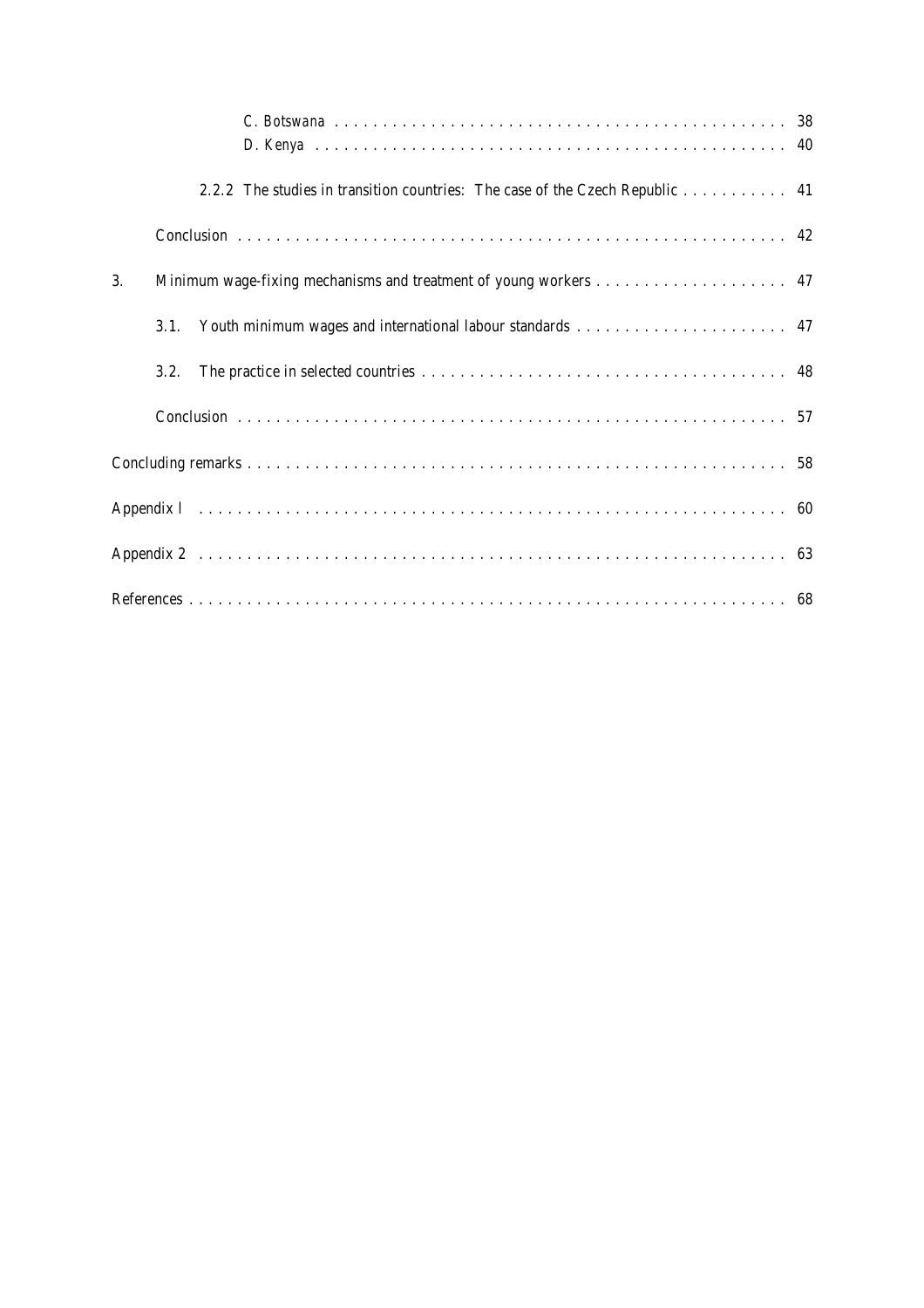C. Botswana . . . . . . . . . . . . . . . . . . . . . . . . . . . . . . . . . . . . . . . . . . . . . . . . 38
D. Kenya . . . . . . . . . . . . . . . . . . . . . . . . . . . . . . . . . . . . . . . . . . . . . . . . . . 40

2.2.2 The studies in transition countries: The case of the Czech Republic . . . . . . . . . . . 41

Conclusion . . . . . . . . . . . . . . . . . . . . . . . . . . . . . . . . . . . . . . . . . . . . . . . . . . . . . . 42

3. Minimum wage-fixing mechanisms and treatment of young workers . . . . . . . . . . . . . . . . . . . . 47

3.1. Youth minimum wages and international labour standards . . . . . . . . . . . . . . . . . . . . . . 47

3.2. The practice in selected countries . . . . . . . . . . . . . . . . . . . . . . . . . . . . . . . . . . . . . . 48

Conclusion . . . . . . . . . . . . . . . . . . . . . . . . . . . . . . . . . . . . . . . . . . . . . . . . . . . . . . 57

Concluding remarks . . . . . . . . . . . . . . . . . . . . . . . . . . . . . . . . . . . . . . . . . . . . . . . . . . . . . 58

Appendix l . . . . . . . . . . . . . . . . . . . . . . . . . . . . . . . . . . . . . . . . . . . . . . . . . . . . . . . . . . 60

Appendix 2 . . . . . . . . . . . . . . . . . . . . . . . . . . . . . . . . . . . . . . . . . . . . . . . . . . . . . . . . . . 63

References . . . . . . . . . . . . . . . . . . . . . . . . . . . . . . . . . . . . . . . . . . . . . . . . . . . . . . . . . . . 68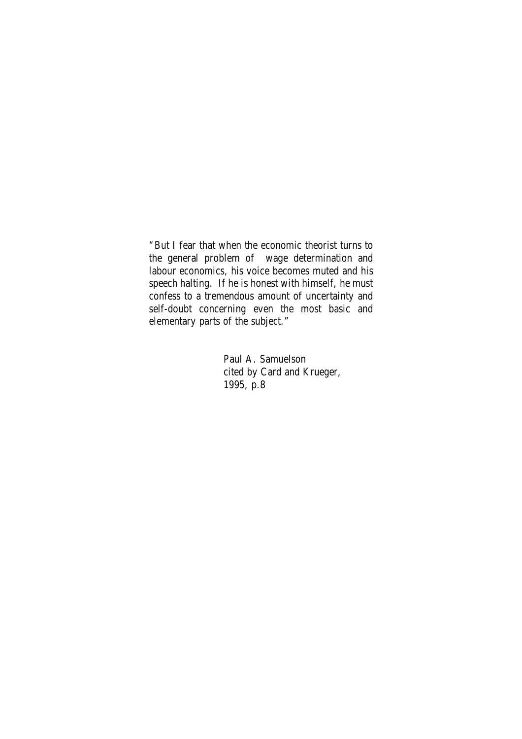"But I fear that when the economic theorist turns to the general problem of wage determination and labour economics, his voice becomes muted and his speech halting. If he is honest with himself, he must confess to a tremendous amount of uncertainty and self-doubt concerning even the most basic and elementary parts of the subject."

Paul A. Samuelson
cited by Card and Krueger,
1995, p.8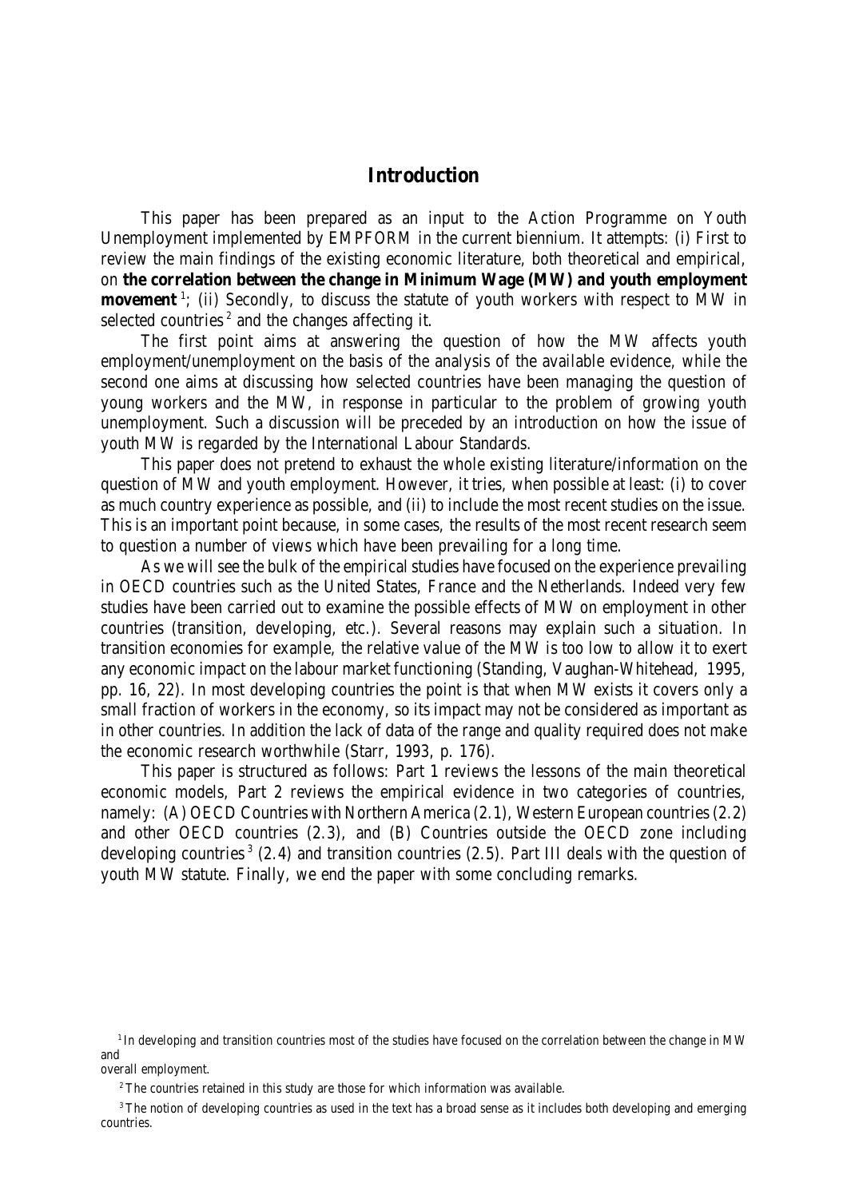# Introduction

This paper has been prepared as an input to the Action Programme on Youth Unemployment implemented by EMPFORM in the current biennium. It attempts: (i) First to review the main findings of the existing economic literature, both theoretical and empirical, on **the correlation between the change in Minimum Wage (MW) and youth employment movement** [1]; (ii) Secondly, to discuss the statute of youth workers with respect to MW in selected countries [2] and the changes affecting it.

The first point aims at answering the question of how the MW affects youth employment/unemployment on the basis of the analysis of the available evidence, while the second one aims at discussing how selected countries have been managing the question of young workers and the MW, in response in particular to the problem of growing youth unemployment. Such a discussion will be preceded by an introduction on how the issue of youth MW is regarded by the International Labour Standards.

This paper does not pretend to exhaust the whole existing literature/information on the question of MW and youth employment. However, it tries, when possible at least: (i) to cover as much country experience as possible, and (ii) to include the most recent studies on the issue. This is an important point because, in some cases, the results of the most recent research seem to question a number of views which have been prevailing for a long time.

As we will see the bulk of the empirical studies have focused on the experience prevailing in OECD countries such as the United States, France and the Netherlands. Indeed very few studies have been carried out to examine the possible effects of MW on employment in other countries (transition, developing, etc.). Several reasons may explain such a situation. In transition economies for example, the relative value of the MW is too low to allow it to exert any economic impact on the labour market functioning (Standing, Vaughan-Whitehead, 1995, pp. 16, 22). In most developing countries the point is that when MW exists it covers only a small fraction of workers in the economy, so its impact may not be considered as important as in other countries. In addition the lack of data of the range and quality required does not make the economic research worthwhile (Starr, 1993, p. 176).

This paper is structured as follows: Part 1 reviews the lessons of the main theoretical economic models, Part 2 reviews the empirical evidence in two categories of countries, namely: (A) OECD Countries with Northern America (2.1), Western European countries (2.2) and other OECD countries (2.3), and (B) Countries outside the OECD zone including developing countries [3] (2.4) and transition countries (2.5). Part III deals with the question of youth MW statute. Finally, we end the paper with some concluding remarks.

---

[1] In developing and transition countries most of the studies have focused on the correlation between the change in MW and overall employment.

[2] The countries retained in this study are those for which information was available.

[3] The notion of developing countries as used in the text has a broad sense as it includes both developing and emerging countries.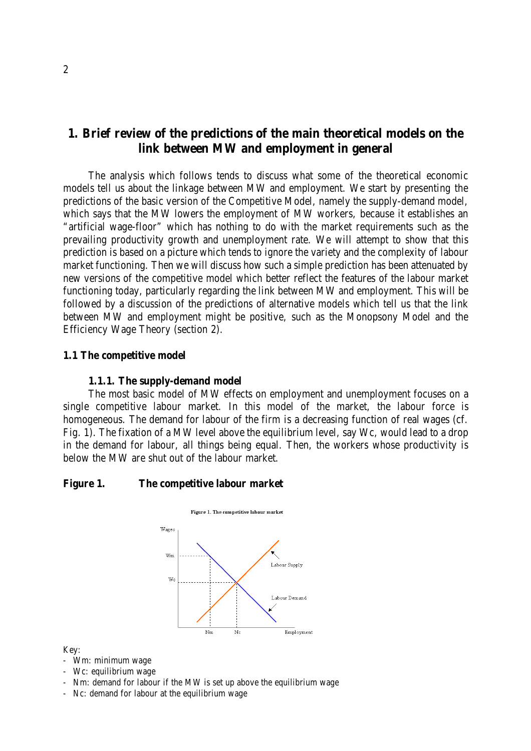# 1. Brief review of the predictions of the main theoretical models on the link between MW and employment in general

The analysis which follows tends to discuss what some of the theoretical economic models tell us about the linkage between MW and employment. We start by presenting the predictions of the basic version of the Competitive Model, namely the supply-demand model, which says that the MW lowers the employment of MW workers, because it establishes an "artificial wage-floor" which has nothing to do with the market requirements such as the prevailing productivity growth and unemployment rate. We will attempt to show that this prediction is based on a picture which tends to ignore the variety and the complexity of labour market functioning. Then we will discuss how such a simple prediction has been attenuated by new versions of the competitive model which better reflect the features of the labour market functioning today, particularly regarding the link between MW and employment. This will be followed by a discussion of the predictions of alternative models which tell us that the link between MW and employment might be positive, such as the Monopsony Model and the Efficiency Wage Theory (section 2).

## 1.1 The competitive model

### 1.1.1. The supply-demand model

The most basic model of MW effects on employment and unemployment focuses on a single competitive labour market. In this model of the market, the labour force is homogeneous. The demand for labour of the firm is a decreasing function of real wages (cf. Fig. 1). The fixation of a MW level above the equilibrium level, say Wc, would lead to a drop in the demand for labour, all things being equal. Then, the workers whose productivity is below the MW are shut out of the labour market.

**Figure 1. The competitive labour market**

Key:

- Wm: minimum wage
- Wc: equilibrium wage
- Nm: demand for labour if the MW is set up above the equilibrium wage
- Nc: demand for labour at the equilibrium wage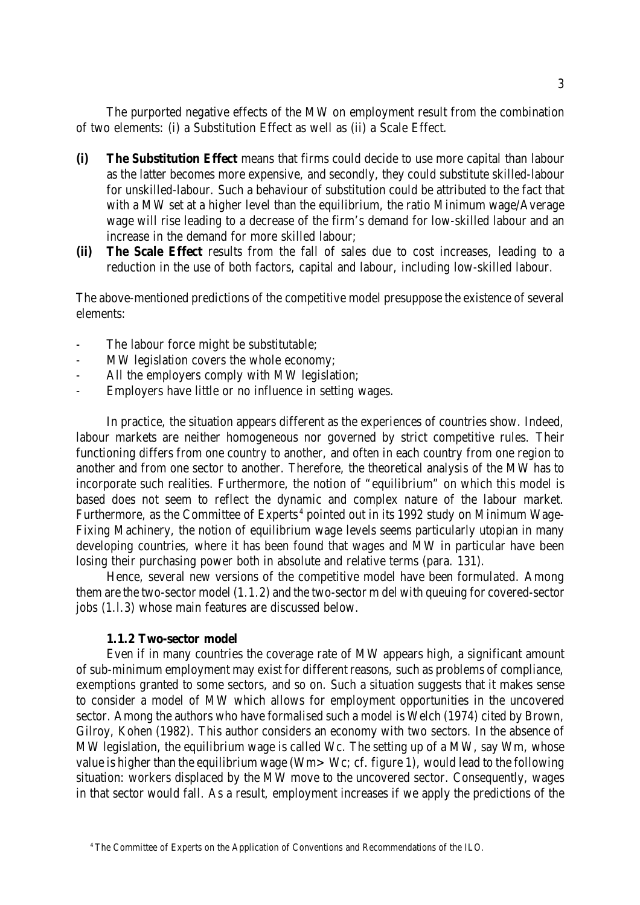The purported negative effects of the MW on employment result from the combination of two elements: (i) a Substitution Effect as well as (ii) a Scale Effect.

- **(i) The Substitution Effect** means that firms could decide to use more capital than labour as the latter becomes more expensive, and secondly, they could substitute skilled-labour for unskilled-labour. Such a behaviour of substitution could be attributed to the fact that with a MW set at a higher level than the equilibrium, the ratio Minimum wage/Average wage will rise leading to a decrease of the firm's demand for low-skilled labour and an increase in the demand for more skilled labour;
- **(ii) The Scale Effect** results from the fall of sales due to cost increases, leading to a reduction in the use of both factors, capital and labour, including low-skilled labour.

The above-mentioned predictions of the competitive model presuppose the existence of several elements:

- The labour force might be substitutable;
- MW legislation covers the whole economy;
- All the employers comply with MW legislation;
- Employers have little or no influence in setting wages.

In practice, the situation appears different as the experiences of countries show. Indeed, labour markets are neither homogeneous nor governed by strict competitive rules. Their functioning differs from one country to another, and often in each country from one region to another and from one sector to another. Therefore, the theoretical analysis of the MW has to incorporate such realities. Furthermore, the notion of "equilibrium" on which this model is based does not seem to reflect the dynamic and complex nature of the labour market. Furthermore, as the Committee of Experts[4] pointed out in its 1992 study on Minimum Wage-Fixing Machinery, the notion of equilibrium wage levels seems particularly utopian in many developing countries, where it has been found that wages and MW in particular have been losing their purchasing power both in absolute and relative terms (para. 131).

Hence, several new versions of the competitive model have been formulated. Among them are the two-sector model (1.1.2) and the two-sector m del with queuing for covered-sector jobs (1.l.3) whose main features are discussed below.

#### 1.1.2 Two-sector model

Even if in many countries the coverage rate of MW appears high, a significant amount of sub-minimum employment may exist for different reasons, such as problems of compliance, exemptions granted to some sectors, and so on. Such a situation suggests that it makes sense to consider a model of MW which allows for employment opportunities in the uncovered sector. Among the authors who have formalised such a model is Welch (1974) cited by Brown, Gilroy, Kohen (1982). This author considers an economy with two sectors. In the absence of MW legislation, the equilibrium wage is called Wc. The setting up of a MW, say Wm, whose value is higher than the equilibrium wage (Wm> Wc; cf. figure 1), would lead to the following situation: workers displaced by the MW move to the uncovered sector. Consequently, wages in that sector would fall. As a result, employment increases if we apply the predictions of the

[4] The Committee of Experts on the Application of Conventions and Recommendations of the ILO.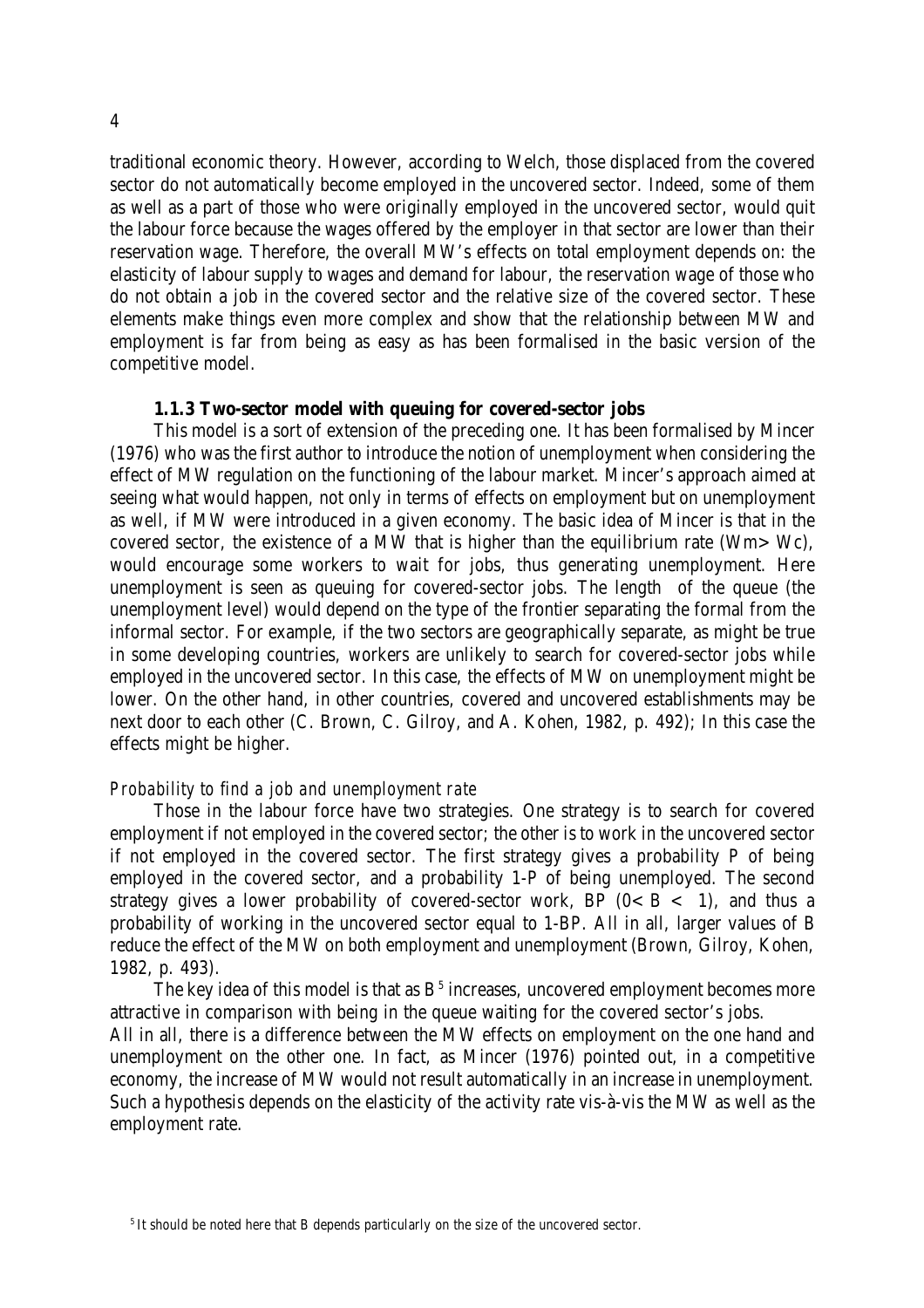traditional economic theory. However, according to Welch, those displaced from the covered sector do not automatically become employed in the uncovered sector. Indeed, some of them as well as a part of those who were originally employed in the uncovered sector, would quit the labour force because the wages offered by the employer in that sector are lower than their reservation wage. Therefore, the overall MW's effects on total employment depends on: the elasticity of labour supply to wages and demand for labour, the reservation wage of those who do not obtain a job in the covered sector and the relative size of the covered sector. These elements make things even more complex and show that the relationship between MW and employment is far from being as easy as has been formalised in the basic version of the competitive model.

### 1.1.3 Two-sector model with queuing for covered-sector jobs

This model is a sort of extension of the preceding one. It has been formalised by Mincer (1976) who was the first author to introduce the notion of unemployment when considering the effect of MW regulation on the functioning of the labour market. Mincer's approach aimed at seeing what would happen, not only in terms of effects on employment but on unemployment as well, if MW were introduced in a given economy. The basic idea of Mincer is that in the covered sector, the existence of a MW that is higher than the equilibrium rate ($Wm > Wc$), would encourage some workers to wait for jobs, thus generating unemployment. Here unemployment is seen as queuing for covered-sector jobs. The length of the queue (the unemployment level) would depend on the type of the frontier separating the formal from the informal sector. For example, if the two sectors are geographically separate, as might be true in some developing countries, workers are unlikely to search for covered-sector jobs while employed in the uncovered sector. In this case, the effects of MW on unemployment might be lower. On the other hand, in other countries, covered and uncovered establishments may be next door to each other (C. Brown, C. Gilroy, and A. Kohen, 1982, p. 492); In this case the effects might be higher.

*Probability to find a job and unemployment rate*

Those in the labour force have two strategies. One strategy is to search for covered employment if not employed in the covered sector; the other is to work in the uncovered sector if not employed in the covered sector. The first strategy gives a probability P of being employed in the covered sector, and a probability 1-P of being unemployed. The second strategy gives a lower probability of covered-sector work, BP ($0 < B < 1$), and thus a probability of working in the uncovered sector equal to 1-BP. All in all, larger values of B reduce the effect of the MW on both employment and unemployment (Brown, Gilroy, Kohen, 1982, p. 493).

The key idea of this model is that as B[5] increases, uncovered employment becomes more attractive in comparison with being in the queue waiting for the covered sector's jobs.

All in all, there is a difference between the MW effects on employment on the one hand and unemployment on the other one. In fact, as Mincer (1976) pointed out, in a competitive economy, the increase of MW would not result automatically in an increase in unemployment. Such a hypothesis depends on the elasticity of the activity rate vis-à-vis the MW as well as the employment rate.

[5] It should be noted here that B depends particularly on the size of the uncovered sector.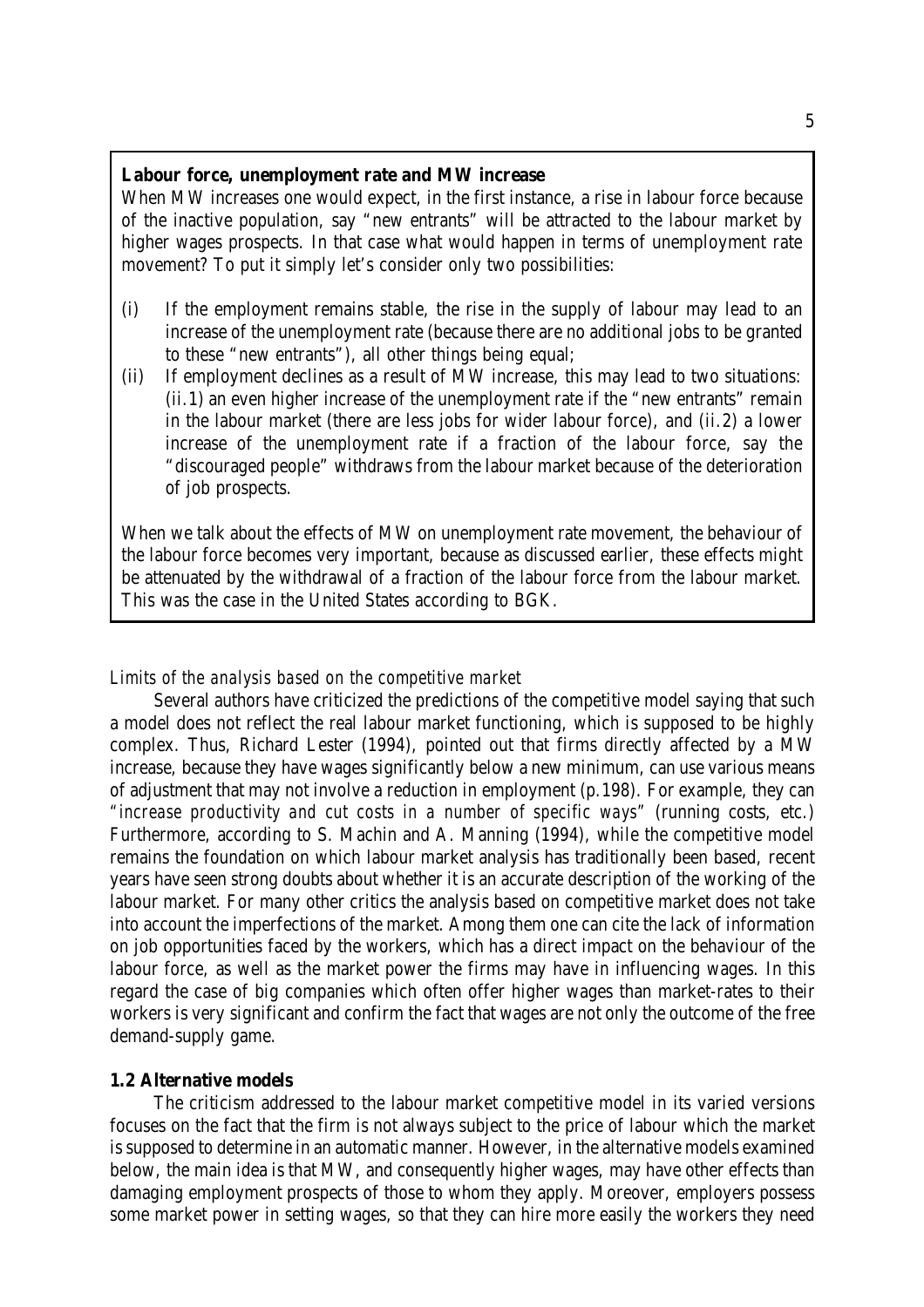**Labour force, unemployment rate and MW increase**

When MW increases one would expect, in the first instance, a rise in labour force because of the inactive population, say "new entrants" will be attracted to the labour market by higher wages prospects. In that case what would happen in terms of unemployment rate movement? To put it simply let's consider only two possibilities:

(i) If the employment remains stable, the rise in the supply of labour may lead to an increase of the unemployment rate (because there are no additional jobs to be granted to these "new entrants"), all other things being equal;

(ii) If employment declines as a result of MW increase, this may lead to two situations: (ii.1) an even higher increase of the unemployment rate if the "new entrants" remain in the labour market (there are less jobs for wider labour force), and (ii.2) a lower increase of the unemployment rate if a fraction of the labour force, say the "discouraged people" withdraws from the labour market because of the deterioration of job prospects.

When we talk about the effects of MW on unemployment rate movement, the behaviour of the labour force becomes very important, because as discussed earlier, these effects might be attenuated by the withdrawal of a fraction of the labour force from the labour market. This was the case in the United States according to BGK.

*Limits of the analysis based on the competitive market*

Several authors have criticized the predictions of the competitive model saying that such a model does not reflect the real labour market functioning, which is supposed to be highly complex. Thus, Richard Lester (1994), pointed out that firms directly affected by a MW increase, because they have wages significantly below a new minimum, can use various means of adjustment that may not involve a reduction in employment (p.198). For example, they can "*increase productivity and cut costs in a number of specific ways*" (running costs, etc.) Furthermore, according to S. Machin and A. Manning (1994), while the competitive model remains the foundation on which labour market analysis has traditionally been based, recent years have seen strong doubts about whether it is an accurate description of the working of the labour market. For many other critics the analysis based on competitive market does not take into account the imperfections of the market. Among them one can cite the lack of information on job opportunities faced by the workers, which has a direct impact on the behaviour of the labour force, as well as the market power the firms may have in influencing wages. In this regard the case of big companies which often offer higher wages than market-rates to their workers is very significant and confirm the fact that wages are not only the outcome of the free demand-supply game.

## 1.2 Alternative models

The criticism addressed to the labour market competitive model in its varied versions focuses on the fact that the firm is not always subject to the price of labour which the market is supposed to determine in an automatic manner. However, in the alternative models examined below, the main idea is that MW, and consequently higher wages, may have other effects than damaging employment prospects of those to whom they apply. Moreover, employers possess some market power in setting wages, so that they can hire more easily the workers they need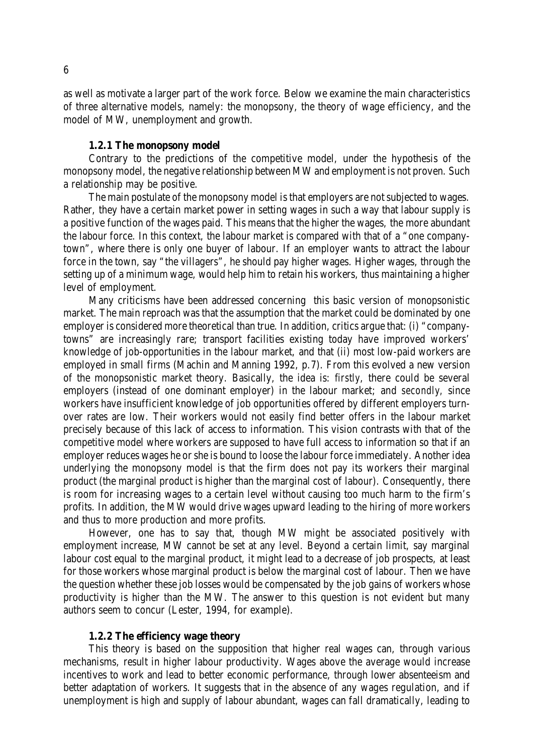as well as motivate a larger part of the work force. Below we examine the main characteristics of three alternative models, namely: the monopsony, the theory of wage efficiency, and the model of MW, unemployment and growth.

### 1.2.1 The monopsony model

Contrary to the predictions of the competitive model, under the hypothesis of the monopsony model, the negative relationship between MW and employment is not proven. Such a relationship may be positive.

The main postulate of the monopsony model is that employers are not subjected to wages. Rather, they have a certain market power in setting wages in such a way that labour supply is a positive function of the wages paid. This means that the higher the wages, the more abundant the labour force. In this context, the labour market is compared with that of a "one company-town", where there is only one buyer of labour. If an employer wants to attract the labour force in the town, say "the villagers", he should pay higher wages. Higher wages, through the setting up of a minimum wage, would help him to retain his workers, thus maintaining a higher level of employment.

Many criticisms have been addressed concerning this basic version of monopsonistic market. The main reproach was that the assumption that the market could be dominated by one employer is considered more theoretical than true. In addition, critics argue that: (i) "company-towns" are increasingly rare; transport facilities existing today have improved workers' knowledge of job-opportunities in the labour market, and that (ii) most low-paid workers are employed in small firms (Machin and Manning 1992, p.7). From this evolved a new version of the monopsonistic market theory. Basically, the idea is: *firstly*, there could be several employers (instead of one dominant employer) in the labour market; and *secondly*, since workers have insufficient knowledge of job opportunities offered by different employers turn-over rates are low. Their workers would not easily find better offers in the labour market precisely because of this lack of access to information. This vision contrasts with that of the competitive model where workers are supposed to have full access to information so that if an employer reduces wages he or she is bound to loose the labour force immediately. Another idea underlying the monopsony model is that the firm does not pay its workers their marginal product (the marginal product is higher than the marginal cost of labour). Consequently, there is room for increasing wages to a certain level without causing too much harm to the firm's profits. In addition, the MW would drive wages upward leading to the hiring of more workers and thus to more production and more profits.

However, one has to say that, though MW might be associated positively with employment increase, MW cannot be set at any level. Beyond a certain limit, say marginal labour cost equal to the marginal product, it might lead to a decrease of job prospects, at least for those workers whose marginal product is below the marginal cost of labour. Then we have the question whether these job losses would be compensated by the job gains of workers whose productivity is higher than the MW. The answer to this question is not evident but many authors seem to concur (Lester, 1994, for example).

### 1.2.2 The efficiency wage theory

This theory is based on the supposition that higher real wages can, through various mechanisms, result in higher labour productivity. Wages above the average would increase incentives to work and lead to better economic performance, through lower absenteeism and better adaptation of workers. It suggests that in the absence of any wages regulation, and if unemployment is high and supply of labour abundant, wages can fall dramatically, leading to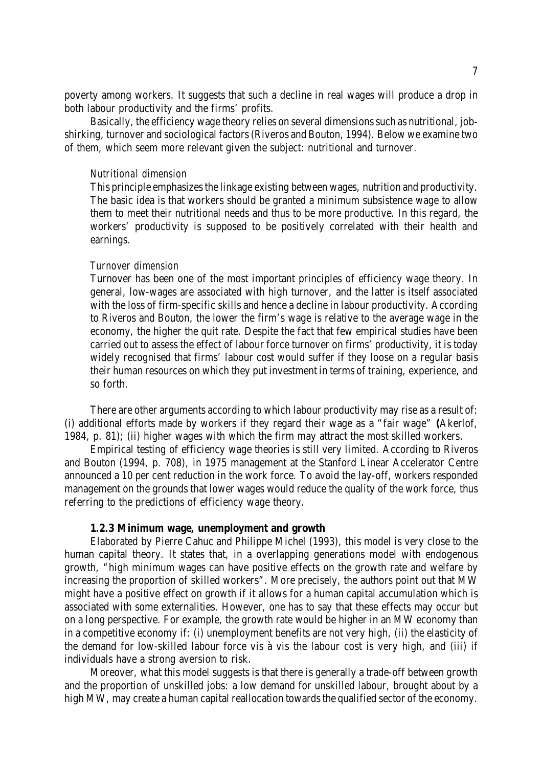poverty among workers. It suggests that such a decline in real wages will produce a drop in both labour productivity and the firms' profits.

Basically, the efficiency wage theory relies on several dimensions such as nutritional, job-shirking, turnover and sociological factors (Riveros and Bouton, 1994). Below we examine two of them, which seem more relevant given the subject: nutritional and turnover.

*Nutritional dimension*

This principle emphasizes the linkage existing between wages, nutrition and productivity. The basic idea is that workers should be granted a minimum subsistence wage to allow them to meet their nutritional needs and thus to be more productive. In this regard, the workers' productivity is supposed to be positively correlated with their health and earnings.

*Turnover dimension*

Turnover has been one of the most important principles of efficiency wage theory. In general, low-wages are associated with high turnover, and the latter is itself associated with the loss of firm-specific skills and hence a decline in labour productivity. According to Riveros and Bouton, the lower the firm's wage is relative to the average wage in the economy, the higher the quit rate. Despite the fact that few empirical studies have been carried out to assess the effect of labour force turnover on firms' productivity, it is today widely recognised that firms' labour cost would suffer if they loose on a regular basis their human resources on which they put investment in terms of training, experience, and so forth.

There are other arguments according to which labour productivity may rise as a result of: (i) additional efforts made by workers if they regard their wage as a "fair wage" **(**Akerlof, 1984, p. 81); (ii) higher wages with which the firm may attract the most skilled workers.

Empirical testing of efficiency wage theories is still very limited. According to Riveros and Bouton (1994, p. 708), in 1975 management at the Stanford Linear Accelerator Centre announced a 10 per cent reduction in the work force. To avoid the lay-off, workers responded management on the grounds that lower wages would reduce the quality of the work force, thus referring to the predictions of efficiency wage theory.

### 1.2.3 Minimum wage, unemployment and growth

Elaborated by Pierre Cahuc and Philippe Michel (1993), this model is very close to the human capital theory. It states that, in a overlapping generations model with endogenous growth, "high minimum wages can have positive effects on the growth rate and welfare by increasing the proportion of skilled workers". More precisely, the authors point out that MW might have a positive effect on growth if it allows for a human capital accumulation which is associated with some externalities. However, one has to say that these effects may occur but on a long perspective. For example, the growth rate would be higher in an MW economy than in a competitive economy if: (i) unemployment benefits are not very high, (ii) the elasticity of the demand for low-skilled labour force vis à vis the labour cost is very high, and (iii) if individuals have a strong aversion to risk.

Moreover, what this model suggests is that there is generally a trade-off between growth and the proportion of unskilled jobs: a low demand for unskilled labour, brought about by a high MW, may create a human capital reallocation towards the qualified sector of the economy.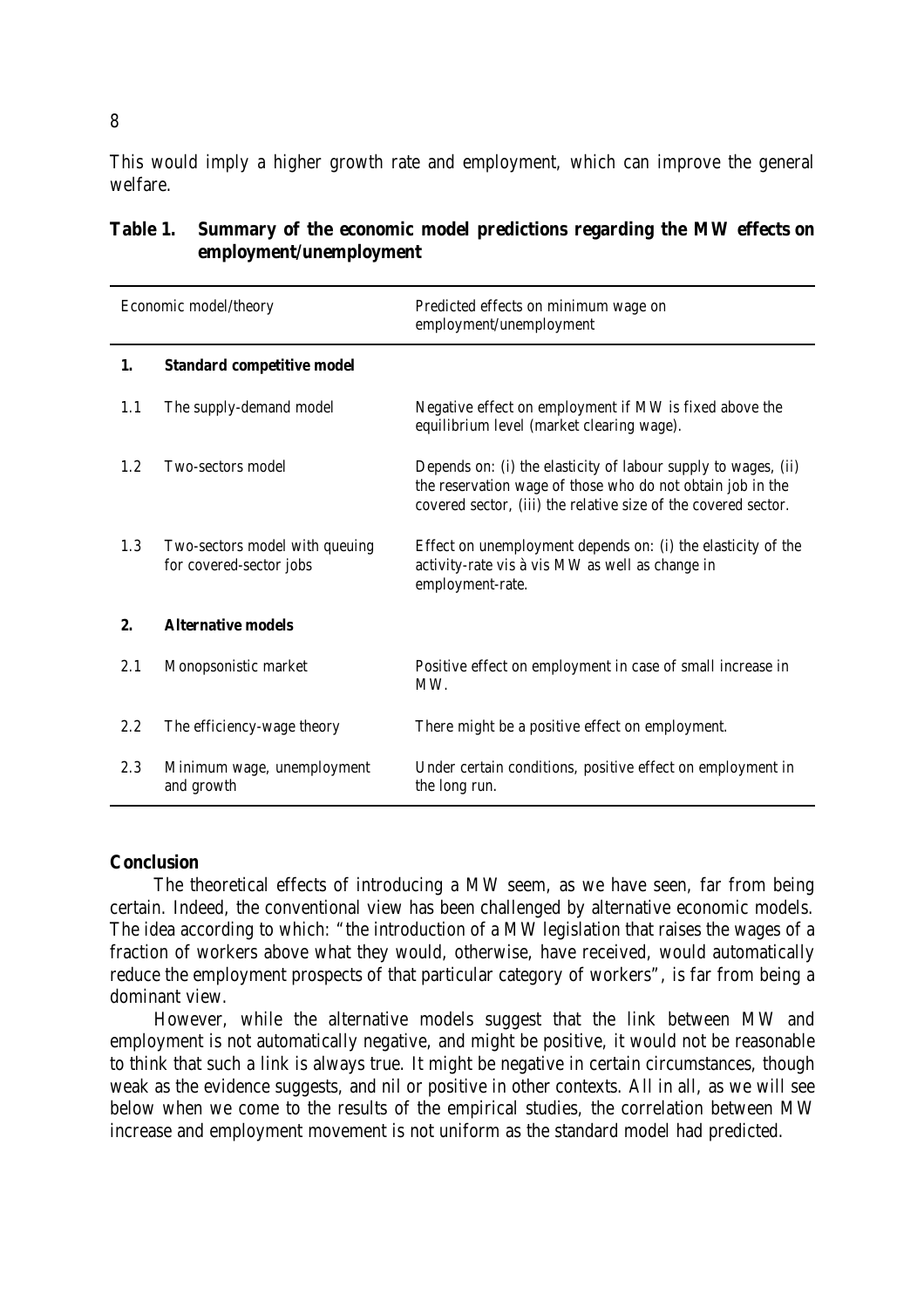This would imply a higher growth rate and employment, which can improve the general welfare.

**Table 1. Summary of the economic model predictions regarding the MW effects on employment/unemployment**

| | Economic model/theory | Predicted effects on minimum wage on employment/unemployment |
|---|---|---|
| **1.** | **Standard competitive model** | |
| 1.1 | The supply-demand model | Negative effect on employment if MW is fixed above the equilibrium level (market clearing wage). |
| 1.2 | Two-sectors model | Depends on: (i) the elasticity of labour supply to wages, (ii) the reservation wage of those who do not obtain job in the covered sector, (iii) the relative size of the covered sector. |
| 1.3 | Two-sectors model with queuing for covered-sector jobs | Effect on unemployment depends on: (i) the elasticity of the activity-rate vis à vis MW as well as change in employment-rate. |
| **2.** | **Alternative models** | |
| 2.1 | Monopsonistic market | Positive effect on employment in case of small increase in MW. |
| 2.2 | The efficiency-wage theory | There might be a positive effect on employment. |
| 2.3 | Minimum wage, unemployment and growth | Under certain conditions, positive effect on employment in the long run. |

## Conclusion

The theoretical effects of introducing a MW seem, as we have seen, far from being certain. Indeed, the conventional view has been challenged by alternative economic models. The idea according to which: "the introduction of a MW legislation that raises the wages of a fraction of workers above what they would, otherwise, have received, would automatically reduce the employment prospects of that particular category of workers", is far from being a dominant view.

However, while the alternative models suggest that the link between MW and employment is not automatically negative, and might be positive, it would not be reasonable to think that such a link is always true. It might be negative in certain circumstances, though weak as the evidence suggests, and nil or positive in other contexts. All in all, as we will see below when we come to the results of the empirical studies, the correlation between MW increase and employment movement is not uniform as the standard model had predicted.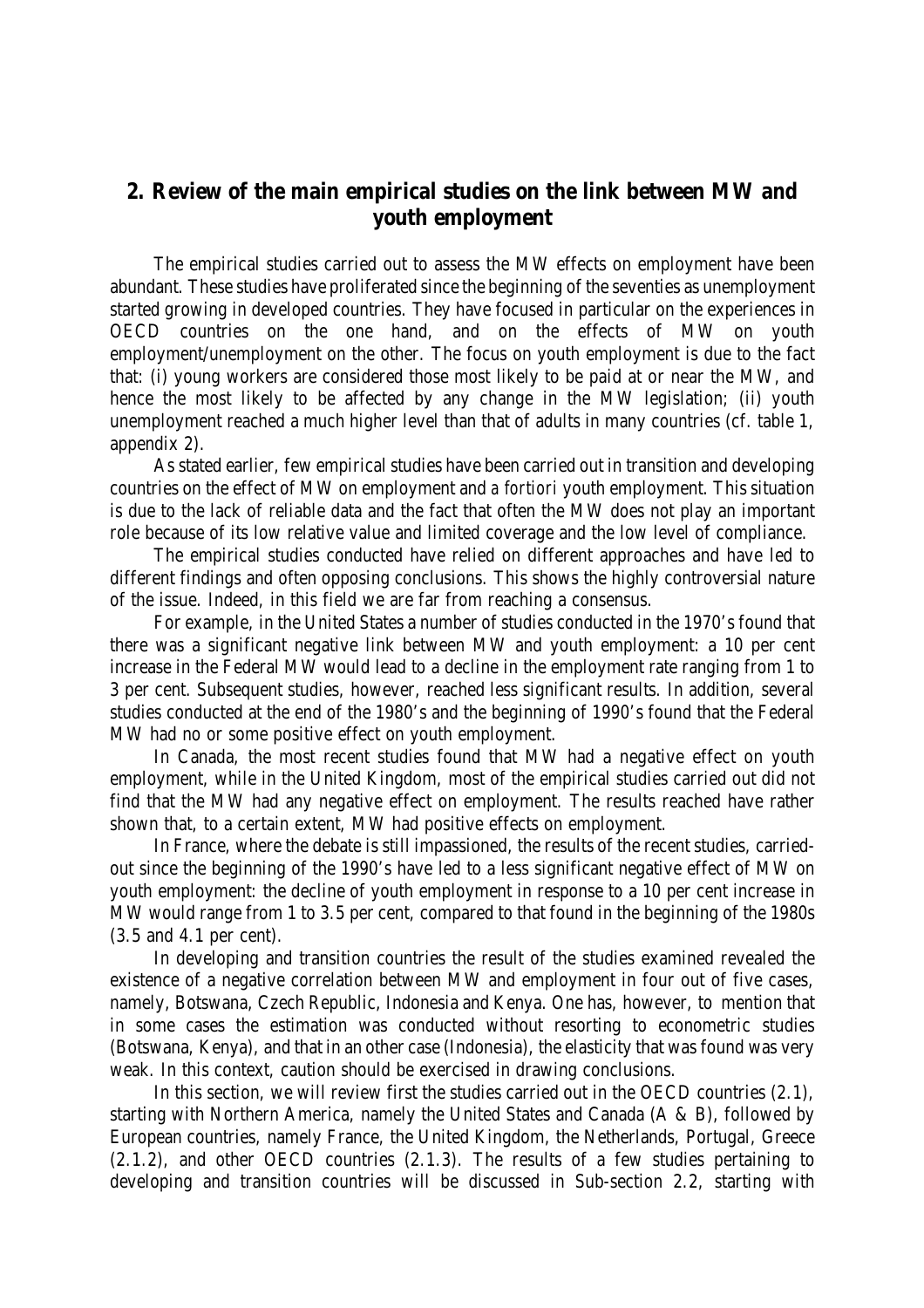## 2. Review of the main empirical studies on the link between MW and youth employment

The empirical studies carried out to assess the MW effects on employment have been abundant. These studies have proliferated since the beginning of the seventies as unemployment started growing in developed countries. They have focused in particular on the experiences in OECD countries on the one hand, and on the effects of MW on youth employment/unemployment on the other. The focus on youth employment is due to the fact that: (i) young workers are considered those most likely to be paid at or near the MW, and hence the most likely to be affected by any change in the MW legislation; (ii) youth unemployment reached a much higher level than that of adults in many countries (cf. table 1, appendix 2).

As stated earlier, few empirical studies have been carried out in transition and developing countries on the effect of MW on employment and *a fortiori* youth employment. This situation is due to the lack of reliable data and the fact that often the MW does not play an important role because of its low relative value and limited coverage and the low level of compliance.

The empirical studies conducted have relied on different approaches and have led to different findings and often opposing conclusions. This shows the highly controversial nature of the issue. Indeed, in this field we are far from reaching a consensus.

For example, in the United States a number of studies conducted in the 1970's found that there was a significant negative link between MW and youth employment: a 10 per cent increase in the Federal MW would lead to a decline in the employment rate ranging from 1 to 3 per cent. Subsequent studies, however, reached less significant results. In addition, several studies conducted at the end of the 1980's and the beginning of 1990's found that the Federal MW had no or some positive effect on youth employment.

In Canada, the most recent studies found that MW had a negative effect on youth employment, while in the United Kingdom, most of the empirical studies carried out did not find that the MW had any negative effect on employment. The results reached have rather shown that, to a certain extent, MW had positive effects on employment.

In France, where the debate is still impassioned, the results of the recent studies, carried-out since the beginning of the 1990's have led to a less significant negative effect of MW on youth employment: the decline of youth employment in response to a 10 per cent increase in MW would range from 1 to 3.5 per cent, compared to that found in the beginning of the 1980s (3.5 and 4.1 per cent).

In developing and transition countries the result of the studies examined revealed the existence of a negative correlation between MW and employment in four out of five cases, namely, Botswana, Czech Republic, Indonesia and Kenya. One has, however, to mention that in some cases the estimation was conducted without resorting to econometric studies (Botswana, Kenya), and that in an other case (Indonesia), the elasticity that was found was very weak. In this context, caution should be exercised in drawing conclusions.

In this section, we will review first the studies carried out in the OECD countries (2.1), starting with Northern America, namely the United States and Canada (A & B), followed by European countries, namely France, the United Kingdom, the Netherlands, Portugal, Greece (2.1.2), and other OECD countries (2.1.3). The results of a few studies pertaining to developing and transition countries will be discussed in Sub-section 2.2, starting with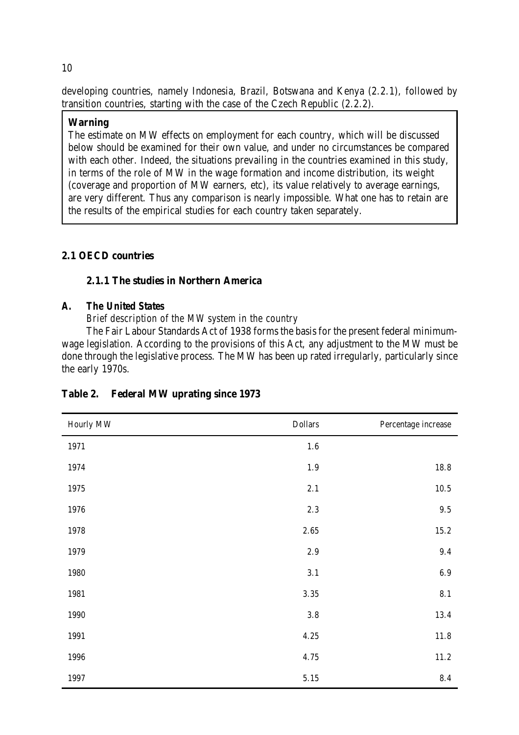developing countries, namely Indonesia, Brazil, Botswana and Kenya (2.2.1), followed by transition countries, starting with the case of the Czech Republic (2.2.2).

> **Warning**
>
> The estimate on MW effects on employment for each country, which will be discussed below should be examined for their own value, and under no circumstances be compared with each other. Indeed, the situations prevailing in the countries examined in this study, in terms of the role of MW in the wage formation and income distribution, its weight (coverage and proportion of MW earners, etc), its value relatively to average earnings, are very different. Thus any comparison is nearly impossible. What one has to retain are the results of the empirical studies for each country taken separately.

## 2.1 OECD countries

### 2.1.1 The studies in Northern America

#### A. The United States

*Brief description of the MW system in the country*

The Fair Labour Standards Act of 1938 forms the basis for the present federal minimum-wage legislation. According to the provisions of this Act, any adjustment to the MW must be done through the legislative process. The MW has been up rated irregularly, particularly since the early 1970s.

**Table 2. Federal MW uprating since 1973**

| Hourly MW | Dollars | Percentage increase |
|---|---|---|
| 1971 | 1.6 | |
| 1974 | 1.9 | 18.8 |
| 1975 | 2.1 | 10.5 |
| 1976 | 2.3 | 9.5 |
| 1978 | 2.65 | 15.2 |
| 1979 | 2.9 | 9.4 |
| 1980 | 3.1 | 6.9 |
| 1981 | 3.35 | 8.1 |
| 1990 | 3.8 | 13.4 |
| 1991 | 4.25 | 11.8 |
| 1996 | 4.75 | 11.2 |
| 1997 | 5.15 | 8.4 |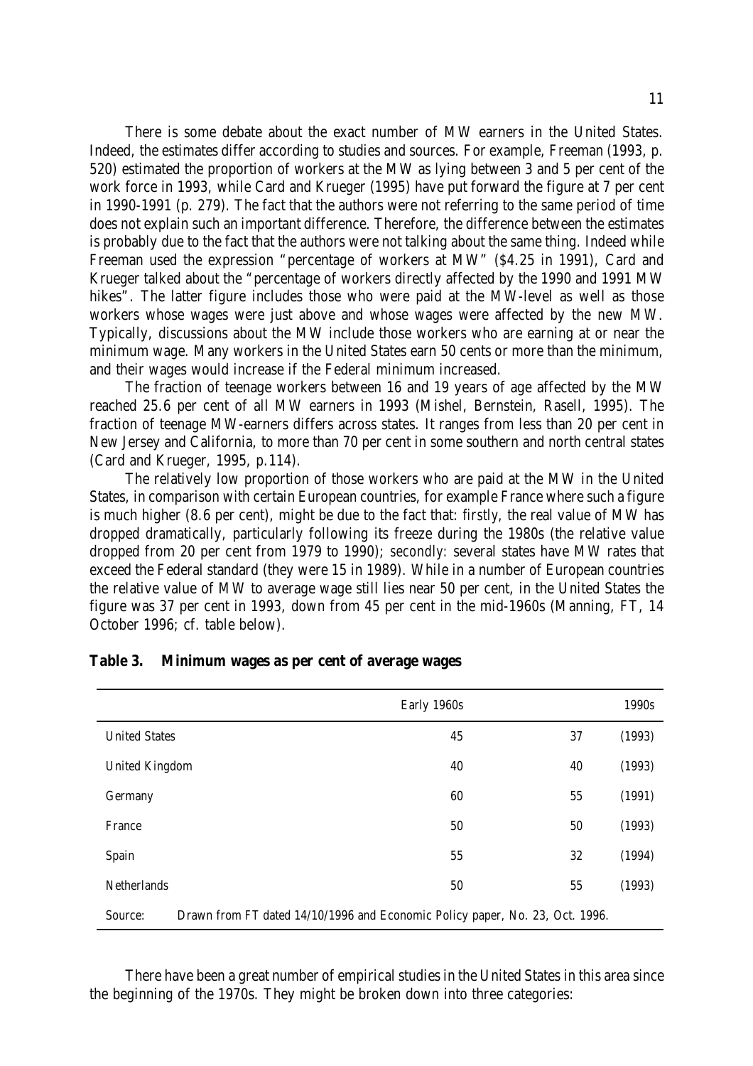There is some debate about the exact number of MW earners in the United States. Indeed, the estimates differ according to studies and sources. For example, Freeman (1993, p. 520) estimated the proportion of workers at the MW as lying between 3 and 5 per cent of the work force in 1993, while Card and Krueger (1995) have put forward the figure at 7 per cent in 1990-1991 (p. 279). The fact that the authors were not referring to the same period of time does not explain such an important difference. Therefore, the difference between the estimates is probably due to the fact that the authors were not talking about the same thing. Indeed while Freeman used the expression "percentage of workers at MW" ($4.25 in 1991), Card and Krueger talked about the "percentage of workers directly affected by the 1990 and 1991 MW hikes". The latter figure includes those who were paid at the MW-level as well as those workers whose wages were just above and whose wages were affected by the new MW. Typically, discussions about the MW include those workers who are earning at or near the minimum wage. Many workers in the United States earn 50 cents or more than the minimum, and their wages would increase if the Federal minimum increased.

The fraction of teenage workers between 16 and 19 years of age affected by the MW reached 25.6 per cent of all MW earners in 1993 (Mishel, Bernstein, Rasell, 1995). The fraction of teenage MW-earners differs across states. It ranges from less than 20 per cent in New Jersey and California, to more than 70 per cent in some southern and north central states (Card and Krueger, 1995, p.114).

The relatively low proportion of those workers who are paid at the MW in the United States, in comparison with certain European countries, for example France where such a figure is much higher (8.6 per cent), might be due to the fact that: *firstly*, the real value of MW has dropped dramatically, particularly following its freeze during the 1980s (the relative value dropped from 20 per cent from 1979 to 1990); *secondly*: several states have MW rates that exceed the Federal standard (they were 15 in 1989). While in a number of European countries the relative value of MW to average wage still lies near 50 per cent, in the United States the figure was 37 per cent in 1993, down from 45 per cent in the mid-1960s (Manning, FT, 14 October 1996; cf. table below).

**Table 3. Minimum wages as per cent of average wages**

| | Early 1960s | 1990s | |
|---|---|---|---|
| United States | 45 | 37 | (1993) |
| United Kingdom | 40 | 40 | (1993) |
| Germany | 60 | 55 | (1991) |
| France | 50 | 50 | (1993) |
| Spain | 55 | 32 | (1994) |
| Netherlands | 50 | 55 | (1993) |

Source: Drawn from FT dated 14/10/1996 and Economic Policy paper, No. 23, Oct. 1996.

There have been a great number of empirical studies in the United States in this area since the beginning of the 1970s. They might be broken down into three categories: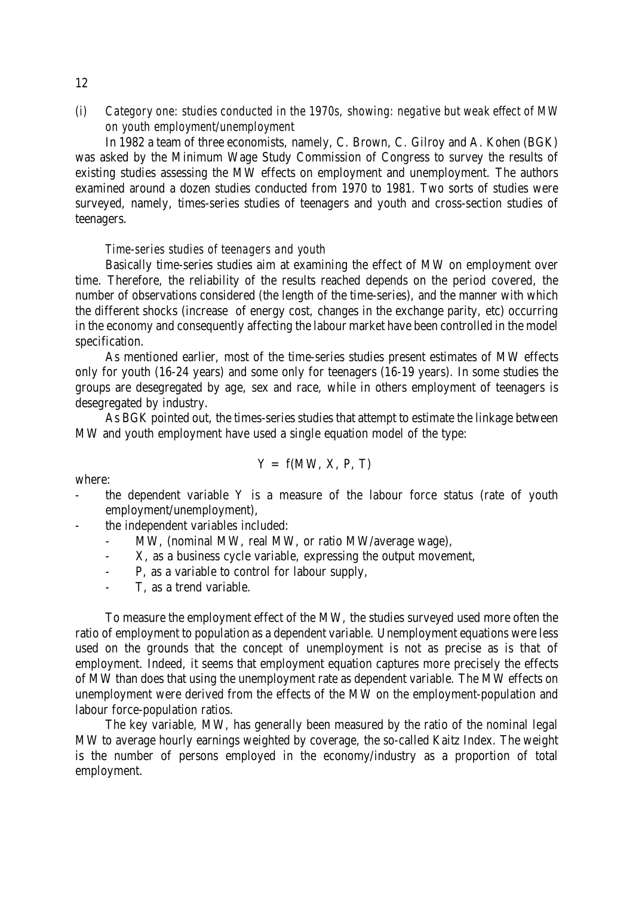*(i) Category one: studies conducted in the 1970s, showing: negative but weak effect of MW on youth employment/unemployment*

In 1982 a team of three economists, namely, C. Brown, C. Gilroy and A. Kohen (BGK) was asked by the Minimum Wage Study Commission of Congress to survey the results of existing studies assessing the MW effects on employment and unemployment. The authors examined around a dozen studies conducted from 1970 to 1981. Two sorts of studies were surveyed, namely, times-series studies of teenagers and youth and cross-section studies of teenagers.

*Time-series studies of teenagers and youth*

Basically time-series studies aim at examining the effect of MW on employment over time. Therefore, the reliability of the results reached depends on the period covered, the number of observations considered (the length of the time-series), and the manner with which the different shocks (increase of energy cost, changes in the exchange parity, etc) occurring in the economy and consequently affecting the labour market have been controlled in the model specification.

As mentioned earlier, most of the time-series studies present estimates of MW effects only for youth (16-24 years) and some only for teenagers (16-19 years). In some studies the groups are desegregated by age, sex and race, while in others employment of teenagers is desegregated by industry.

As BGK pointed out, the times-series studies that attempt to estimate the linkage between MW and youth employment have used a single equation model of the type:

$$Y = f(MW, X, P, T)$$

where:

- the dependent variable Y is a measure of the labour force status (rate of youth employment/unemployment),
- the independent variables included:
    - MW, (nominal MW, real MW, or ratio MW/average wage),
    - X, as a business cycle variable, expressing the output movement,
    - P, as a variable to control for labour supply,
    - T, as a trend variable.

To measure the employment effect of the MW, the studies surveyed used more often the ratio of employment to population as a dependent variable. Unemployment equations were less used on the grounds that the concept of unemployment is not as precise as is that of employment. Indeed, it seems that employment equation captures more precisely the effects of MW than does that using the unemployment rate as dependent variable. The MW effects on unemployment were derived from the effects of the MW on the employment-population and labour force-population ratios.

The key variable, MW, has generally been measured by the ratio of the nominal legal MW to average hourly earnings weighted by coverage, the so-called Kaitz Index. The weight is the number of persons employed in the economy/industry as a proportion of total employment.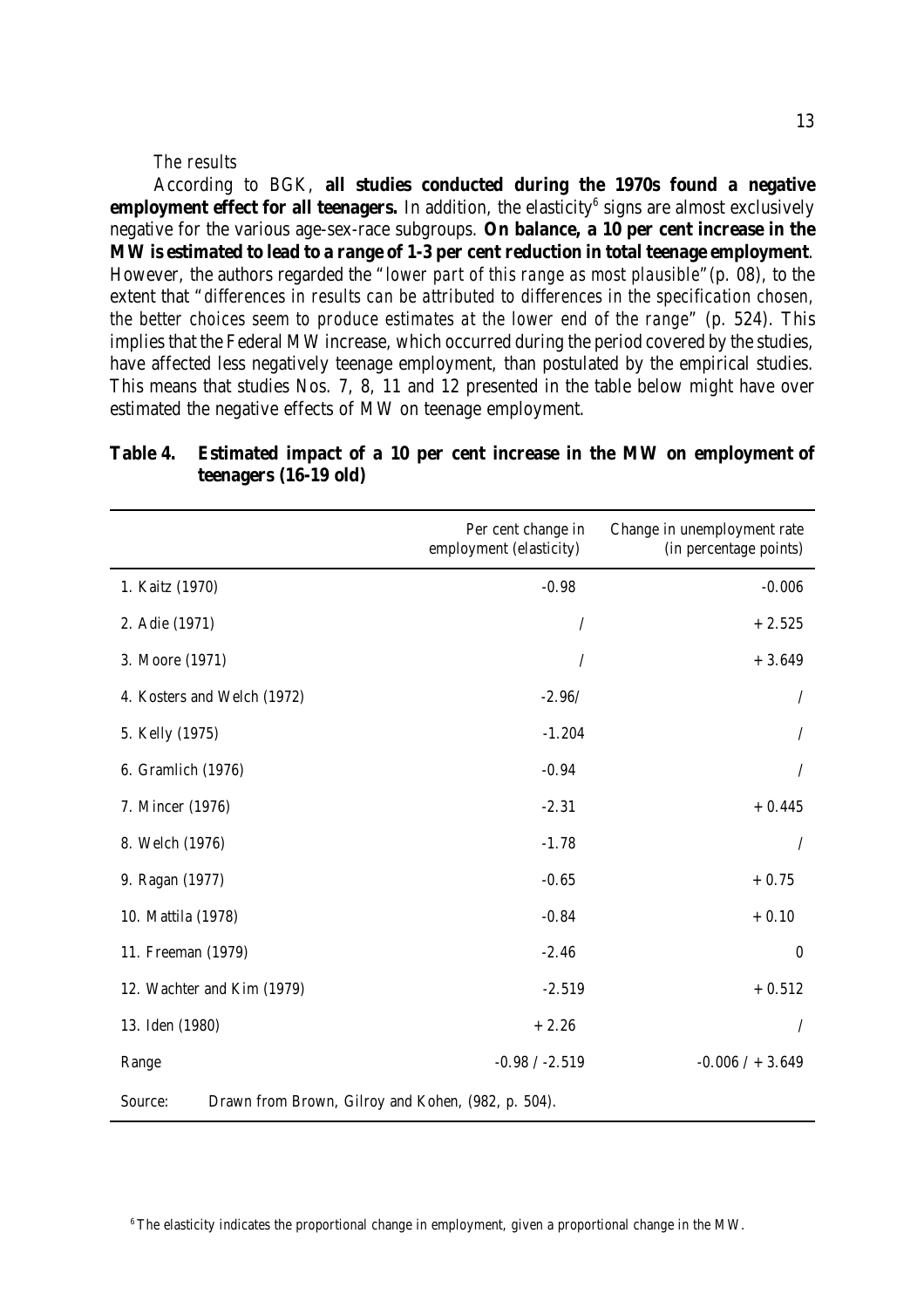*The results*

According to BGK, **all studies conducted during the 1970s found a negative employment effect for all teenagers.** In addition, the elasticity[6] signs are almost exclusively negative for the various age-sex-race subgroups. **On balance, a 10 per cent increase in the MW is estimated to lead to a range of 1-3 per cent reduction in total teenage employment**. However, the authors regarded the "*lower part of this range as most plausible*" (p. 08), to the extent that "*differences in results can be attributed to differences in the specification chosen, the better choices seem to produce estimates at the lower end of the range*" (p. 524). This implies that the Federal MW increase, which occurred during the period covered by the studies, have affected less negatively teenage employment, than postulated by the empirical studies. This means that studies Nos. 7, 8, 11 and 12 presented in the table below might have over estimated the negative effects of MW on teenage employment.

**Table 4. Estimated impact of a 10 per cent increase in the MW on employment of teenagers (16-19 old)**

| | Per cent change in employment (elasticity) | Change in unemployment rate (in percentage points) |
|---|---|---|
| 1. Kaitz (1970) | -0.98 | -0.006 |
| 2. Adie (1971) | / | + 2.525 |
| 3. Moore (1971) | / | + 3.649 |
| 4. Kosters and Welch (1972) | -2.96/ | / |
| 5. Kelly (1975) | -1.204 | / |
| 6. Gramlich (1976) | -0.94 | / |
| 7. Mincer (1976) | -2.31 | + 0.445 |
| 8. Welch (1976) | -1.78 | / |
| 9. Ragan (1977) | -0.65 | + 0.75 |
| 10. Mattila (1978) | -0.84 | + 0.10 |
| 11. Freeman (1979) | -2.46 | 0 |
| 12. Wachter and Kim (1979) | -2.519 | + 0.512 |
| 13. Iden (1980) | + 2.26 | / |
| Range | -0.98 / -2.519 | -0.006 / + 3.649 |

Source: Drawn from Brown, Gilroy and Kohen, (982, p. 504).

[6] The elasticity indicates the proportional change in employment, given a proportional change in the MW.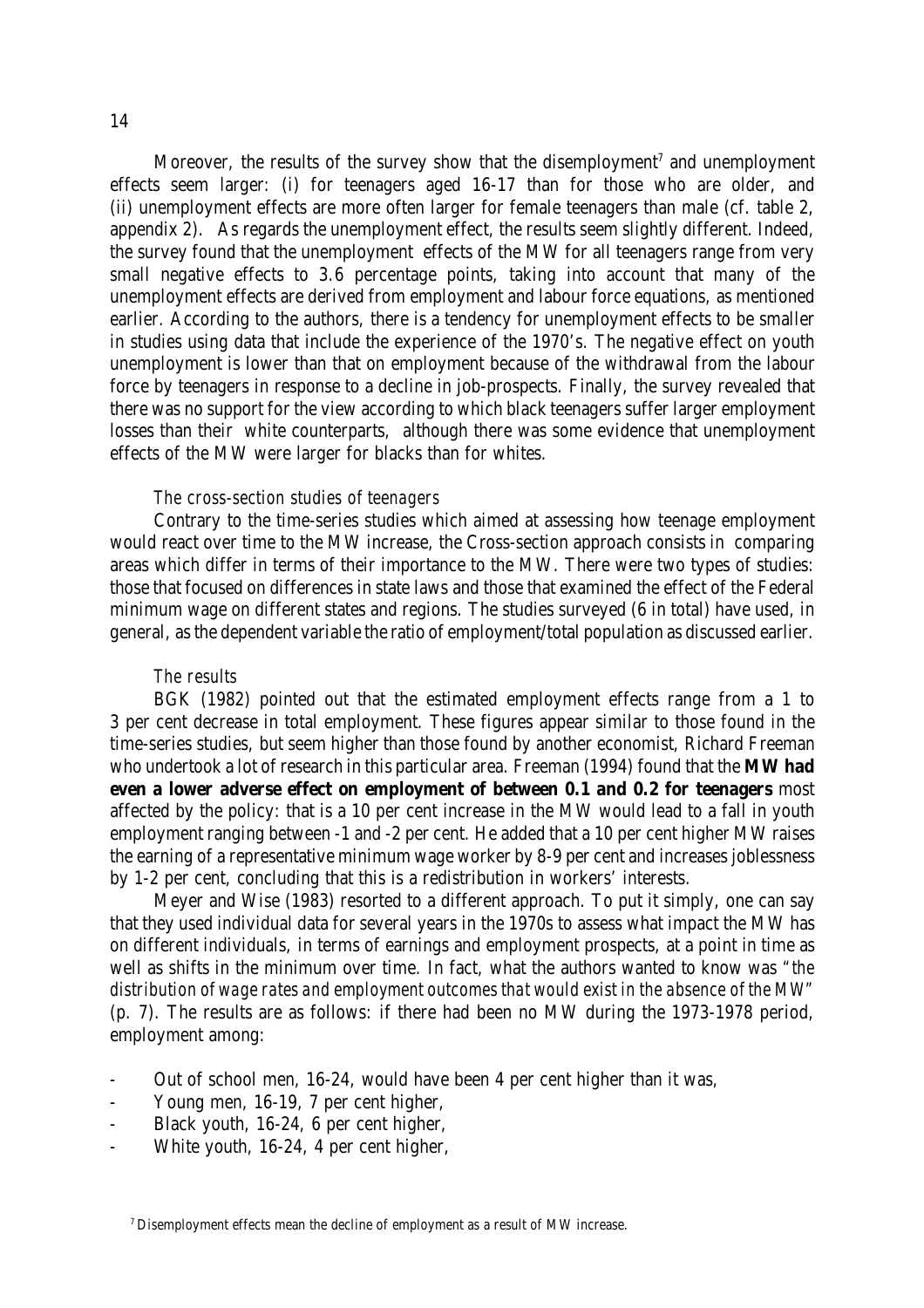Moreover, the results of the survey show that the disemployment[7] and unemployment effects seem larger: (i) for teenagers aged 16-17 than for those who are older, and (ii) unemployment effects are more often larger for female teenagers than male (cf. table 2, appendix 2). As regards the unemployment effect, the results seem slightly different. Indeed, the survey found that the unemployment effects of the MW for all teenagers range from very small negative effects to 3.6 percentage points, taking into account that many of the unemployment effects are derived from employment and labour force equations, as mentioned earlier. According to the authors, there is a tendency for unemployment effects to be smaller in studies using data that include the experience of the 1970's. The negative effect on youth unemployment is lower than that on employment because of the withdrawal from the labour force by teenagers in response to a decline in job-prospects. Finally, the survey revealed that there was no support for the view according to which black teenagers suffer larger employment losses than their white counterparts, although there was some evidence that unemployment effects of the MW were larger for blacks than for whites.

*The cross-section studies of teenagers*

Contrary to the time-series studies which aimed at assessing how teenage employment would react over time to the MW increase, the Cross-section approach consists in comparing areas which differ in terms of their importance to the MW. There were two types of studies: those that focused on differences in state laws and those that examined the effect of the Federal minimum wage on different states and regions. The studies surveyed (6 in total) have used, in general, as the dependent variable the ratio of employment/total population as discussed earlier.

*The results*

BGK (1982) pointed out that the estimated employment effects range from a 1 to 3 per cent decrease in total employment. These figures appear similar to those found in the time-series studies, but seem higher than those found by another economist, Richard Freeman who undertook a lot of research in this particular area. Freeman (1994) found that the **MW had even a lower adverse effect on employment of between 0.1 and 0.2 for teenagers** most affected by the policy: that is a 10 per cent increase in the MW would lead to a fall in youth employment ranging between -1 and -2 per cent. He added that a 10 per cent higher MW raises the earning of a representative minimum wage worker by 8-9 per cent and increases joblessness by 1-2 per cent, concluding that this is a redistribution in workers' interests.

Meyer and Wise (1983) resorted to a different approach. To put it simply, one can say that they used individual data for several years in the 1970s to assess what impact the MW has on different individuals, in terms of earnings and employment prospects, at a point in time as well as shifts in the minimum over time. In fact, what the authors wanted to know was "*the distribution of wage rates and employment outcomes that would exist in the absence of the MW*" (p. 7). The results are as follows: if there had been no MW during the 1973-1978 period, employment among:

- Out of school men, 16-24, would have been 4 per cent higher than it was,
- Young men, 16-19, 7 per cent higher,
- Black youth, 16-24, 6 per cent higher,
- White youth, 16-24, 4 per cent higher,

[7] Disemployment effects mean the decline of employment as a result of MW increase.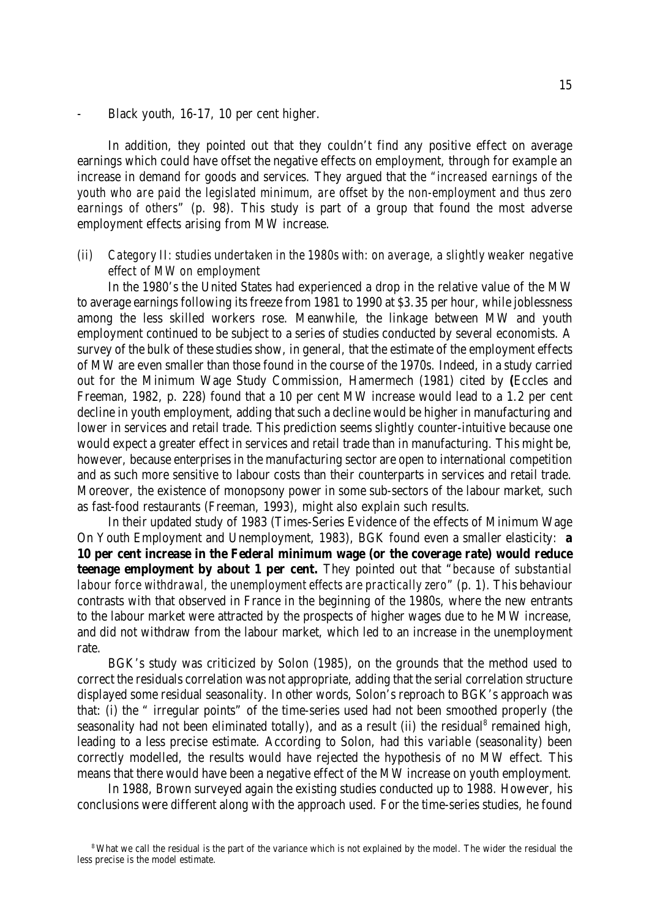- Black youth, 16-17, 10 per cent higher.

In addition, they pointed out that they couldn't find any positive effect on average earnings which could have offset the negative effects on employment, through for example an increase in demand for goods and services. They argued that the *"increased earnings of the youth who are paid the legislated minimum, are offset by the non-employment and thus zero earnings of others"* (p. 98). This study is part of a group that found the most adverse employment effects arising from MW increase.

*(ii) Category II: studies undertaken in the 1980s with: on average, a slightly weaker negative effect of MW on employment*

In the 1980's the United States had experienced a drop in the relative value of the MW to average earnings following its freeze from 1981 to 1990 at $3.35 per hour, while joblessness among the less skilled workers rose. Meanwhile, the linkage between MW and youth employment continued to be subject to a series of studies conducted by several economists. A survey of the bulk of these studies show, in general, that the estimate of the employment effects of MW are even smaller than those found in the course of the 1970s. Indeed, in a study carried out for the Minimum Wage Study Commission, Hamermech (1981) cited by **(**Eccles and Freeman, 1982, p. 228) found that a 10 per cent MW increase would lead to a 1.2 per cent decline in youth employment, adding that such a decline would be higher in manufacturing and lower in services and retail trade. This prediction seems slightly counter-intuitive because one would expect a greater effect in services and retail trade than in manufacturing. This might be, however, because enterprises in the manufacturing sector are open to international competition and as such more sensitive to labour costs than their counterparts in services and retail trade. Moreover, the existence of monopsony power in some sub-sectors of the labour market, such as fast-food restaurants (Freeman, 1993), might also explain such results.

In their updated study of 1983 (Times-Series Evidence of the effects of Minimum Wage On Youth Employment and Unemployment, 1983), BGK found even a smaller elasticity: **a 10 per cent increase in the Federal minimum wage (or the coverage rate) would reduce teenage employment by about 1 per cent.** They pointed out that *"because of substantial labour force withdrawal, the unemployment effects are practically zero"* (p. 1). This behaviour contrasts with that observed in France in the beginning of the 1980s, where the new entrants to the labour market were attracted by the prospects of higher wages due to he MW increase, and did not withdraw from the labour market, which led to an increase in the unemployment rate.

BGK's study was criticized by Solon (1985), on the grounds that the method used to correct the residuals correlation was not appropriate, adding that the serial correlation structure displayed some residual seasonality. In other words, Solon's reproach to BGK's approach was that: (i) the " irregular points" of the time-series used had not been smoothed properly (the seasonality had not been eliminated totally), and as a result (ii) the residual[8] remained high, leading to a less precise estimate. According to Solon, had this variable (seasonality) been correctly modelled, the results would have rejected the hypothesis of no MW effect. This means that there would have been a negative effect of the MW increase on youth employment.

In 1988, Brown surveyed again the existing studies conducted up to 1988. However, his conclusions were different along with the approach used. For the time-series studies, he found

[8] What we call the residual is the part of the variance which is not explained by the model. The wider the residual the less precise is the model estimate.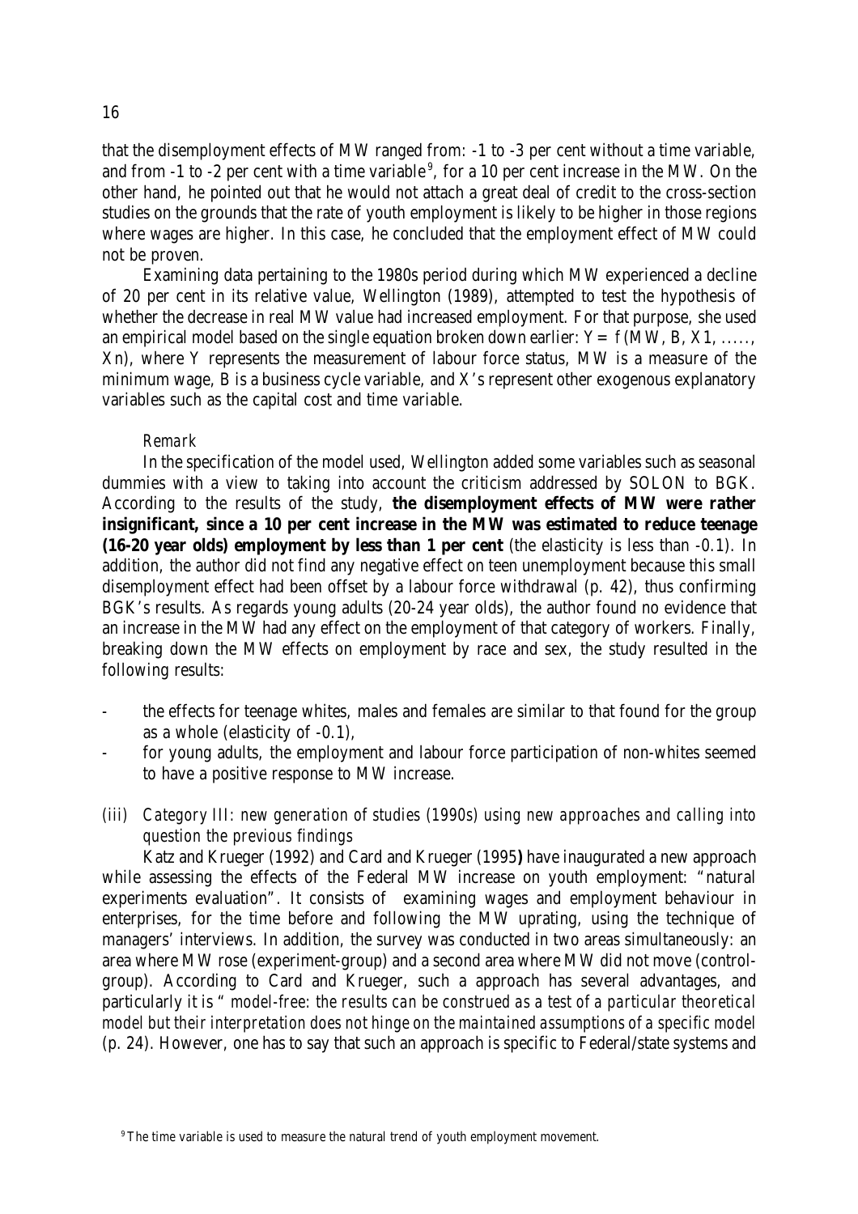that the disemployment effects of MW ranged from: -1 to -3 per cent without a time variable, and from -1 to -2 per cent with a time variable[9], for a 10 per cent increase in the MW. On the other hand, he pointed out that he would not attach a great deal of credit to the cross-section studies on the grounds that the rate of youth employment is likely to be higher in those regions where wages are higher. In this case, he concluded that the employment effect of MW could not be proven.

Examining data pertaining to the 1980s period during which MW experienced a decline of 20 per cent in its relative value, Wellington (1989), attempted to test the hypothesis of whether the decrease in real MW value had increased employment. For that purpose, she used an empirical model based on the single equation broken down earlier: $Y = f(MW, B, X1, \ldots, Xn)$, where Y represents the measurement of labour force status, MW is a measure of the minimum wage, B is a business cycle variable, and X's represent other exogenous explanatory variables such as the capital cost and time variable.

*Remark*

In the specification of the model used, Wellington added some variables such as seasonal dummies with a view to taking into account the criticism addressed by SOLON to BGK. According to the results of the study, **the disemployment effects of MW were rather insignificant, since a 10 per cent increase in the MW was estimated to reduce teenage (16-20 year olds) employment by less than 1 per cent** (the elasticity is less than -0.1). In addition, the author did not find any negative effect on teen unemployment because this small disemployment effect had been offset by a labour force withdrawal (p. 42), thus confirming BGK's results. As regards young adults (20-24 year olds), the author found no evidence that an increase in the MW had any effect on the employment of that category of workers. Finally, breaking down the MW effects on employment by race and sex, the study resulted in the following results:

- the effects for teenage whites, males and females are similar to that found for the group as a whole (elasticity of -0.1),
- for young adults, the employment and labour force participation of non-whites seemed to have a positive response to MW increase.

*(iii) Category III: new generation of studies (1990s) using new approaches and calling into question the previous findings*

Katz and Krueger (1992) and Card and Krueger (1995**)** have inaugurated a new approach while assessing the effects of the Federal MW increase on youth employment: "natural experiments evaluation". It consists of examining wages and employment behaviour in enterprises, for the time before and following the MW uprating, using the technique of managers' interviews. In addition, the survey was conducted in two areas simultaneously: an area where MW rose (experiment-group) and a second area where MW did not move (control-group). According to Card and Krueger, such a approach has several advantages, and particularly it is "*model-free: the results can be construed as a test of a particular theoretical model but their interpretation does not hinge on the maintained assumptions of a specific model* (p. 24). However, one has to say that such an approach is specific to Federal/state systems and

[9] The time variable is used to measure the natural trend of youth employment movement.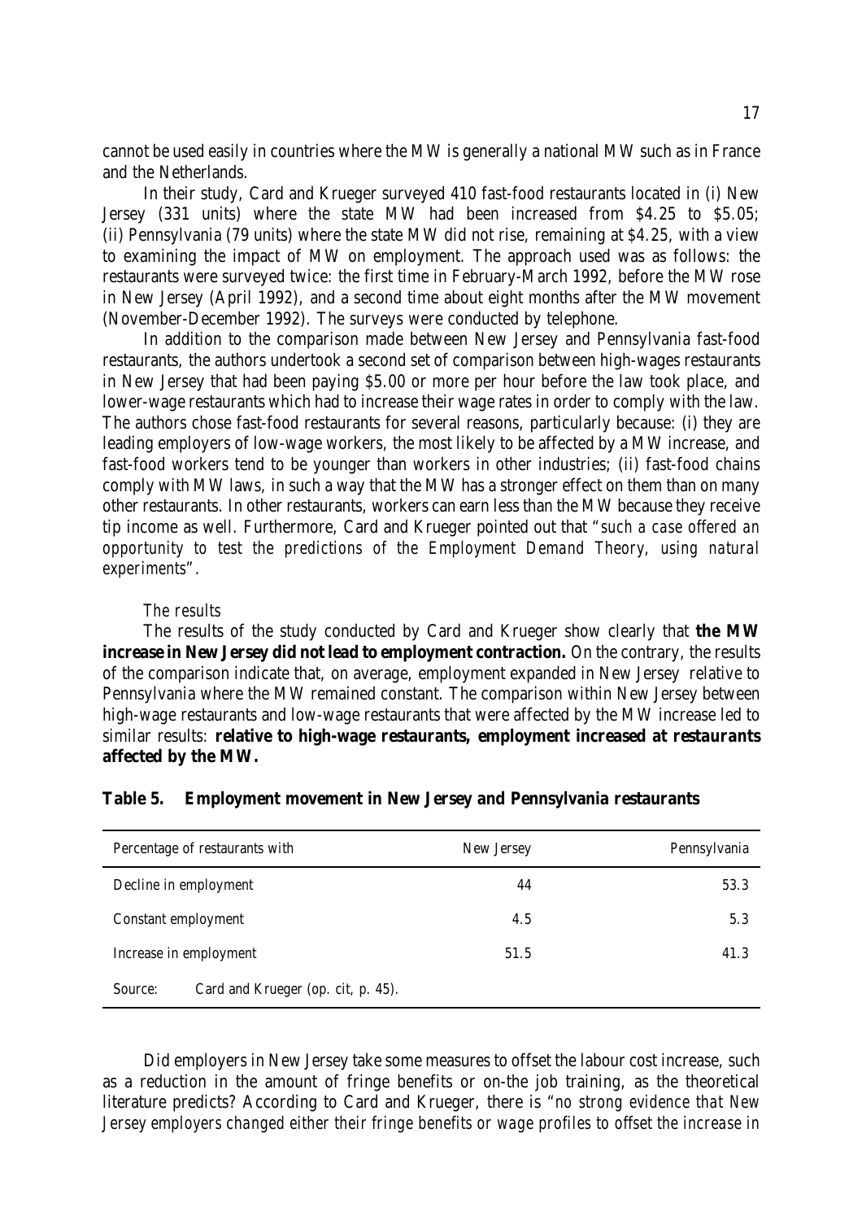cannot be used easily in countries where the MW is generally a national MW such as in France and the Netherlands.

In their study, Card and Krueger surveyed 410 fast-food restaurants located in (i) New Jersey (331 units) where the state MW had been increased from $4.25 to $5.05; (ii) Pennsylvania (79 units) where the state MW did not rise, remaining at $4.25, with a view to examining the impact of MW on employment. The approach used was as follows: the restaurants were surveyed twice: the first time in February-March 1992, before the MW rose in New Jersey (April 1992), and a second time about eight months after the MW movement (November-December 1992). The surveys were conducted by telephone.

In addition to the comparison made between New Jersey and Pennsylvania fast-food restaurants, the authors undertook a second set of comparison between high-wages restaurants in New Jersey that had been paying $5.00 or more per hour before the law took place, and lower-wage restaurants which had to increase their wage rates in order to comply with the law. The authors chose fast-food restaurants for several reasons, particularly because: (i) they are leading employers of low-wage workers, the most likely to be affected by a MW increase, and fast-food workers tend to be younger than workers in other industries; (ii) fast-food chains comply with MW laws, in such a way that the MW has a stronger effect on them than on many other restaurants. In other restaurants, workers can earn less than the MW because they receive tip income as well. Furthermore, Card and Krueger pointed out that "*such a case offered an opportunity to test the predictions of the Employment Demand Theory, using natural experiments*".

*The results*

The results of the study conducted by Card and Krueger show clearly that **the MW increase in New Jersey did not lead to employment contraction.** On the contrary, the results of the comparison indicate that, on average, employment expanded in New Jersey relative to Pennsylvania where the MW remained constant. The comparison within New Jersey between high-wage restaurants and low-wage restaurants that were affected by the MW increase led to similar results: **relative to high-wage restaurants, employment increased at restaurants affected by the MW.**

**Table 5. Employment movement in New Jersey and Pennsylvania restaurants**

| Percentage of restaurants with | New Jersey | Pennsylvania |
|---|---|---|
| Decline in employment | 44 | 53.3 |
| Constant employment | 4.5 | 5.3 |
| Increase in employment | 51.5 | 41.3 |

Source: Card and Krueger (op. cit, p. 45).

Did employers in New Jersey take some measures to offset the labour cost increase, such as a reduction in the amount of fringe benefits or on-the job training, as the theoretical literature predicts? According to Card and Krueger, there is "*no strong evidence that New Jersey employers changed either their fringe benefits or wage profiles to offset the increase in*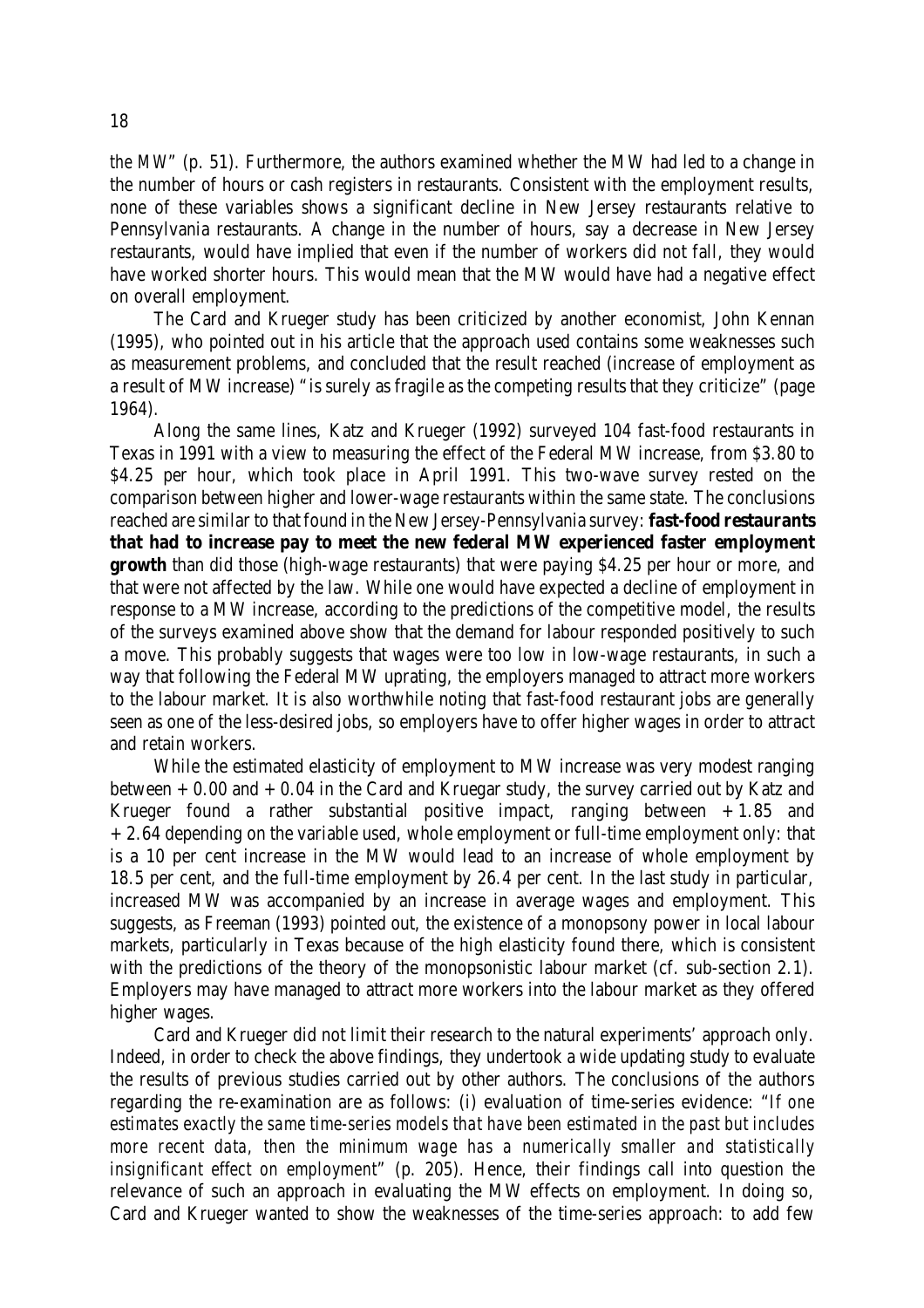the MW" (p. 51). Furthermore, the authors examined whether the MW had led to a change in the number of hours or cash registers in restaurants. Consistent with the employment results, none of these variables shows a significant decline in New Jersey restaurants relative to Pennsylvania restaurants. A change in the number of hours, say a decrease in New Jersey restaurants, would have implied that even if the number of workers did not fall, they would have worked shorter hours. This would mean that the MW would have had a negative effect on overall employment.

The Card and Krueger study has been criticized by another economist, John Kennan (1995), who pointed out in his article that the approach used contains some weaknesses such as measurement problems, and concluded that the result reached (increase of employment as a result of MW increase) "is surely as fragile as the competing results that they criticize" (page 1964).

Along the same lines, Katz and Krueger (1992) surveyed 104 fast-food restaurants in Texas in 1991 with a view to measuring the effect of the Federal MW increase, from $3.80 to $4.25 per hour, which took place in April 1991. This two-wave survey rested on the comparison between higher and lower-wage restaurants within the same state. The conclusions reached are similar to that found in the New Jersey-Pennsylvania survey: **fast-food restaurants that had to increase pay to meet the new federal MW experienced faster employment growth** than did those (high-wage restaurants) that were paying $4.25 per hour or more, and that were not affected by the law. While one would have expected a decline of employment in response to a MW increase, according to the predictions of the competitive model, the results of the surveys examined above show that the demand for labour responded positively to such a move. This probably suggests that wages were too low in low-wage restaurants, in such a way that following the Federal MW uprating, the employers managed to attract more workers to the labour market. It is also worthwhile noting that fast-food restaurant jobs are generally seen as one of the less-desired jobs, so employers have to offer higher wages in order to attract and retain workers.

While the estimated elasticity of employment to MW increase was very modest ranging between + 0.00 and + 0.04 in the Card and Kruegar study, the survey carried out by Katz and Krueger found a rather substantial positive impact, ranging between + 1.85 and + 2.64 depending on the variable used, whole employment or full-time employment only: that is a 10 per cent increase in the MW would lead to an increase of whole employment by 18.5 per cent, and the full-time employment by 26.4 per cent. In the last study in particular, increased MW was accompanied by an increase in average wages and employment. This suggests, as Freeman (1993) pointed out, the existence of a monopsony power in local labour markets, particularly in Texas because of the high elasticity found there, which is consistent with the predictions of the theory of the monopsonistic labour market (cf. sub-section 2.1). Employers may have managed to attract more workers into the labour market as they offered higher wages.

Card and Krueger did not limit their research to the natural experiments' approach only. Indeed, in order to check the above findings, they undertook a wide updating study to evaluate the results of previous studies carried out by other authors. The conclusions of the authors regarding the re-examination are as follows: (i) evaluation of time-series evidence: "*If one estimates exactly the same time-series models that have been estimated in the past but includes more recent data, then the minimum wage has a numerically smaller and statistically insignificant effect on employment*" (p. 205). Hence, their findings call into question the relevance of such an approach in evaluating the MW effects on employment. In doing so, Card and Krueger wanted to show the weaknesses of the time-series approach: to add few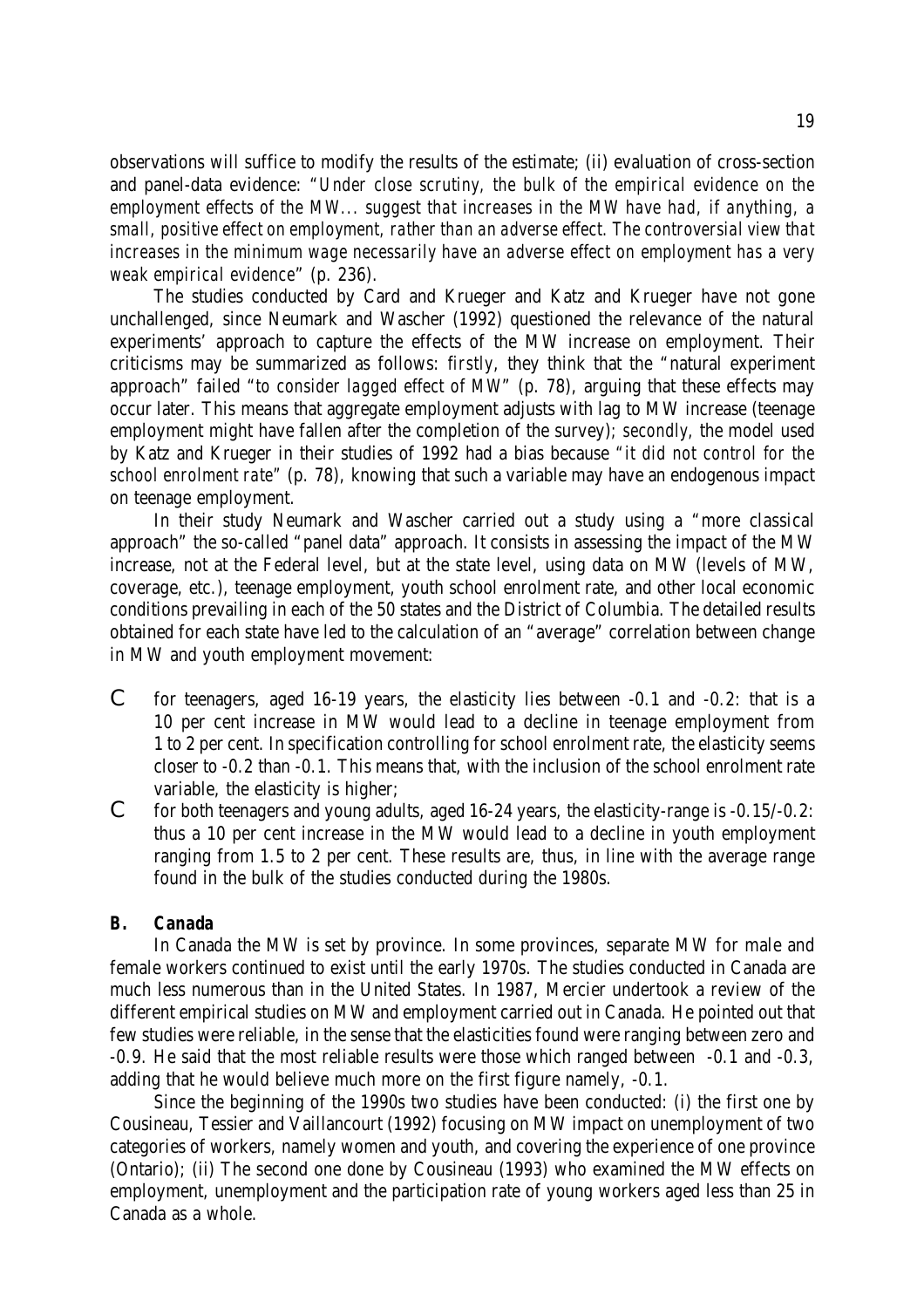observations will suffice to modify the results of the estimate; (ii) evaluation of cross-section and panel-data evidence: "*Under close scrutiny, the bulk of the empirical evidence on the employment effects of the MW... suggest that increases in the MW have had, if anything, a small, positive effect on employment, rather than an adverse effect. The controversial view that increases in the minimum wage necessarily have an adverse effect on employment has a very weak empirical evidence*" (p. 236).

The studies conducted by Card and Krueger and Katz and Krueger have not gone unchallenged, since Neumark and Wascher (1992) questioned the relevance of the natural experiments' approach to capture the effects of the MW increase on employment. Their criticisms may be summarized as follows: *firstly*, they think that the "natural experiment approach" failed "*to consider lagged effect of MW*" (p. 78), arguing that these effects may occur later. This means that aggregate employment adjusts with lag to MW increase (teenage employment might have fallen after the completion of the survey); *secondly*, the model used by Katz and Krueger in their studies of 1992 had a bias because "*it did not control for the school enrolment rate*" (p. 78), knowing that such a variable may have an endogenous impact on teenage employment.

In their study Neumark and Wascher carried out a study using a "more classical approach" the so-called "panel data" approach. It consists in assessing the impact of the MW increase, not at the Federal level, but at the state level, using data on MW (levels of MW, coverage, etc.), teenage employment, youth school enrolment rate, and other local economic conditions prevailing in each of the 50 states and the District of Columbia. The detailed results obtained for each state have led to the calculation of an "average" correlation between change in MW and youth employment movement:

- for teenagers, aged 16-19 years, the elasticity lies between -0.1 and -0.2: that is a 10 per cent increase in MW would lead to a decline in teenage employment from 1 to 2 per cent. In specification controlling for school enrolment rate, the elasticity seems closer to -0.2 than -0.1. This means that, with the inclusion of the school enrolment rate variable, the elasticity is higher;
- for both teenagers and young adults, aged 16-24 years, the elasticity-range is -0.15/-0.2: thus a 10 per cent increase in the MW would lead to a decline in youth employment ranging from 1.5 to 2 per cent. These results are, thus, in line with the average range found in the bulk of the studies conducted during the 1980s.

### B. Canada

In Canada the MW is set by province. In some provinces, separate MW for male and female workers continued to exist until the early 1970s. The studies conducted in Canada are much less numerous than in the United States. In 1987, Mercier undertook a review of the different empirical studies on MW and employment carried out in Canada. He pointed out that few studies were reliable, in the sense that the elasticities found were ranging between zero and -0.9. He said that the most reliable results were those which ranged between -0.1 and -0.3, adding that he would believe much more on the first figure namely, -0.1.

Since the beginning of the 1990s two studies have been conducted: (i) the first one by Cousineau, Tessier and Vaillancourt (1992) focusing on MW impact on unemployment of two categories of workers, namely women and youth, and covering the experience of one province (Ontario); (ii) The second one done by Cousineau (1993) who examined the MW effects on employment, unemployment and the participation rate of young workers aged less than 25 in Canada as a whole.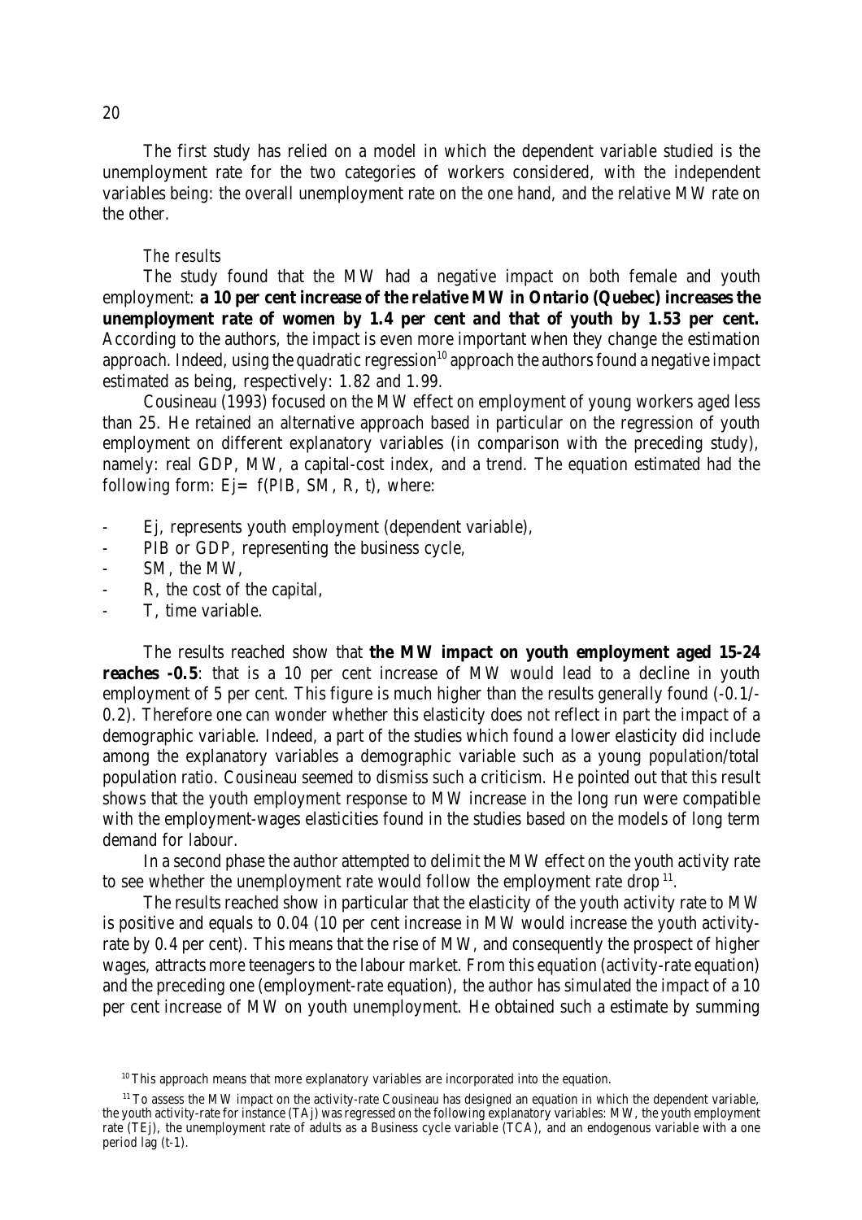The first study has relied on a model in which the dependent variable studied is the unemployment rate for the two categories of workers considered, with the independent variables being: the overall unemployment rate on the one hand, and the relative MW rate on the other.

*The results*

The study found that the MW had a negative impact on both female and youth employment: **a 10 per cent increase of the relative MW in Ontario (Quebec) increases the unemployment rate of women by 1.4 per cent and that of youth by 1.53 per cent.** According to the authors, the impact is even more important when they change the estimation approach. Indeed, using the quadratic regression[10] approach the authors found a negative impact estimated as being, respectively: 1.82 and 1.99.

Cousineau (1993) focused on the MW effect on employment of young workers aged less than 25. He retained an alternative approach based in particular on the regression of youth employment on different explanatory variables (in comparison with the preceding study), namely: real GDP, MW, a capital-cost index, and a trend. The equation estimated had the following form: $Ej = f(PIB, SM, R, t)$, where:

- Ej, represents youth employment (dependent variable),
- PIB or GDP, representing the business cycle,
- SM, the MW,
- R, the cost of the capital,
- T, time variable.

The results reached show that **the MW impact on youth employment aged 15-24 reaches -0.5**: that is a 10 per cent increase of MW would lead to a decline in youth employment of 5 per cent. This figure is much higher than the results generally found (-0.1/-0.2). Therefore one can wonder whether this elasticity does not reflect in part the impact of a demographic variable. Indeed, a part of the studies which found a lower elasticity did include among the explanatory variables a demographic variable such as a young population/total population ratio. Cousineau seemed to dismiss such a criticism. He pointed out that this result shows that the youth employment response to MW increase in the long run were compatible with the employment-wages elasticities found in the studies based on the models of long term demand for labour.

In a second phase the author attempted to delimit the MW effect on the youth activity rate to see whether the unemployment rate would follow the employment rate drop[11].

The results reached show in particular that the elasticity of the youth activity rate to MW is positive and equals to 0.04 (10 per cent increase in MW would increase the youth activity-rate by 0.4 per cent). This means that the rise of MW, and consequently the prospect of higher wages, attracts more teenagers to the labour market. From this equation (activity-rate equation) and the preceding one (employment-rate equation), the author has simulated the impact of a 10 per cent increase of MW on youth unemployment. He obtained such a estimate by summing

[10] This approach means that more explanatory variables are incorporated into the equation.

[11] To assess the MW impact on the activity-rate Cousineau has designed an equation in which the dependent variable, the youth activity-rate for instance (TAj) was regressed on the following explanatory variables: MW, the youth employment rate (TEj), the unemployment rate of adults as a Business cycle variable (TCA), and an endogenous variable with a one period lag (t-1).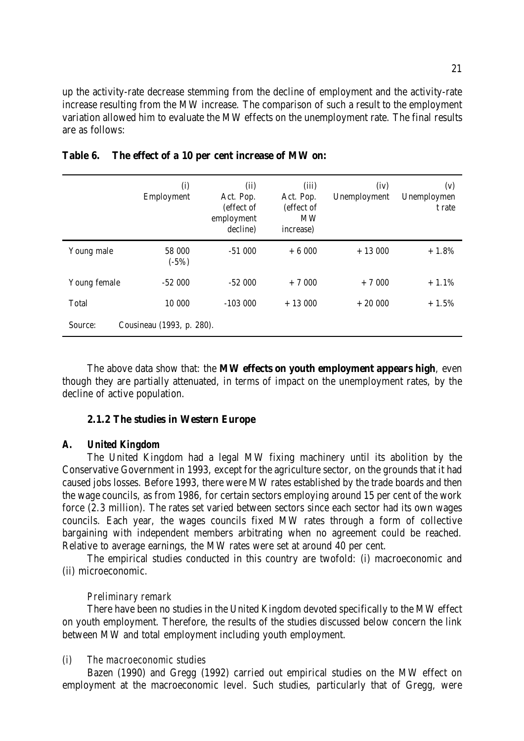up the activity-rate decrease stemming from the decline of employment and the activity-rate increase resulting from the MW increase. The comparison of such a result to the employment variation allowed him to evaluate the MW effects on the unemployment rate. The final results are as follows:

**Table 6. The effect of a 10 per cent increase of MW on:**

| | (i) Employment | (ii) Act. Pop. (effect of employment decline) | (iii) Act. Pop. (effect of MW increase) | (iv) Unemployment | (v) Unemploymen t rate |
|---|---|---|---|---|---|
| Young male | 58 000 (-5%) | -51 000 | + 6 000 | + 13 000 | + 1.8% |
| Young female | -52 000 | -52 000 | + 7 000 | + 7 000 | + 1.1% |
| Total | 10 000 | -103 000 | + 13 000 | + 20 000 | + 1.5% |

Source: Cousineau (1993, p. 280).

The above data show that: the **MW effects on youth employment appears high**, even though they are partially attenuated, in terms of impact on the unemployment rates, by the decline of active population.

### 2.1.2 The studies in Western Europe

#### *A. United Kingdom*

The United Kingdom had a legal MW fixing machinery until its abolition by the Conservative Government in 1993, except for the agriculture sector, on the grounds that it had caused jobs losses. Before 1993, there were MW rates established by the trade boards and then the wage councils, as from 1986, for certain sectors employing around 15 per cent of the work force (2.3 million). The rates set varied between sectors since each sector had its own wages councils. Each year, the wages councils fixed MW rates through a form of collective bargaining with independent members arbitrating when no agreement could be reached. Relative to average earnings, the MW rates were set at around 40 per cent.

The empirical studies conducted in this country are twofold: (i) macroeconomic and (ii) microeconomic.

*Preliminary remark*

There have been no studies in the United Kingdom devoted specifically to the MW effect on youth employment. Therefore, the results of the studies discussed below concern the link between MW and total employment including youth employment.

*(i) The macroeconomic studies*

Bazen (1990) and Gregg (1992) carried out empirical studies on the MW effect on employment at the macroeconomic level. Such studies, particularly that of Gregg, were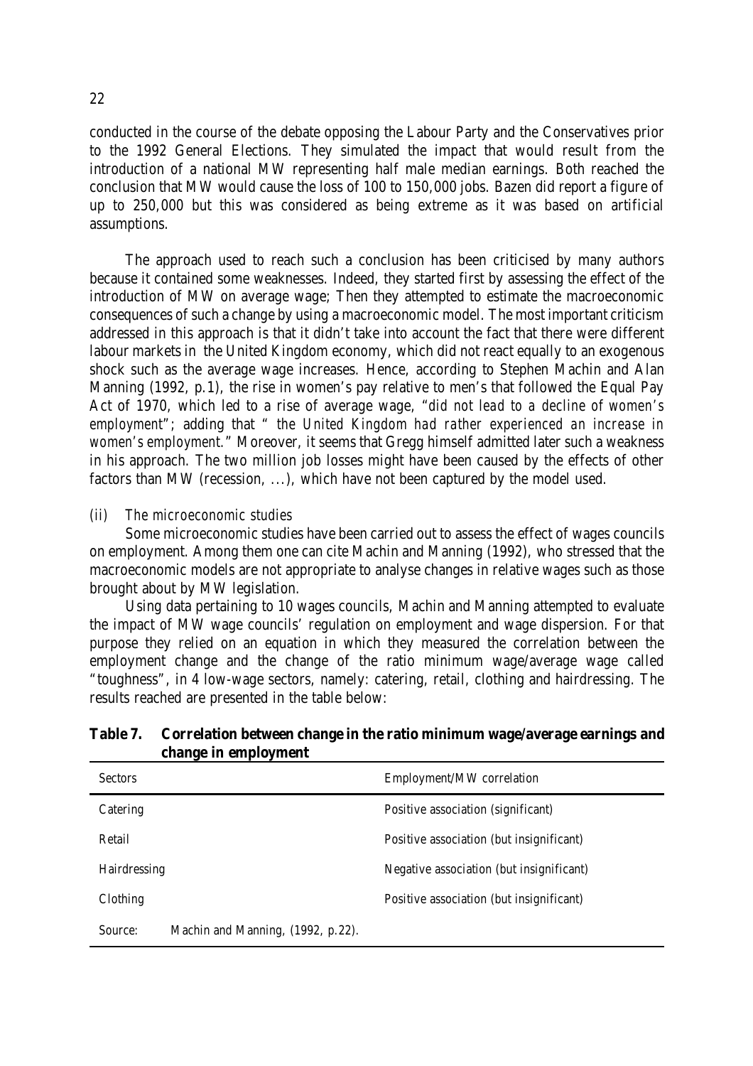conducted in the course of the debate opposing the Labour Party and the Conservatives prior to the 1992 General Elections. They simulated the impact that would result from the introduction of a national MW representing half male median earnings. Both reached the conclusion that MW would cause the loss of 100 to 150,000 jobs. Bazen did report a figure of up to 250,000 but this was considered as being extreme as it was based on artificial assumptions.

The approach used to reach such a conclusion has been criticised by many authors because it contained some weaknesses. Indeed, they started first by assessing the effect of the introduction of MW on average wage; Then they attempted to estimate the macroeconomic consequences of such a change by using a macroeconomic model. The most important criticism addressed in this approach is that it didn't take into account the fact that there were different labour markets in the United Kingdom economy, which did not react equally to an exogenous shock such as the average wage increases. Hence, according to Stephen Machin and Alan Manning (1992, p.1), the rise in women's pay relative to men's that followed the Equal Pay Act of 1970, which led to a rise of average wage, "*did not lead to a decline of women's employment*"; adding that " *the United Kingdom had rather experienced an increase in women's employment.*" Moreover, it seems that Gregg himself admitted later such a weakness in his approach. The two million job losses might have been caused by the effects of other factors than MW (recession, ...), which have not been captured by the model used.

*(ii) The microeconomic studies*

Some microeconomic studies have been carried out to assess the effect of wages councils on employment. Among them one can cite Machin and Manning (1992), who stressed that the macroeconomic models are not appropriate to analyse changes in relative wages such as those brought about by MW legislation.

Using data pertaining to 10 wages councils, Machin and Manning attempted to evaluate the impact of MW wage councils' regulation on employment and wage dispersion. For that purpose they relied on an equation in which they measured the correlation between the employment change and the change of the ratio minimum wage/average wage called "toughness", in 4 low-wage sectors, namely: catering, retail, clothing and hairdressing. The results reached are presented in the table below:

**Table 7. Correlation between change in the ratio minimum wage/average earnings and change in employment**

| Sectors | Employment/MW correlation |
|---|---|
| Catering | Positive association (significant) |
| Retail | Positive association (but insignificant) |
| Hairdressing | Negative association (but insignificant) |
| Clothing | Positive association (but insignificant) |

Source: Machin and Manning, (1992, p.22).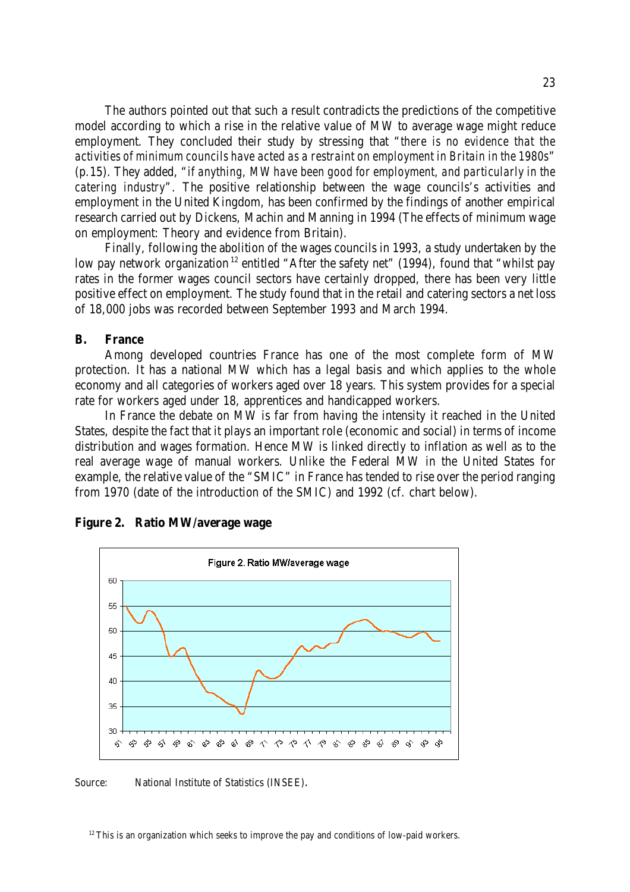The authors pointed out that such a result contradicts the predictions of the competitive model according to which a rise in the relative value of MW to average wage might reduce employment. They concluded their study by stressing that "*there is no evidence that the activities of minimum councils have acted as a restraint on employment in Britain in the 1980s*" (p.15). They added, "*if anything, MW have been good for employment, and particularly in the catering industry*". The positive relationship between the wage councils's activities and employment in the United Kingdom, has been confirmed by the findings of another empirical research carried out by Dickens, Machin and Manning in 1994 (The effects of minimum wage on employment: Theory and evidence from Britain).

Finally, following the abolition of the wages councils in 1993, a study undertaken by the low pay network organization[12] entitled "After the safety net" (1994), found that "whilst pay rates in the former wages council sectors have certainly dropped, there has been very little positive effect on employment. The study found that in the retail and catering sectors a net loss of 18,000 jobs was recorded between September 1993 and March 1994.

### B. France

Among developed countries France has one of the most complete form of MW protection. It has a national MW which has a legal basis and which applies to the whole economy and all categories of workers aged over 18 years. This system provides for a special rate for workers aged under 18, apprentices and handicapped workers.

In France the debate on MW is far from having the intensity it reached in the United States, despite the fact that it plays an important role (economic and social) in terms of income distribution and wages formation. Hence MW is linked directly to inflation as well as to the real average wage of manual workers. Unlike the Federal MW in the United States for example, the relative value of the "SMIC" in France has tended to rise over the period ranging from 1970 (date of the introduction of the SMIC) and 1992 (cf. chart below).

**Figure 2. Ratio MW/average wage**

Source: National Institute of Statistics (INSEE).

[12] This is an organization which seeks to improve the pay and conditions of low-paid workers.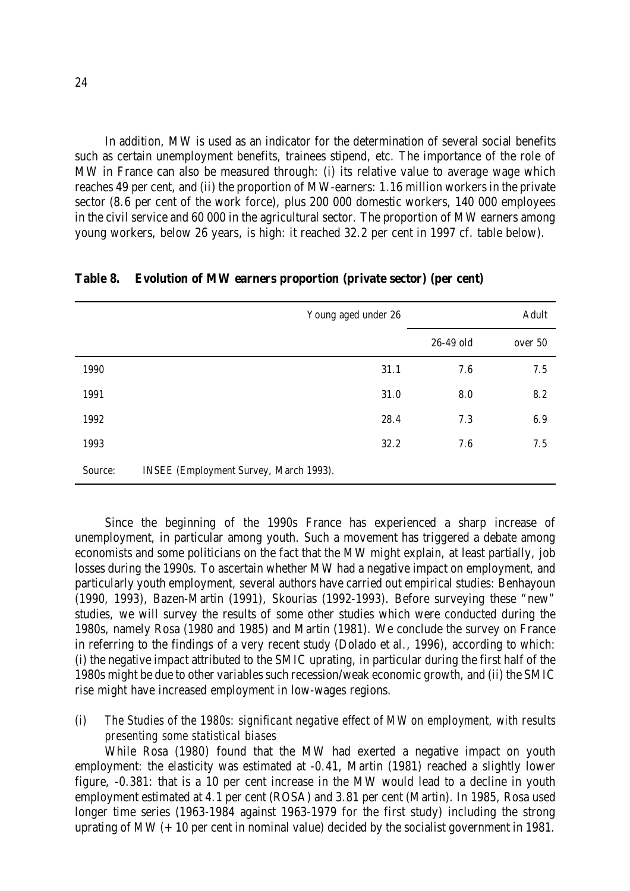In addition, MW is used as an indicator for the determination of several social benefits such as certain unemployment benefits, trainees stipend, etc. The importance of the role of MW in France can also be measured through: (i) its relative value to average wage which reaches 49 per cent, and (ii) the proportion of MW-earners: 1.16 million workers in the private sector (8.6 per cent of the work force), plus 200 000 domestic workers, 140 000 employees in the civil service and 60 000 in the agricultural sector. The proportion of MW earners among young workers, below 26 years, is high: it reached 32.2 per cent in 1997 cf. table below).

**Table 8. Evolution of MW earners proportion (private sector) (per cent)**

| | Young aged under 26 | Adult | |
|---|---|---|---|
| | | 26-49 old | over 50 |
| 1990 | 31.1 | 7.6 | 7.5 |
| 1991 | 31.0 | 8.0 | 8.2 |
| 1992 | 28.4 | 7.3 | 6.9 |
| 1993 | 32.2 | 7.6 | 7.5 |

Source: INSEE (Employment Survey, March 1993).

Since the beginning of the 1990s France has experienced a sharp increase of unemployment, in particular among youth. Such a movement has triggered a debate among economists and some politicians on the fact that the MW might explain, at least partially, job losses during the 1990s. To ascertain whether MW had a negative impact on employment, and particularly youth employment, several authors have carried out empirical studies: Benhayoun (1990, 1993), Bazen-Martin (1991), Skourias (1992-1993). Before surveying these "new" studies, we will survey the results of some other studies which were conducted during the 1980s, namely Rosa (1980 and 1985) and Martin (1981). We conclude the survey on France in referring to the findings of a very recent study (Dolado et al., 1996), according to which: (i) the negative impact attributed to the SMIC uprating, in particular during the first half of the 1980s might be due to other variables such recession/weak economic growth, and (ii) the SMIC rise might have increased employment in low-wages regions.

*(i) The Studies of the 1980s: significant negative effect of MW on employment, with results presenting some statistical biases*

While Rosa (1980) found that the MW had exerted a negative impact on youth employment: the elasticity was estimated at -0.41, Martin (1981) reached a slightly lower figure, -0.381: that is a 10 per cent increase in the MW would lead to a decline in youth employment estimated at 4.1 per cent (ROSA) and 3.81 per cent (Martin). In 1985, Rosa used longer time series (1963-1984 against 1963-1979 for the first study) including the strong uprating of MW (+ 10 per cent in nominal value) decided by the socialist government in 1981.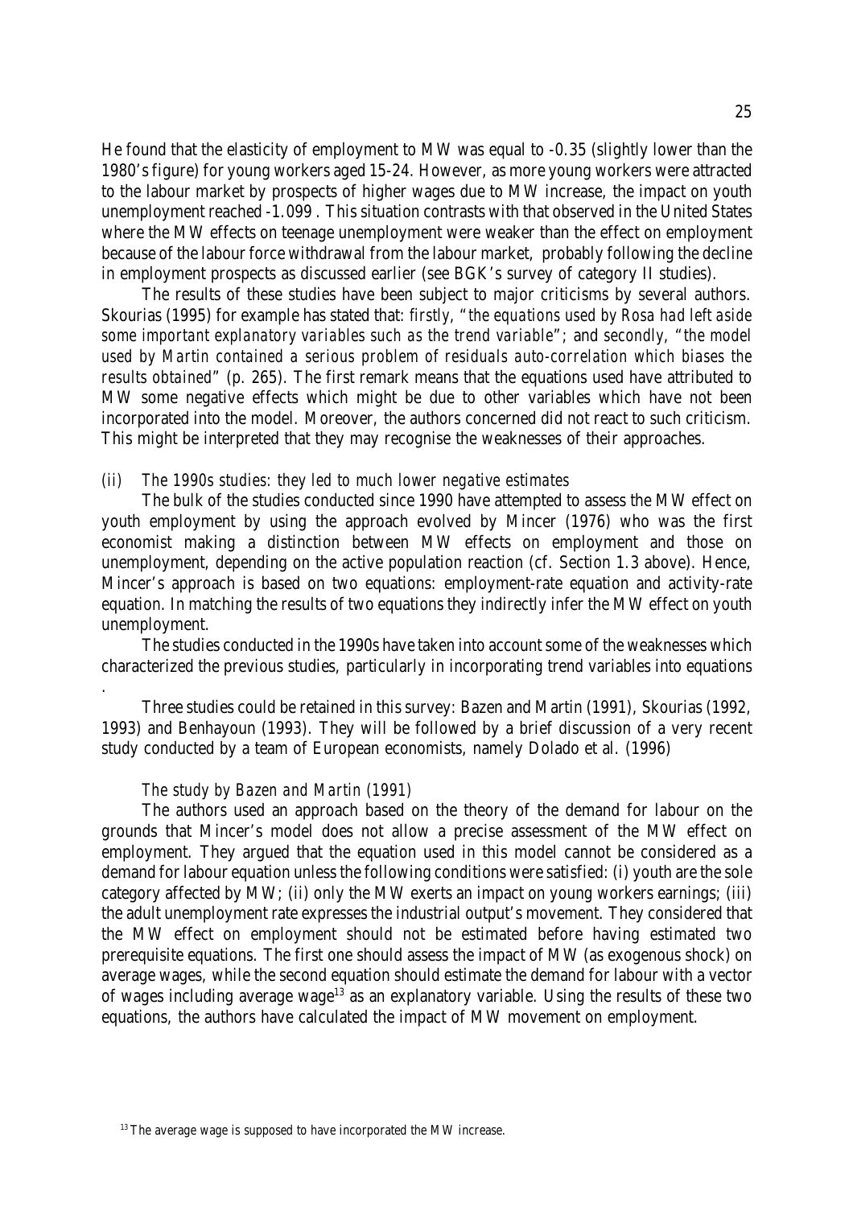He found that the elasticity of employment to MW was equal to -0.35 (slightly lower than the 1980's figure) for young workers aged 15-24. However, as more young workers were attracted to the labour market by prospects of higher wages due to MW increase, the impact on youth unemployment reached -1.099 . This situation contrasts with that observed in the United States where the MW effects on teenage unemployment were weaker than the effect on employment because of the labour force withdrawal from the labour market, probably following the decline in employment prospects as discussed earlier (see BGK's survey of category II studies).

The results of these studies have been subject to major criticisms by several authors. Skourias (1995) for example has stated that: *firstly*, "*the equations used by Rosa had left aside some important explanatory variables such as the trend variable*"; and *secondly*, "*the model used by Martin contained a serious problem of residuals auto-correlation which biases the results obtained*" (p. 265). The first remark means that the equations used have attributed to MW some negative effects which might be due to other variables which have not been incorporated into the model. Moreover, the authors concerned did not react to such criticism. This might be interpreted that they may recognise the weaknesses of their approaches.

*(ii) The 1990s studies: they led to much lower negative estimates*

The bulk of the studies conducted since 1990 have attempted to assess the MW effect on youth employment by using the approach evolved by Mincer (1976) who was the first economist making a distinction between MW effects on employment and those on unemployment, depending on the active population reaction (cf. Section 1.3 above). Hence, Mincer's approach is based on two equations: employment-rate equation and activity-rate equation. In matching the results of two equations they indirectly infer the MW effect on youth unemployment.

The studies conducted in the 1990s have taken into account some of the weaknesses which characterized the previous studies, particularly in incorporating trend variables into equations .

Three studies could be retained in this survey: Bazen and Martin (1991), Skourias (1992, 1993) and Benhayoun (1993). They will be followed by a brief discussion of a very recent study conducted by a team of European economists, namely Dolado et al. (1996)

*The study by Bazen and Martin (1991)*

The authors used an approach based on the theory of the demand for labour on the grounds that Mincer's model does not allow a precise assessment of the MW effect on employment. They argued that the equation used in this model cannot be considered as a demand for labour equation unless the following conditions were satisfied: (i) youth are the sole category affected by MW; (ii) only the MW exerts an impact on young workers earnings; (iii) the adult unemployment rate expresses the industrial output's movement. They considered that the MW effect on employment should not be estimated before having estimated two prerequisite equations. The first one should assess the impact of MW (as exogenous shock) on average wages, while the second equation should estimate the demand for labour with a vector of wages including average wage[13] as an explanatory variable. Using the results of these two equations, the authors have calculated the impact of MW movement on employment.

[13] The average wage is supposed to have incorporated the MW increase.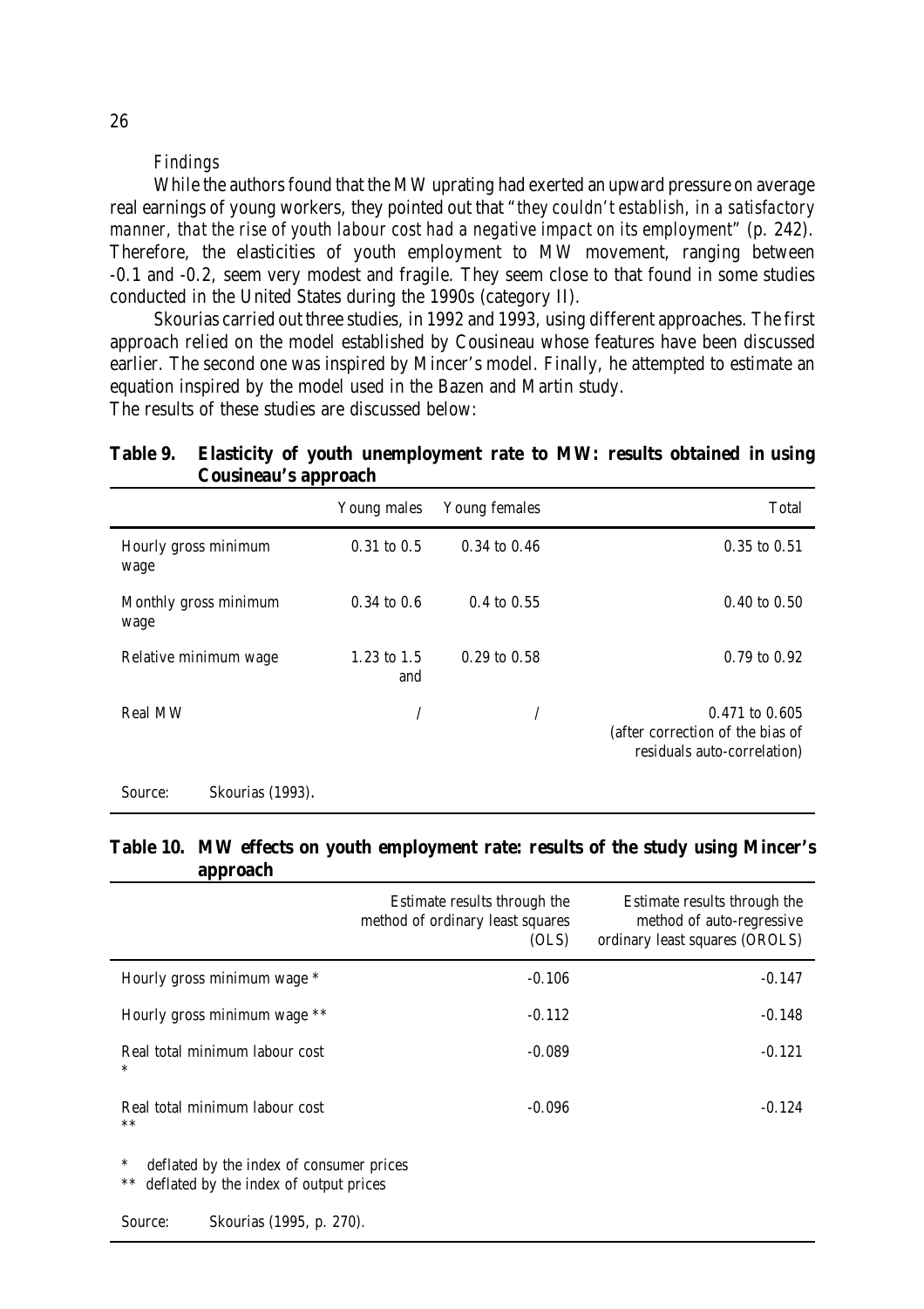*Findings*

While the authors found that the MW uprating had exerted an upward pressure on average real earnings of young workers, they pointed out that "*they couldn't establish, in a satisfactory manner, that the rise of youth labour cost had a negative impact on its employment*" (p. 242). Therefore, the elasticities of youth employment to MW movement, ranging between -0.1 and -0.2, seem very modest and fragile. They seem close to that found in some studies conducted in the United States during the 1990s (category II).

Skourias carried out three studies, in 1992 and 1993, using different approaches. The first approach relied on the model established by Cousineau whose features have been discussed earlier. The second one was inspired by Mincer's model. Finally, he attempted to estimate an equation inspired by the model used in the Bazen and Martin study.

The results of these studies are discussed below:

**Table 9. Elasticity of youth unemployment rate to MW: results obtained in using Cousineau's approach**

| | Young males | Young females | Total |
|---|---|---|---|
| Hourly gross minimum wage | 0.31 to 0.5 | 0.34 to 0.46 | 0.35 to 0.51 |
| Monthly gross minimum wage | 0.34 to 0.6 | 0.4 to 0.55 | 0.40 to 0.50 |
| Relative minimum wage | 1.23 to 1.5 and | 0.29 to 0.58 | 0.79 to 0.92 |
| Real MW | / | / | 0.471 to 0.605 (after correction of the bias of residuals auto-correlation) |

Source: Skourias (1993).

**Table 10. MW effects on youth employment rate: results of the study using Mincer's approach**

| | Estimate results through the method of ordinary least squares (OLS) | Estimate results through the method of auto-regressive ordinary least squares (OROLS) |
|---|---|---|
| Hourly gross minimum wage * | -0.106 | -0.147 |
| Hourly gross minimum wage ** | -0.112 | -0.148 |
| Real total minimum labour cost * | -0.089 | -0.121 |
| Real total minimum labour cost ** | -0.096 | -0.124 |

\* deflated by the index of consumer prices
\** deflated by the index of output prices

Source: Skourias (1995, p. 270).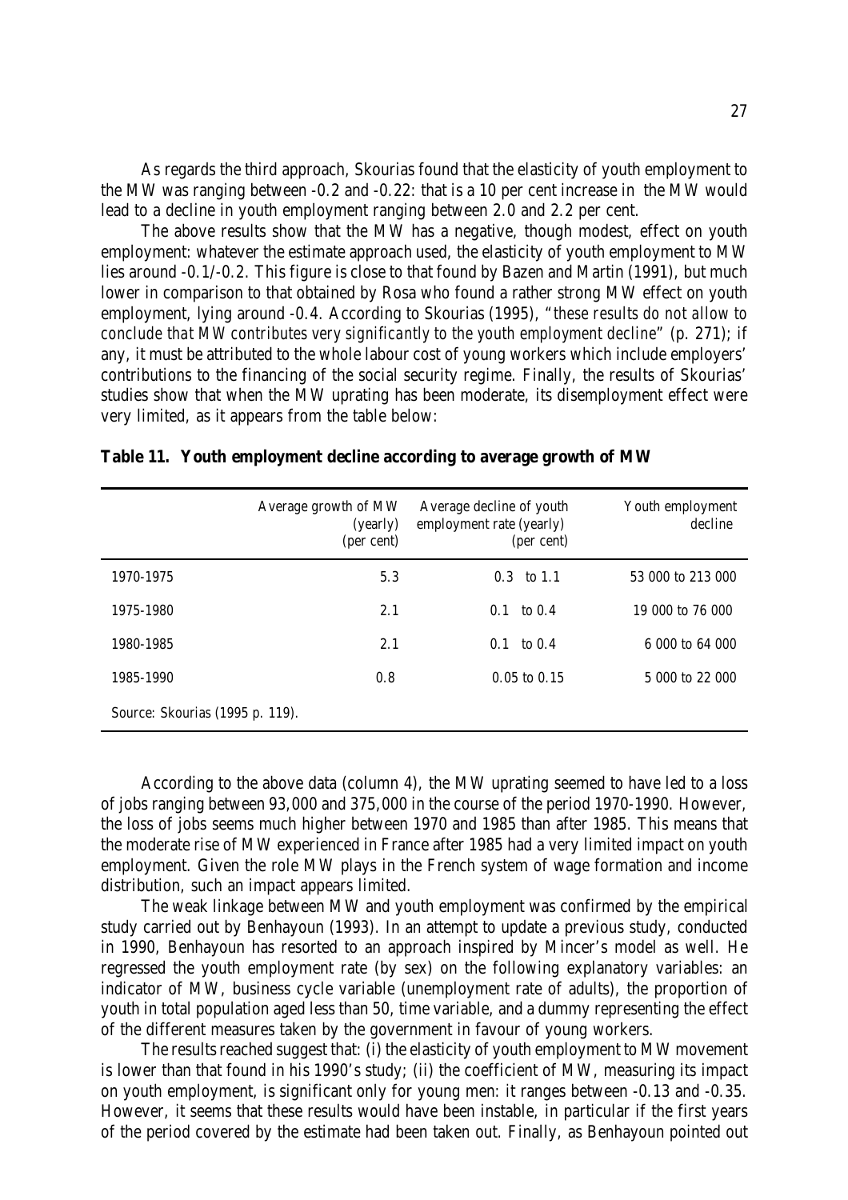As regards the third approach, Skourias found that the elasticity of youth employment to the MW was ranging between -0.2 and -0.22: that is a 10 per cent increase in the MW would lead to a decline in youth employment ranging between 2.0 and 2.2 per cent.

The above results show that the MW has a negative, though modest, effect on youth employment: whatever the estimate approach used, the elasticity of youth employment to MW lies around -0.1/-0.2. This figure is close to that found by Bazen and Martin (1991), but much lower in comparison to that obtained by Rosa who found a rather strong MW effect on youth employment, lying around -0.4. According to Skourias (1995), "*these results do not allow to conclude that MW contributes very significantly to the youth employment decline*" (p. 271); if any, it must be attributed to the whole labour cost of young workers which include employers' contributions to the financing of the social security regime. Finally, the results of Skourias' studies show that when the MW uprating has been moderate, its disemployment effect were very limited, as it appears from the table below:

**Table 11. Youth employment decline according to average growth of MW**

| | Average growth of MW (yearly) (per cent) | Average decline of youth employment rate (yearly) (per cent) | Youth employment decline |
|---|---|---|---|
| 1970-1975 | 5.3 | 0.3 to 1.1 | 53 000 to 213 000 |
| 1975-1980 | 2.1 | 0.1 to 0.4 | 19 000 to 76 000 |
| 1980-1985 | 2.1 | 0.1 to 0.4 | 6 000 to 64 000 |
| 1985-1990 | 0.8 | 0.05 to 0.15 | 5 000 to 22 000 |

Source: Skourias (1995 p. 119).

According to the above data (column 4), the MW uprating seemed to have led to a loss of jobs ranging between 93,000 and 375,000 in the course of the period 1970-1990. However, the loss of jobs seems much higher between 1970 and 1985 than after 1985. This means that the moderate rise of MW experienced in France after 1985 had a very limited impact on youth employment. Given the role MW plays in the French system of wage formation and income distribution, such an impact appears limited.

The weak linkage between MW and youth employment was confirmed by the empirical study carried out by Benhayoun (1993). In an attempt to update a previous study, conducted in 1990, Benhayoun has resorted to an approach inspired by Mincer's model as well. He regressed the youth employment rate (by sex) on the following explanatory variables: an indicator of MW, business cycle variable (unemployment rate of adults), the proportion of youth in total population aged less than 50, time variable, and a dummy representing the effect of the different measures taken by the government in favour of young workers.

The results reached suggest that: (i) the elasticity of youth employment to MW movement is lower than that found in his 1990's study; (ii) the coefficient of MW, measuring its impact on youth employment, is significant only for young men: it ranges between -0.13 and -0.35. However, it seems that these results would have been instable, in particular if the first years of the period covered by the estimate had been taken out. Finally, as Benhayoun pointed out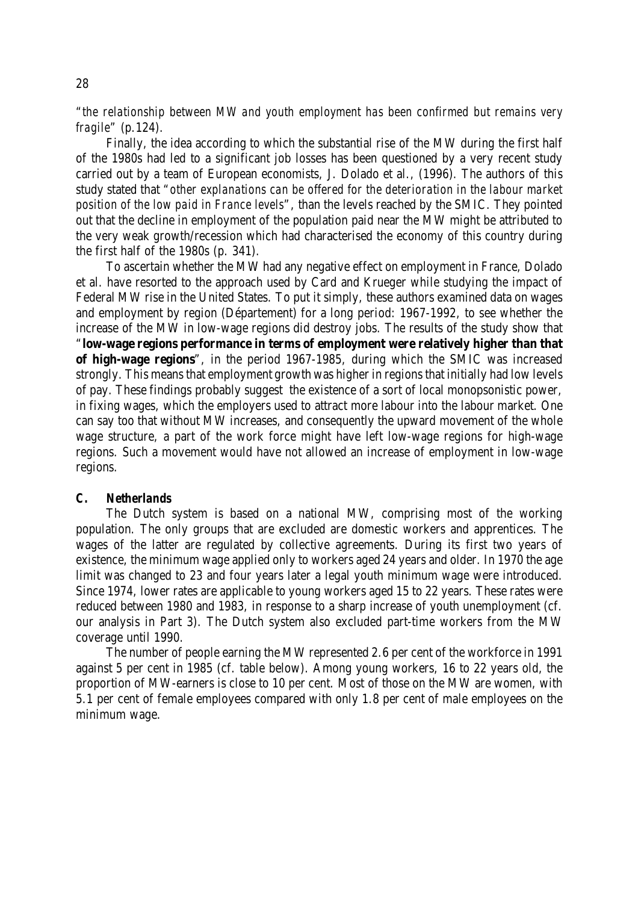"*the relationship between MW and youth employment has been confirmed but remains very fragile*" (p.124).

Finally, the idea according to which the substantial rise of the MW during the first half of the 1980s had led to a significant job losses has been questioned by a very recent study carried out by a team of European economists, J. Dolado et al., (1996). The authors of this study stated that "*other explanations can be offered for the deterioration in the labour market position of the low paid in France levels*", than the levels reached by the SMIC. They pointed out that the decline in employment of the population paid near the MW might be attributed to the very weak growth/recession which had characterised the economy of this country during the first half of the 1980s (p. 341).

To ascertain whether the MW had any negative effect on employment in France, Dolado et al. have resorted to the approach used by Card and Krueger while studying the impact of Federal MW rise in the United States. To put it simply, these authors examined data on wages and employment by region (Département) for a long period: 1967-1992, to see whether the increase of the MW in low-wage regions did destroy jobs. The results of the study show that "**low-wage regions performance in terms of employment were relatively higher than that of high-wage regions**", in the period 1967-1985, during which the SMIC was increased strongly. This means that employment growth was higher in regions that initially had low levels of pay. These findings probably suggest the existence of a sort of local monopsonistic power, in fixing wages, which the employers used to attract more labour into the labour market. One can say too that without MW increases, and consequently the upward movement of the whole wage structure, a part of the work force might have left low-wage regions for high-wage regions. Such a movement would have not allowed an increase of employment in low-wage regions.

### C. *Netherlands*

The Dutch system is based on a national MW, comprising most of the working population. The only groups that are excluded are domestic workers and apprentices. The wages of the latter are regulated by collective agreements. During its first two years of existence, the minimum wage applied only to workers aged 24 years and older. In 1970 the age limit was changed to 23 and four years later a legal youth minimum wage were introduced. Since 1974, lower rates are applicable to young workers aged 15 to 22 years. These rates were reduced between 1980 and 1983, in response to a sharp increase of youth unemployment (cf. our analysis in Part 3). The Dutch system also excluded part-time workers from the MW coverage until 1990.

The number of people earning the MW represented 2.6 per cent of the workforce in 1991 against 5 per cent in 1985 (cf. table below). Among young workers, 16 to 22 years old, the proportion of MW-earners is close to 10 per cent. Most of those on the MW are women, with 5.1 per cent of female employees compared with only 1.8 per cent of male employees on the minimum wage.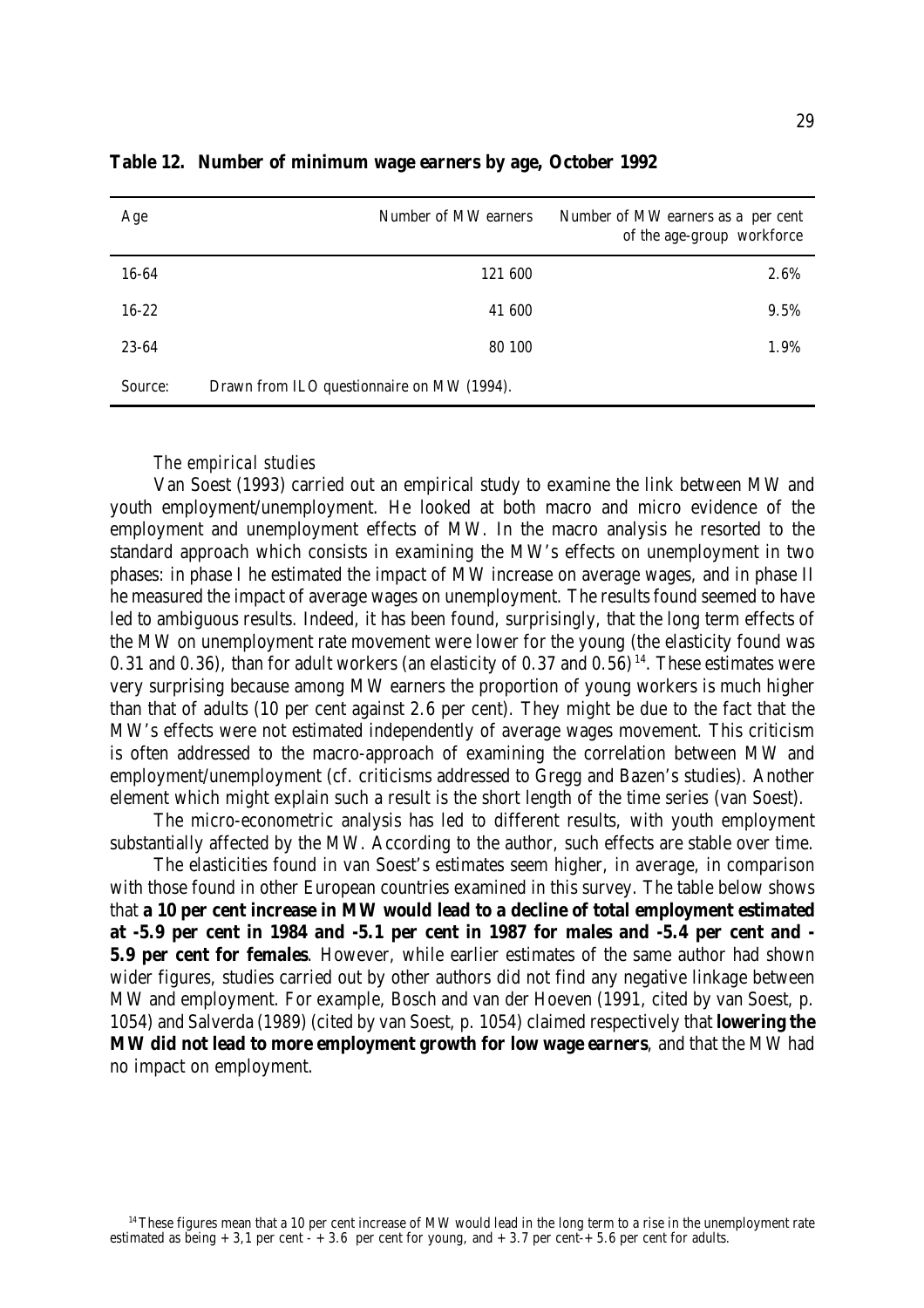**Table 12. Number of minimum wage earners by age, October 1992**

| Age | Number of MW earners | Number of MW earners as a per cent of the age-group workforce |
|---|---|---|
| 16-64 | 121 600 | 2.6% |
| 16-22 | 41 600 | 9.5% |
| 23-64 | 80 100 | 1.9% |
| Source: Drawn from ILO questionnaire on MW (1994). | | |

*The empirical studies*

Van Soest (1993) carried out an empirical study to examine the link between MW and youth employment/unemployment. He looked at both macro and micro evidence of the employment and unemployment effects of MW. In the macro analysis he resorted to the standard approach which consists in examining the MW's effects on unemployment in two phases: in phase I he estimated the impact of MW increase on average wages, and in phase II he measured the impact of average wages on unemployment. The results found seemed to have led to ambiguous results. Indeed, it has been found, surprisingly, that the long term effects of the MW on unemployment rate movement were lower for the young (the elasticity found was 0.31 and 0.36), than for adult workers (an elasticity of 0.37 and 0.56)[14]. These estimates were very surprising because among MW earners the proportion of young workers is much higher than that of adults (10 per cent against 2.6 per cent). They might be due to the fact that the MW's effects were not estimated independently of average wages movement. This criticism is often addressed to the macro-approach of examining the correlation between MW and employment/unemployment (cf. criticisms addressed to Gregg and Bazen's studies). Another element which might explain such a result is the short length of the time series (van Soest).

The micro-econometric analysis has led to different results, with youth employment substantially affected by the MW. According to the author, such effects are stable over time.

The elasticities found in van Soest's estimates seem higher, in average, in comparison with those found in other European countries examined in this survey. The table below shows that **a 10 per cent increase in MW would lead to a decline of total employment estimated at -5.9 per cent in 1984 and -5.1 per cent in 1987 for males and -5.4 per cent and -5.9 per cent for females**. However, while earlier estimates of the same author had shown wider figures, studies carried out by other authors did not find any negative linkage between MW and employment. For example, Bosch and van der Hoeven (1991, cited by van Soest, p. 1054) and Salverda (1989) (cited by van Soest, p. 1054) claimed respectively that **lowering the MW did not lead to more employment growth for low wage earners**, and that the MW had no impact on employment.

[14] These figures mean that a 10 per cent increase of MW would lead in the long term to a rise in the unemployment rate estimated as being + 3,1 per cent - + 3.6 per cent for young, and + 3.7 per cent-+ 5.6 per cent for adults.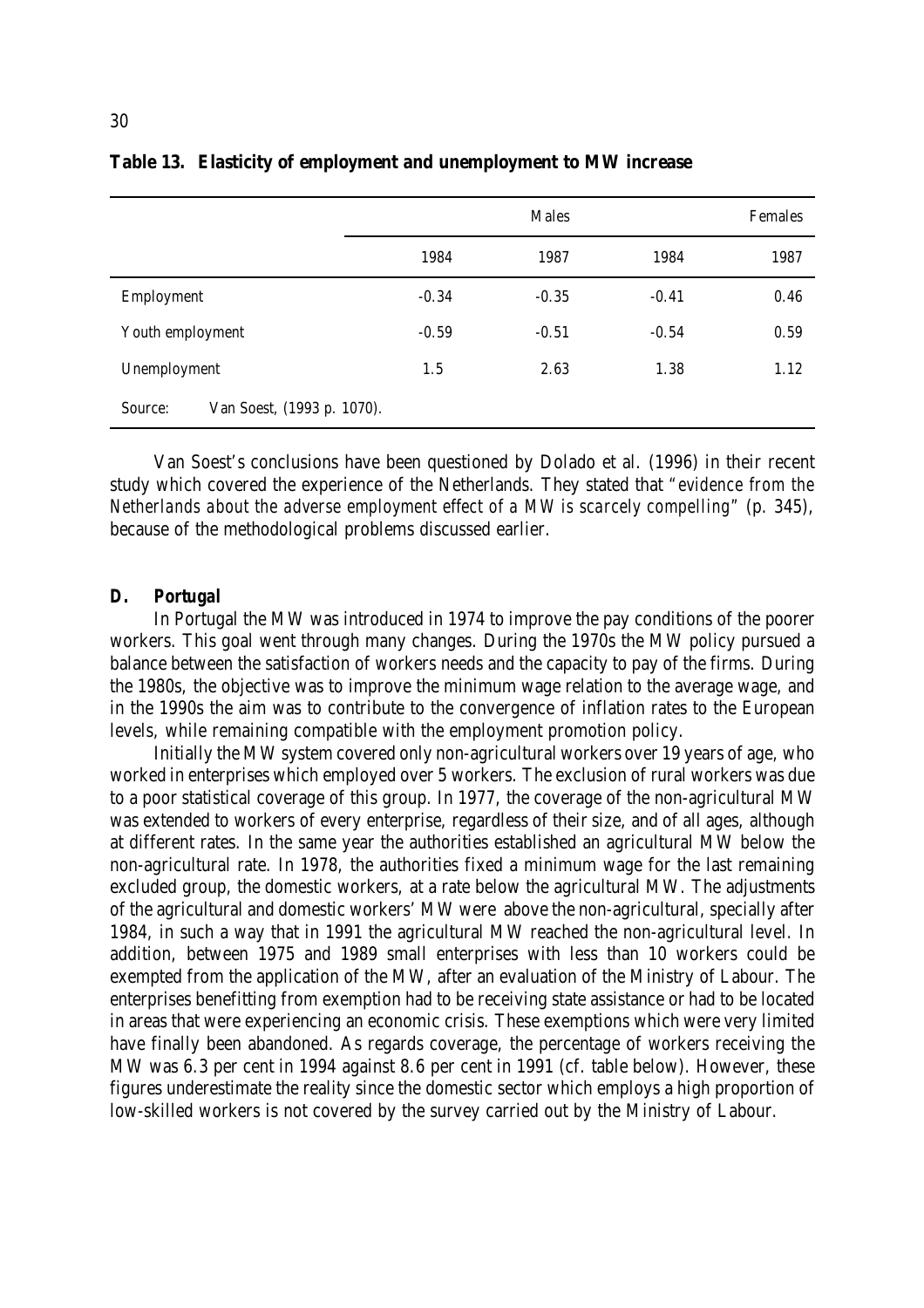**Table 13. Elasticity of employment and unemployment to MW increase**

| | Males | | Females | |
|---|---|---|---|---|
| | 1984 | 1987 | 1984 | 1987 |
| Employment | -0.34 | -0.35 | -0.41 | 0.46 |
| Youth employment | -0.59 | -0.51 | -0.54 | 0.59 |
| Unemployment | 1.5 | 2.63 | 1.38 | 1.12 |

Source: Van Soest, (1993 p. 1070).

Van Soest's conclusions have been questioned by Dolado et al. (1996) in their recent study which covered the experience of the Netherlands. They stated that *"evidence from the Netherlands about the adverse employment effect of a MW is scarcely compelling"* (p. 345), because of the methodological problems discussed earlier.

### D. Portugal

In Portugal the MW was introduced in 1974 to improve the pay conditions of the poorer workers. This goal went through many changes. During the 1970s the MW policy pursued a balance between the satisfaction of workers needs and the capacity to pay of the firms. During the 1980s, the objective was to improve the minimum wage relation to the average wage, and in the 1990s the aim was to contribute to the convergence of inflation rates to the European levels, while remaining compatible with the employment promotion policy.

Initially the MW system covered only non-agricultural workers over 19 years of age, who worked in enterprises which employed over 5 workers. The exclusion of rural workers was due to a poor statistical coverage of this group. In 1977, the coverage of the non-agricultural MW was extended to workers of every enterprise, regardless of their size, and of all ages, although at different rates. In the same year the authorities established an agricultural MW below the non-agricultural rate. In 1978, the authorities fixed a minimum wage for the last remaining excluded group, the domestic workers, at a rate below the agricultural MW. The adjustments of the agricultural and domestic workers' MW were above the non-agricultural, specially after 1984, in such a way that in 1991 the agricultural MW reached the non-agricultural level. In addition, between 1975 and 1989 small enterprises with less than 10 workers could be exempted from the application of the MW, after an evaluation of the Ministry of Labour. The enterprises benefitting from exemption had to be receiving state assistance or had to be located in areas that were experiencing an economic crisis. These exemptions which were very limited have finally been abandoned. As regards coverage, the percentage of workers receiving the MW was 6.3 per cent in 1994 against 8.6 per cent in 1991 (cf. table below). However, these figures underestimate the reality since the domestic sector which employs a high proportion of low-skilled workers is not covered by the survey carried out by the Ministry of Labour.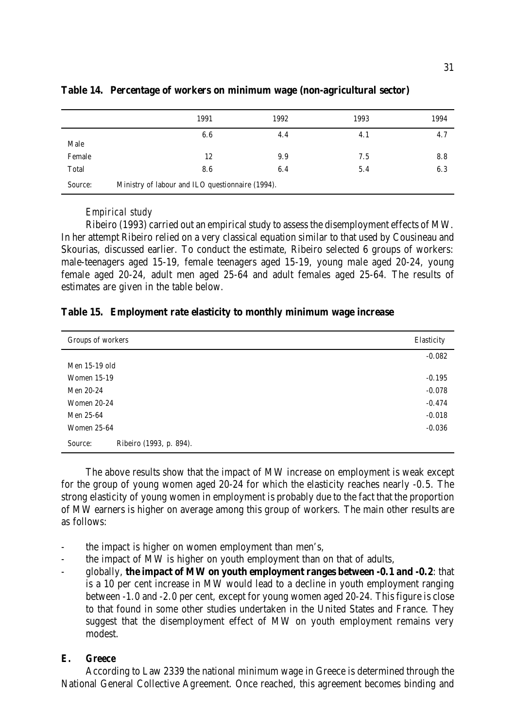**Table 14. Percentage of workers on minimum wage (non-agricultural sector)**

| | 1991 | 1992 | 1993 | 1994 |
|---|---|---|---|---|
| Male | 6.6 | 4.4 | 4.1 | 4.7 |
| Female | 12 | 9.9 | 7.5 | 8.8 |
| Total | 8.6 | 6.4 | 5.4 | 6.3 |

Source: Ministry of labour and ILO questionnaire (1994).

*Empirical study*

Ribeiro (1993) carried out an empirical study to assess the disemployment effects of MW. In her attempt Ribeiro relied on a very classical equation similar to that used by Cousineau and Skourias, discussed earlier. To conduct the estimate, Ribeiro selected 6 groups of workers: male-teenagers aged 15-19, female teenagers aged 15-19, young male aged 20-24, young female aged 20-24, adult men aged 25-64 and adult females aged 25-64. The results of estimates are given in the table below.

**Table 15. Employment rate elasticity to monthly minimum wage increase**

| Groups of workers | Elasticity |
|---|---|
| Men 15-19 old | -0.082 |
| Women 15-19 | -0.195 |
| Men 20-24 | -0.078 |
| Women 20-24 | -0.474 |
| Men 25-64 | -0.018 |
| Women 25-64 | -0.036 |

Source: Ribeiro (1993, p. 894).

The above results show that the impact of MW increase on employment is weak except for the group of young women aged 20-24 for which the elasticity reaches nearly -0.5. The strong elasticity of young women in employment is probably due to the fact that the proportion of MW earners is higher on average among this group of workers. The main other results are as follows:

- the impact is higher on women employment than men's,
- the impact of MW is higher on youth employment than on that of adults,
- globally, **the impact of MW on youth employment ranges between -0.1 and -0.2**: that is a 10 per cent increase in MW would lead to a decline in youth employment ranging between -1.0 and -2.0 per cent, except for young women aged 20-24. This figure is close to that found in some other studies undertaken in the United States and France. They suggest that the disemployment effect of MW on youth employment remains very modest.

### E. Greece

According to Law 2339 the national minimum wage in Greece is determined through the National General Collective Agreement. Once reached, this agreement becomes binding and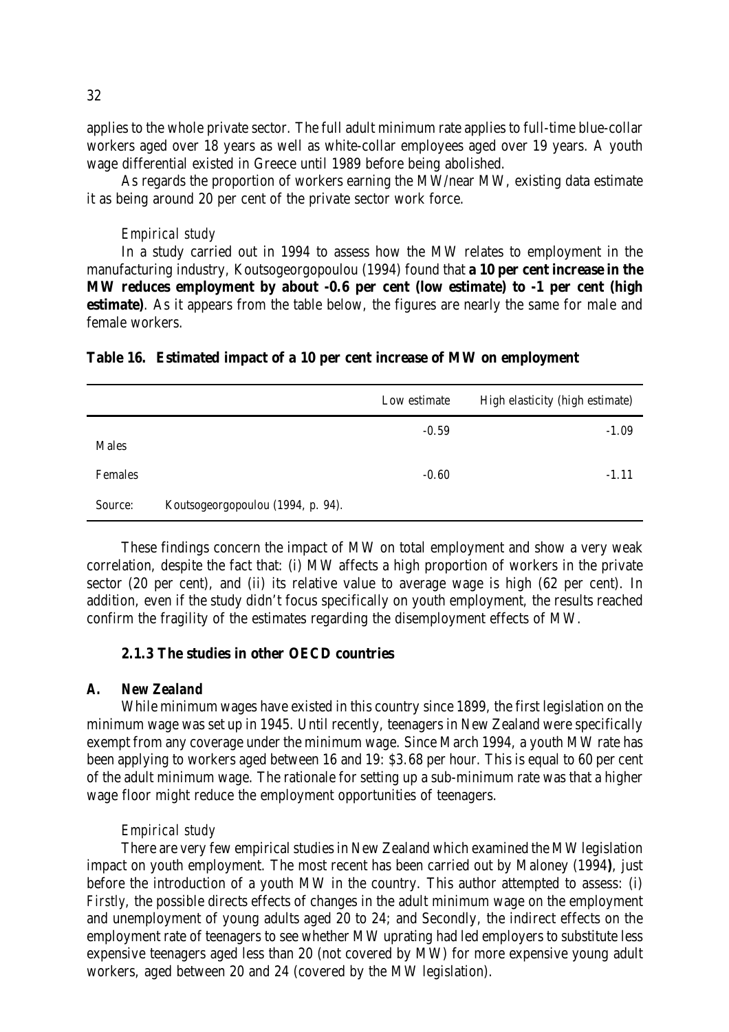applies to the whole private sector. The full adult minimum rate applies to full-time blue-collar workers aged over 18 years as well as white-collar employees aged over 19 years. A youth wage differential existed in Greece until 1989 before being abolished.

As regards the proportion of workers earning the MW/near MW, existing data estimate it as being around 20 per cent of the private sector work force.

*Empirical study*

In a study carried out in 1994 to assess how the MW relates to employment in the manufacturing industry, Koutsogeorgopoulou (1994) found that **a 10 per cent increase in the MW reduces employment by about -0.6 per cent (low estimate) to -1 per cent (high estimate)**. As it appears from the table below, the figures are nearly the same for male and female workers.

**Table 16. Estimated impact of a 10 per cent increase of MW on employment**

| | Low estimate | High elasticity (high estimate) |
|---|---|---|
| Males | -0.59 | -1.09 |
| Females | -0.60 | -1.11 |

Source: Koutsogeorgopoulou (1994, p. 94).

These findings concern the impact of MW on total employment and show a very weak correlation, despite the fact that: (i) MW affects a high proportion of workers in the private sector (20 per cent), and (ii) its relative value to average wage is high (62 per cent). In addition, even if the study didn't focus specifically on youth employment, the results reached confirm the fragility of the estimates regarding the disemployment effects of MW.

### 2.1.3 The studies in other OECD countries

#### A. New Zealand

While minimum wages have existed in this country since 1899, the first legislation on the minimum wage was set up in 1945. Until recently, teenagers in New Zealand were specifically exempt from any coverage under the minimum wage. Since March 1994, a youth MW rate has been applying to workers aged between 16 and 19: $3.68 per hour. This is equal to 60 per cent of the adult minimum wage. The rationale for setting up a sub-minimum rate was that a higher wage floor might reduce the employment opportunities of teenagers.

*Empirical study*

There are very few empirical studies in New Zealand which examined the MW legislation impact on youth employment. The most recent has been carried out by Maloney (1994), just before the introduction of a youth MW in the country. This author attempted to assess: (i) Firstly, the possible directs effects of changes in the adult minimum wage on the employment and unemployment of young adults aged 20 to 24; and Secondly, the indirect effects on the employment rate of teenagers to see whether MW uprating had led employers to substitute less expensive teenagers aged less than 20 (not covered by MW) for more expensive young adult workers, aged between 20 and 24 (covered by the MW legislation).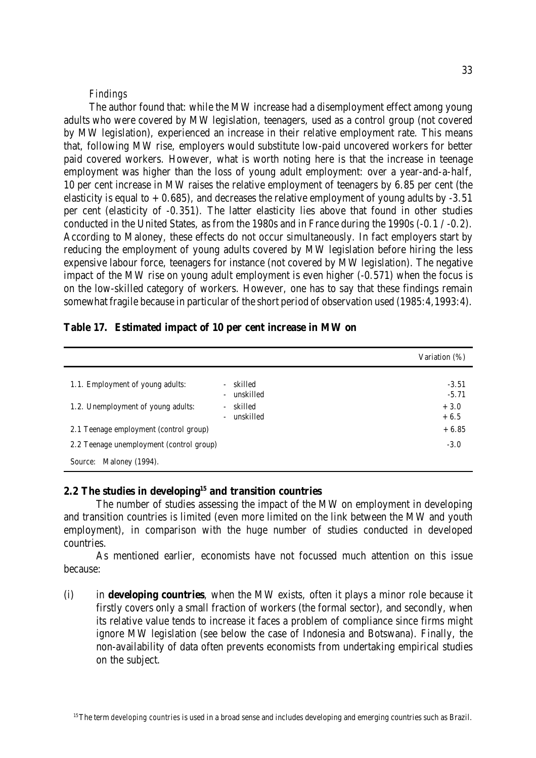*Findings*

The author found that: while the MW increase had a disemployment effect among young adults who were covered by MW legislation, teenagers, used as a control group (not covered by MW legislation), experienced an increase in their relative employment rate. This means that, following MW rise, employers would substitute low-paid uncovered workers for better paid covered workers. However, what is worth noting here is that the increase in teenage employment was higher than the loss of young adult employment: over a year-and-a-half, 10 per cent increase in MW raises the relative employment of teenagers by 6.85 per cent (the elasticity is equal to + 0.685), and decreases the relative employment of young adults by -3.51 per cent (elasticity of -0.351). The latter elasticity lies above that found in other studies conducted in the United States, as from the 1980s and in France during the 1990s (-0.1 / -0.2). According to Maloney, these effects do not occur simultaneously. In fact employers start by reducing the employment of young adults covered by MW legislation before hiring the less expensive labour force, teenagers for instance (not covered by MW legislation). The negative impact of the MW rise on young adult employment is even higher (-0.571) when the focus is on the low-skilled category of workers. However, one has to say that these findings remain somewhat fragile because in particular of the short period of observation used (1985:4,1993:4).

**Table 17. Estimated impact of 10 per cent increase in MW on**

| | | Variation (%) |
|---|---|---|
| 1.1. Employment of young adults: | - skilled | -3.51 |
| | - unskilled | -5.71 |
| 1.2. Unemployment of young adults: | - skilled | + 3.0 |
| | - unskilled | + 6.5 |
| 2.1 Teenage employment (control group) | | + 6.85 |
| 2.2 Teenage unemployment (control group) | | -3.0 |

Source: Maloney (1994).

## 2.2 The studies in developing[15] and transition countries

The number of studies assessing the impact of the MW on employment in developing and transition countries is limited (even more limited on the link between the MW and youth employment), in comparison with the huge number of studies conducted in developed countries.

As mentioned earlier, economists have not focussed much attention on this issue because:

(i) in **developing countries**, when the MW exists, often it plays a minor role because it firstly covers only a small fraction of workers (the formal sector), and secondly, when its relative value tends to increase it faces a problem of compliance since firms might ignore MW legislation (see below the case of Indonesia and Botswana). Finally, the non-availability of data often prevents economists from undertaking empirical studies on the subject.

[15] The term *developing countries* is used in a broad sense and includes developing and emerging countries such as Brazil.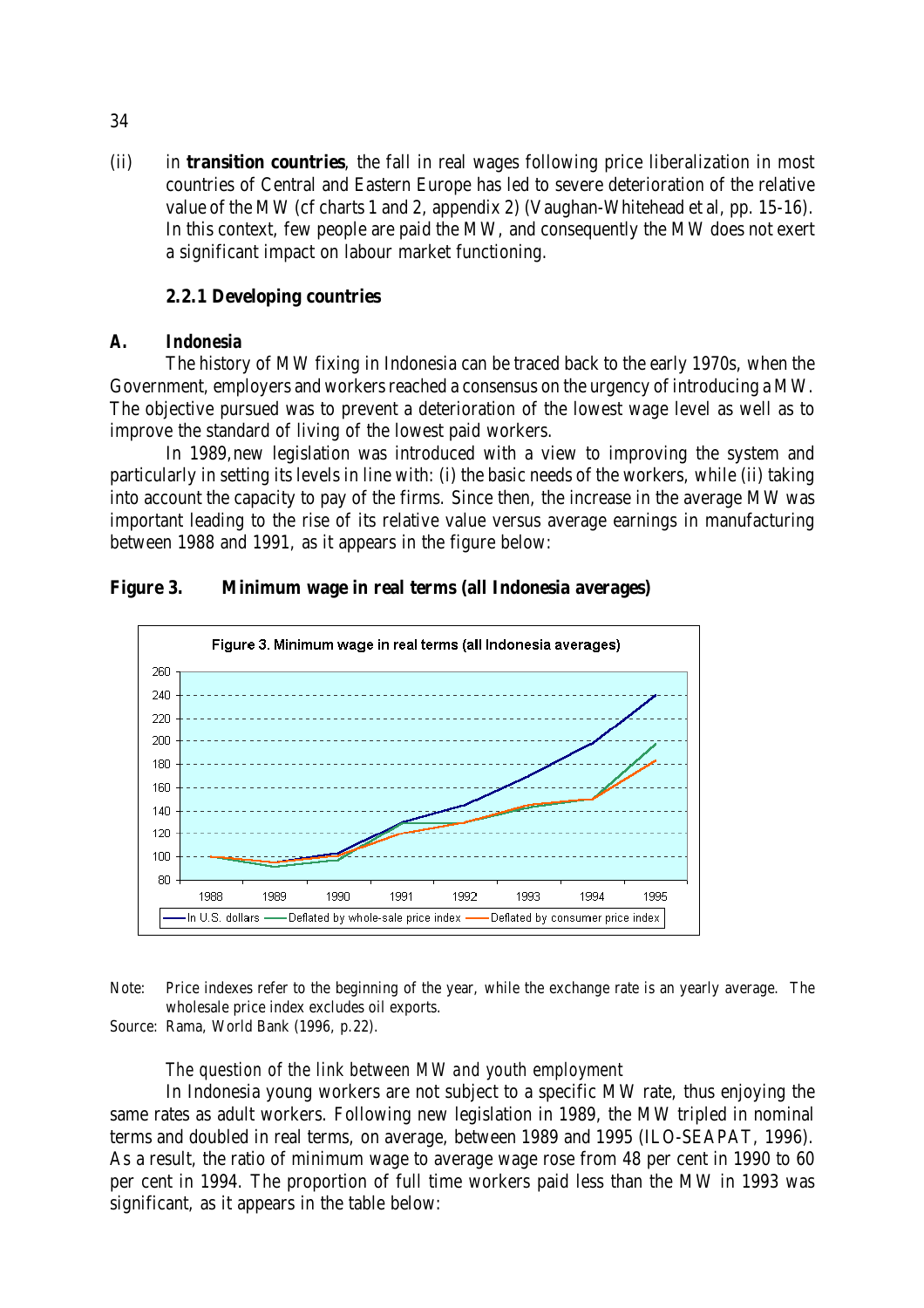(ii) in **transition countries**, the fall in real wages following price liberalization in most countries of Central and Eastern Europe has led to severe deterioration of the relative value of the MW (cf charts 1 and 2, appendix 2) (Vaughan-Whitehead et al, pp. 15-16). In this context, few people are paid the MW, and consequently the MW does not exert a significant impact on labour market functioning.

### 2.2.1 Developing countries

#### A. *Indonesia*

The history of MW fixing in Indonesia can be traced back to the early 1970s, when the Government, employers and workers reached a consensus on the urgency of introducing a MW. The objective pursued was to prevent a deterioration of the lowest wage level as well as to improve the standard of living of the lowest paid workers.

In 1989,new legislation was introduced with a view to improving the system and particularly in setting its levels in line with: (i) the basic needs of the workers, while (ii) taking into account the capacity to pay of the firms. Since then, the increase in the average MW was important leading to the rise of its relative value versus average earnings in manufacturing between 1988 and 1991, as it appears in the figure below:

**Figure 3. Minimum wage in real terms (all Indonesia averages)**

Note: Price indexes refer to the beginning of the year, while the exchange rate is an yearly average. The wholesale price index excludes oil exports.

Source: Rama, World Bank (1996, p.22).

*The question of the link between MW and youth employment*

In Indonesia young workers are not subject to a specific MW rate, thus enjoying the same rates as adult workers. Following new legislation in 1989, the MW tripled in nominal terms and doubled in real terms, on average, between 1989 and 1995 (ILO-SEAPAT, 1996). As a result, the ratio of minimum wage to average wage rose from 48 per cent in 1990 to 60 per cent in 1994. The proportion of full time workers paid less than the MW in 1993 was significant, as it appears in the table below: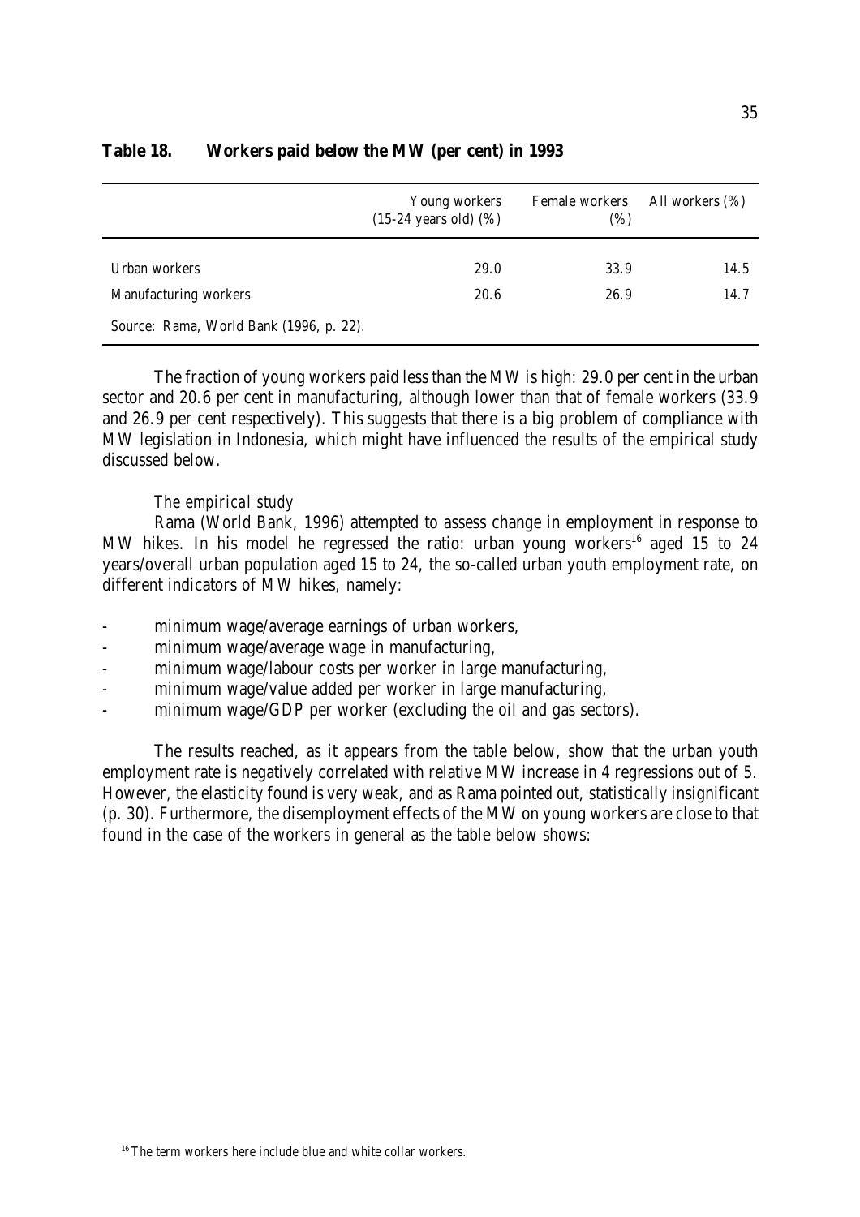**Table 18. Workers paid below the MW (per cent) in 1993**

| | Young workers (15-24 years old) (%) | Female workers (%) | All workers (%) |
|---|---|---|---|
| Urban workers | 29.0 | 33.9 | 14.5 |
| Manufacturing workers | 20.6 | 26.9 | 14.7 |

Source: Rama, World Bank (1996, p. 22).

The fraction of young workers paid less than the MW is high: 29.0 per cent in the urban sector and 20.6 per cent in manufacturing, although lower than that of female workers (33.9 and 26.9 per cent respectively). This suggests that there is a big problem of compliance with MW legislation in Indonesia, which might have influenced the results of the empirical study discussed below.

*The empirical study*

Rama (World Bank, 1996) attempted to assess change in employment in response to MW hikes. In his model he regressed the ratio: urban young workers[16] aged 15 to 24 years/overall urban population aged 15 to 24, the so-called urban youth employment rate, on different indicators of MW hikes, namely:

- minimum wage/average earnings of urban workers,
- minimum wage/average wage in manufacturing,
- minimum wage/labour costs per worker in large manufacturing,
- minimum wage/value added per worker in large manufacturing,
- minimum wage/GDP per worker (excluding the oil and gas sectors).

The results reached, as it appears from the table below, show that the urban youth employment rate is negatively correlated with relative MW increase in 4 regressions out of 5. However, the elasticity found is very weak, and as Rama pointed out, statistically insignificant (p. 30). Furthermore, the disemployment effects of the MW on young workers are close to that found in the case of the workers in general as the table below shows:

[16] The term workers here include blue and white collar workers.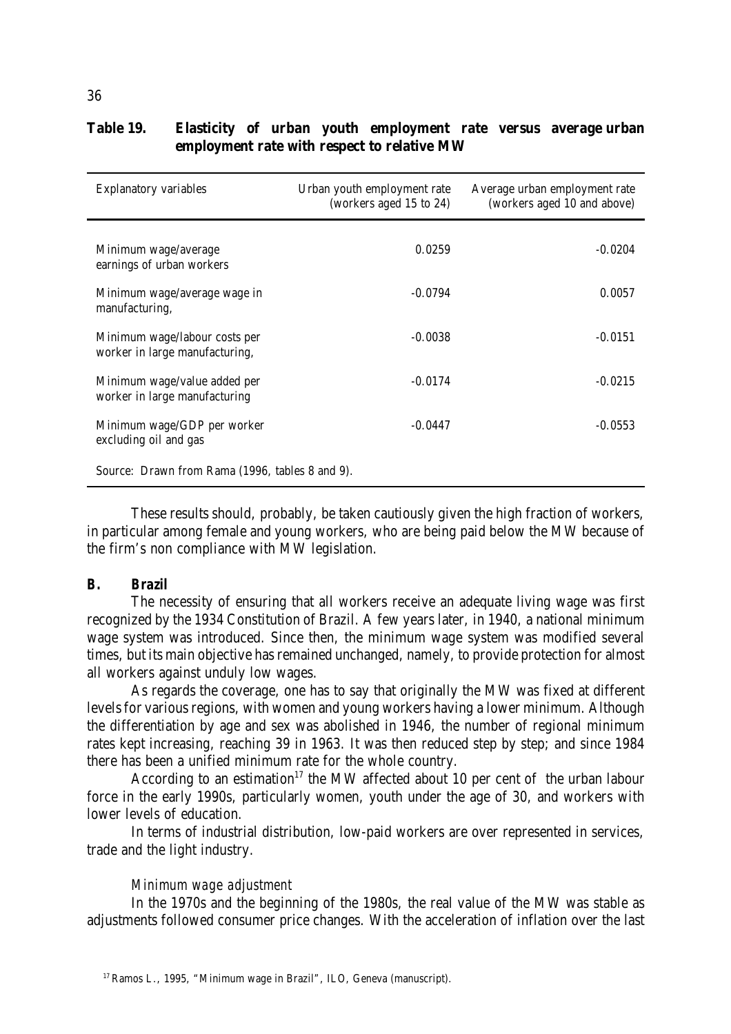**Table 19. Elasticity of urban youth employment rate versus average urban employment rate with respect to relative MW**

| Explanatory variables | Urban youth employment rate (workers aged 15 to 24) | Average urban employment rate (workers aged 10 and above) |
|---|---|---|
| Minimum wage/average earnings of urban workers | 0.0259 | -0.0204 |
| Minimum wage/average wage in manufacturing, | -0.0794 | 0.0057 |
| Minimum wage/labour costs per worker in large manufacturing, | -0.0038 | -0.0151 |
| Minimum wage/value added per worker in large manufacturing | -0.0174 | -0.0215 |
| Minimum wage/GDP per worker excluding oil and gas | -0.0447 | -0.0553 |

Source: Drawn from Rama (1996, tables 8 and 9).

These results should, probably, be taken cautiously given the high fraction of workers, in particular among female and young workers, who are being paid below the MW because of the firm's non compliance with MW legislation.

### B. Brazil

The necessity of ensuring that all workers receive an adequate living wage was first recognized by the 1934 Constitution of Brazil. A few years later, in 1940, a national minimum wage system was introduced. Since then, the minimum wage system was modified several times, but its main objective has remained unchanged, namely, to provide protection for almost all workers against unduly low wages.

As regards the coverage, one has to say that originally the MW was fixed at different levels for various regions, with women and young workers having a lower minimum. Although the differentiation by age and sex was abolished in 1946, the number of regional minimum rates kept increasing, reaching 39 in 1963. It was then reduced step by step; and since 1984 there has been a unified minimum rate for the whole country.

According to an estimation[17] the MW affected about 10 per cent of the urban labour force in the early 1990s, particularly women, youth under the age of 30, and workers with lower levels of education.

In terms of industrial distribution, low-paid workers are over represented in services, trade and the light industry.

*Minimum wage adjustment*

In the 1970s and the beginning of the 1980s, the real value of the MW was stable as adjustments followed consumer price changes. With the acceleration of inflation over the last

[17] Ramos L., 1995, "Minimum wage in Brazil", ILO, Geneva (manuscript).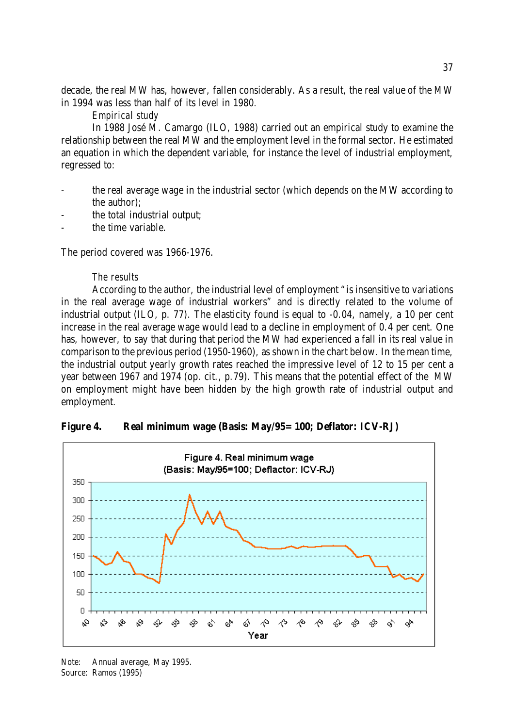decade, the real MW has, however, fallen considerably. As a result, the real value of the MW in 1994 was less than half of its level in 1980.

*Empirical study*

In 1988 José M. Camargo (ILO, 1988) carried out an empirical study to examine the relationship between the real MW and the employment level in the formal sector. He estimated an equation in which the dependent variable, for instance the level of industrial employment, regressed to:

- the real average wage in the industrial sector (which depends on the MW according to the author);
- the total industrial output;
- the time variable.

The period covered was 1966-1976.

*The results*

According to the author, the industrial level of employment "is insensitive to variations in the real average wage of industrial workers" and is directly related to the volume of industrial output (ILO, p. 77). The elasticity found is equal to -0.04, namely, a 10 per cent increase in the real average wage would lead to a decline in employment of 0.4 per cent. One has, however, to say that during that period the MW had experienced a fall in its real value in comparison to the previous period (1950-1960), as shown in the chart below. In the mean time, the industrial output yearly growth rates reached the impressive level of 12 to 15 per cent a year between 1967 and 1974 (op. cit., p.79). This means that the potential effect of the MW on employment might have been hidden by the high growth rate of industrial output and employment.

**Figure 4. Real minimum wage (Basis: May/95= 100; Deflator: ICV-RJ)**

Note: Annual average, May 1995.
Source: Ramos (1995)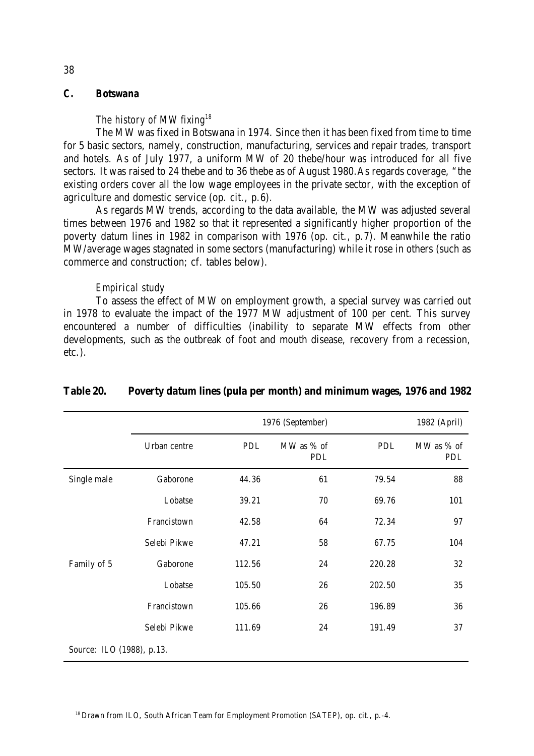### C. Botswana

*The history of MW fixing*[18]

The MW was fixed in Botswana in 1974. Since then it has been fixed from time to time for 5 basic sectors, namely, construction, manufacturing, services and repair trades, transport and hotels. As of July 1977, a uniform MW of 20 thebe/hour was introduced for all five sectors. It was raised to 24 thebe and to 36 thebe as of August 1980. As regards coverage, "the existing orders cover all the low wage employees in the private sector, with the exception of agriculture and domestic service (op. cit., p.6).

As regards MW trends, according to the data available, the MW was adjusted several times between 1976 and 1982 so that it represented a significantly higher proportion of the poverty datum lines in 1982 in comparison with 1976 (op. cit., p.7). Meanwhile the ratio MW/average wages stagnated in some sectors (manufacturing) while it rose in others (such as commerce and construction; cf. tables below).

*Empirical study*

To assess the effect of MW on employment growth, a special survey was carried out in 1978 to evaluate the impact of the 1977 MW adjustment of 100 per cent. This survey encountered a number of difficulties (inability to separate MW effects from other developments, such as the outbreak of foot and mouth disease, recovery from a recession, etc.).

**Table 20. Poverty datum lines (pula per month) and minimum wages, 1976 and 1982**

| | | 1976 (September) | | 1982 (April) | |
|---|---|---|---|---|---|
| | Urban centre | PDL | MW as % of PDL | PDL | MW as % of PDL |
| Single male | Gaborone | 44.36 | 61 | 79.54 | 88 |
| | Lobatse | 39.21 | 70 | 69.76 | 101 |
| | Francistown | 42.58 | 64 | 72.34 | 97 |
| | Selebi Pikwe | 47.21 | 58 | 67.75 | 104 |
| Family of 5 | Gaborone | 112.56 | 24 | 220.28 | 32 |
| | Lobatse | 105.50 | 26 | 202.50 | 35 |
| | Francistown | 105.66 | 26 | 196.89 | 36 |
| | Selebi Pikwe | 111.69 | 24 | 191.49 | 37 |

Source: ILO (1988), p.13.

[18] Drawn from ILO, South African Team for Employment Promotion (SATEP), op. cit., p.-4.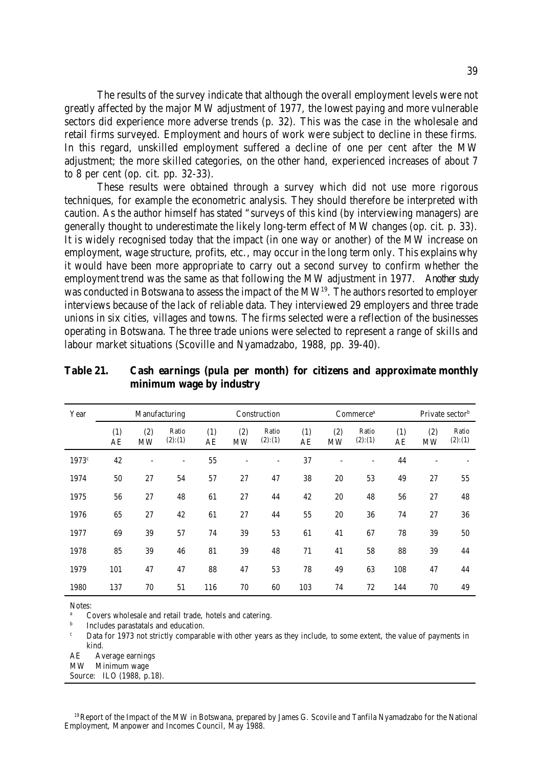The results of the survey indicate that although the overall employment levels were not greatly affected by the major MW adjustment of 1977, the lowest paying and more vulnerable sectors did experience more adverse trends (p. 32). This was the case in the wholesale and retail firms surveyed. Employment and hours of work were subject to decline in these firms. In this regard, unskilled employment suffered a decline of one per cent after the MW adjustment; the more skilled categories, on the other hand, experienced increases of about 7 to 8 per cent (op. cit. pp. 32-33).

These results were obtained through a survey which did not use more rigorous techniques, for example the econometric analysis. They should therefore be interpreted with caution. As the author himself has stated "surveys of this kind (by interviewing managers) are generally thought to underestimate the likely long-term effect of MW changes (op. cit. p. 33). It is widely recognised today that the impact (in one way or another) of the MW increase on employment, wage structure, profits, etc., may occur in the long term only. This explains why it would have been more appropriate to carry out a second survey to confirm whether the employment trend was the same as that following the MW adjustment in 1977. *Another study* was conducted in Botswana to assess the impact of the MW[19]. The authors resorted to employer interviews because of the lack of reliable data. They interviewed 29 employers and three trade unions in six cities, villages and towns. The firms selected were a reflection of the businesses operating in Botswana. The three trade unions were selected to represent a range of skills and labour market situations (Scoville and Nyamadzabo, 1988, pp. 39-40).

**Table 21. Cash earnings (pula per month) for citizens and approximate monthly minimum wage by industry**

| Year | Manufacturing | | | Construction | | | Commerce[a] | | | Private sector[b] | | |
|---|---|---|---|---|---|---|---|---|---|---|---|---|
| | (1) AE | (2) MW | Ratio (2):(1) | (1) AE | (2) MW | Ratio (2):(1) | (1) AE | (2) MW | Ratio (2):(1) | (1) AE | (2) MW | Ratio (2):(1) |
| 1973[c] | 42 | - | - | 55 | - | - | 37 | - | - | 44 | - | - |
| 1974 | 50 | 27 | 54 | 57 | 27 | 47 | 38 | 20 | 53 | 49 | 27 | 55 |
| 1975 | 56 | 27 | 48 | 61 | 27 | 44 | 42 | 20 | 48 | 56 | 27 | 48 |
| 1976 | 65 | 27 | 42 | 61 | 27 | 44 | 55 | 20 | 36 | 74 | 27 | 36 |
| 1977 | 69 | 39 | 57 | 74 | 39 | 53 | 61 | 41 | 67 | 78 | 39 | 50 |
| 1978 | 85 | 39 | 46 | 81 | 39 | 48 | 71 | 41 | 58 | 88 | 39 | 44 |
| 1979 | 101 | 47 | 47 | 88 | 47 | 53 | 78 | 49 | 63 | 108 | 47 | 44 |
| 1980 | 137 | 70 | 51 | 116 | 70 | 60 | 103 | 74 | 72 | 144 | 70 | 49 |

Notes:
[a] Covers wholesale and retail trade, hotels and catering.
[b] Includes parastatals and education.
[c] Data for 1973 not strictly comparable with other years as they include, to some extent, the value of payments in kind.

AE Average earnings
MW Minimum wage
Source: ILO (1988, p.18).

[19] Report of the Impact of the MW in Botswana, prepared by James G. Scovile and Tanfila Nyamadzabo for the National Employment, Manpower and Incomes Council, May 1988.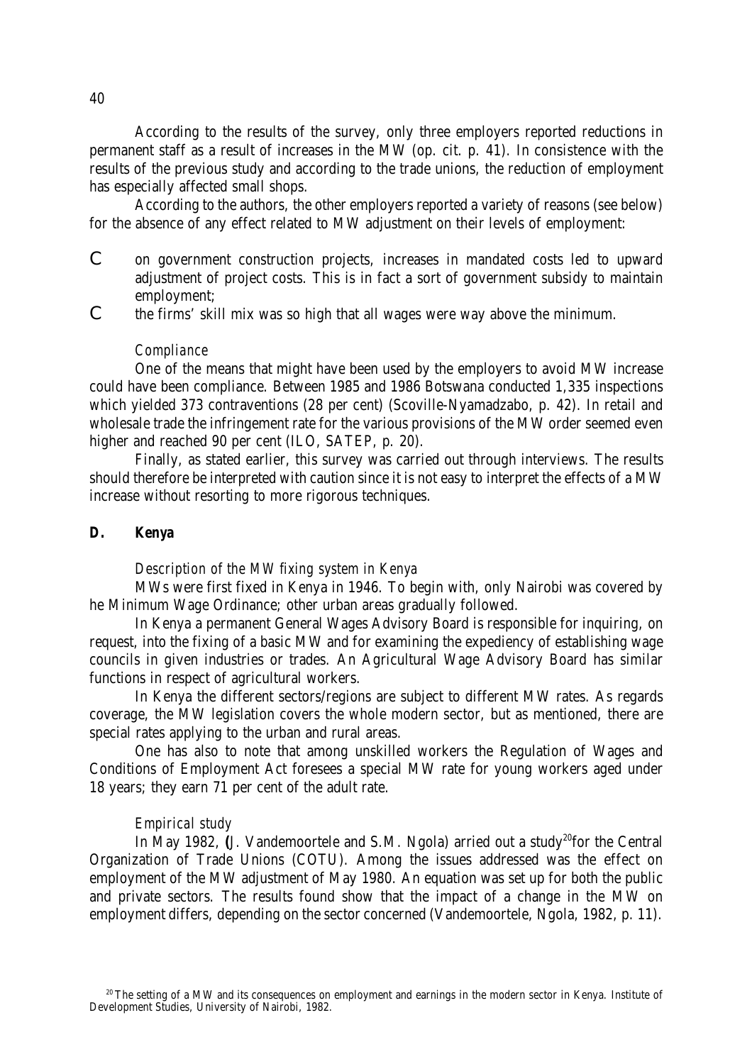According to the results of the survey, only three employers reported reductions in permanent staff as a result of increases in the MW (op. cit. p. 41). In consistence with the results of the previous study and according to the trade unions, the reduction of employment has especially affected small shops.

According to the authors, the other employers reported a variety of reasons (see below) for the absence of any effect related to MW adjustment on their levels of employment:

- on government construction projects, increases in mandated costs led to upward adjustment of project costs. This is in fact a sort of government subsidy to maintain employment;
- the firms' skill mix was so high that all wages were way above the minimum.

*Compliance*

One of the means that might have been used by the employers to avoid MW increase could have been compliance. Between 1985 and 1986 Botswana conducted 1,335 inspections which yielded 373 contraventions (28 per cent) (Scoville-Nyamadzabo, p. 42). In retail and wholesale trade the infringement rate for the various provisions of the MW order seemed even higher and reached 90 per cent (ILO, SATEP, p. 20).

Finally, as stated earlier, this survey was carried out through interviews. The results should therefore be interpreted with caution since it is not easy to interpret the effects of a MW increase without resorting to more rigorous techniques.

## D. Kenya

*Description of the MW fixing system in Kenya*

MWs were first fixed in Kenya in 1946. To begin with, only Nairobi was covered by he Minimum Wage Ordinance; other urban areas gradually followed.

In Kenya a permanent General Wages Advisory Board is responsible for inquiring, on request, into the fixing of a basic MW and for examining the expediency of establishing wage councils in given industries or trades. An Agricultural Wage Advisory Board has similar functions in respect of agricultural workers.

In Kenya the different sectors/regions are subject to different MW rates. As regards coverage, the MW legislation covers the whole modern sector, but as mentioned, there are special rates applying to the urban and rural areas.

One has also to note that among unskilled workers the Regulation of Wages and Conditions of Employment Act foresees a special MW rate for young workers aged under 18 years; they earn 71 per cent of the adult rate.

*Empirical study*

In May 1982, (J. Vandemoortele and S.M. Ngola) arried out a study[20]for the Central Organization of Trade Unions (COTU). Among the issues addressed was the effect on employment of the MW adjustment of May 1980. An equation was set up for both the public and private sectors. The results found show that the impact of a change in the MW on employment differs, depending on the sector concerned (Vandemoortele, Ngola, 1982, p. 11).

[20] The setting of a MW and its consequences on employment and earnings in the modern sector in Kenya. Institute of Development Studies, University of Nairobi, 1982.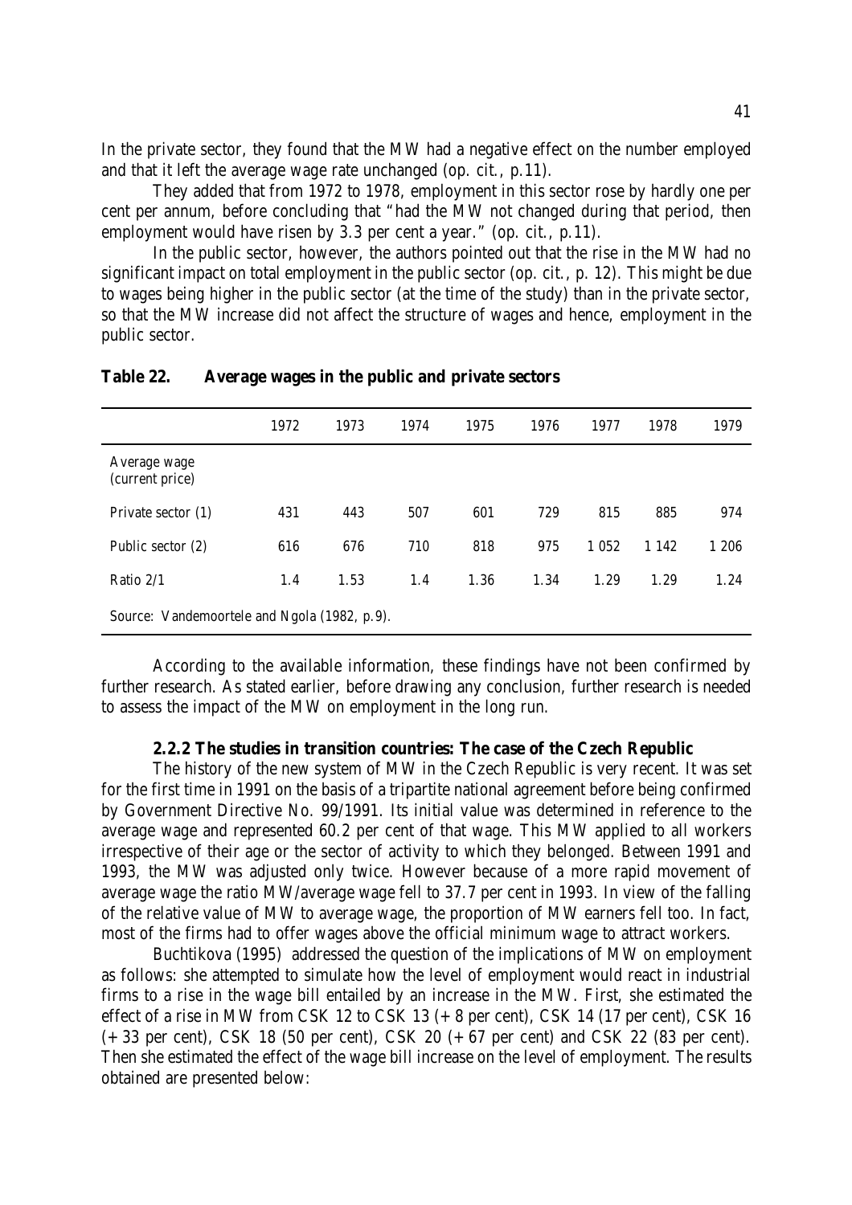In the private sector, they found that the MW had a negative effect on the number employed and that it left the average wage rate unchanged (op. cit., p.11).

They added that from 1972 to 1978, employment in this sector rose by hardly one per cent per annum, before concluding that "had the MW not changed during that period, then employment would have risen by 3.3 per cent a year." (op. cit., p.11).

In the public sector, however, the authors pointed out that the rise in the MW had no significant impact on total employment in the public sector (op. cit., p. 12). This might be due to wages being higher in the public sector (at the time of the study) than in the private sector, so that the MW increase did not affect the structure of wages and hence, employment in the public sector.

**Table 22. Average wages in the public and private sectors**

| | 1972 | 1973 | 1974 | 1975 | 1976 | 1977 | 1978 | 1979 |
|---|---|---|---|---|---|---|---|---|
| Average wage (current price) | | | | | | | | |
| Private sector (1) | 431 | 443 | 507 | 601 | 729 | 815 | 885 | 974 |
| Public sector (2) | 616 | 676 | 710 | 818 | 975 | 1 052 | 1 142 | 1 206 |
| Ratio 2/1 | 1.4 | 1.53 | 1.4 | 1.36 | 1.34 | 1.29 | 1.29 | 1.24 |

Source: Vandemoortele and Ngola (1982, p.9).

According to the available information, these findings have not been confirmed by further research. As stated earlier, before drawing any conclusion, further research is needed to assess the impact of the MW on employment in the long run.

### 2.2.2 The studies in transition countries: The case of the Czech Republic

The history of the new system of MW in the Czech Republic is very recent. It was set for the first time in 1991 on the basis of a tripartite national agreement before being confirmed by Government Directive No. 99/1991. Its initial value was determined in reference to the average wage and represented 60.2 per cent of that wage. This MW applied to all workers irrespective of their age or the sector of activity to which they belonged. Between 1991 and 1993, the MW was adjusted only twice. However because of a more rapid movement of average wage the ratio MW/average wage fell to 37.7 per cent in 1993. In view of the falling of the relative value of MW to average wage, the proportion of MW earners fell too. In fact, most of the firms had to offer wages above the official minimum wage to attract workers.

Buchtikova (1995) addressed the question of the implications of MW on employment as follows: she attempted to simulate how the level of employment would react in industrial firms to a rise in the wage bill entailed by an increase in the MW. First, she estimated the effect of a rise in MW from CSK 12 to CSK 13 (+ 8 per cent), CSK 14 (17 per cent), CSK 16 (+ 33 per cent), CSK 18 (50 per cent), CSK 20 (+ 67 per cent) and CSK 22 (83 per cent). Then she estimated the effect of the wage bill increase on the level of employment. The results obtained are presented below: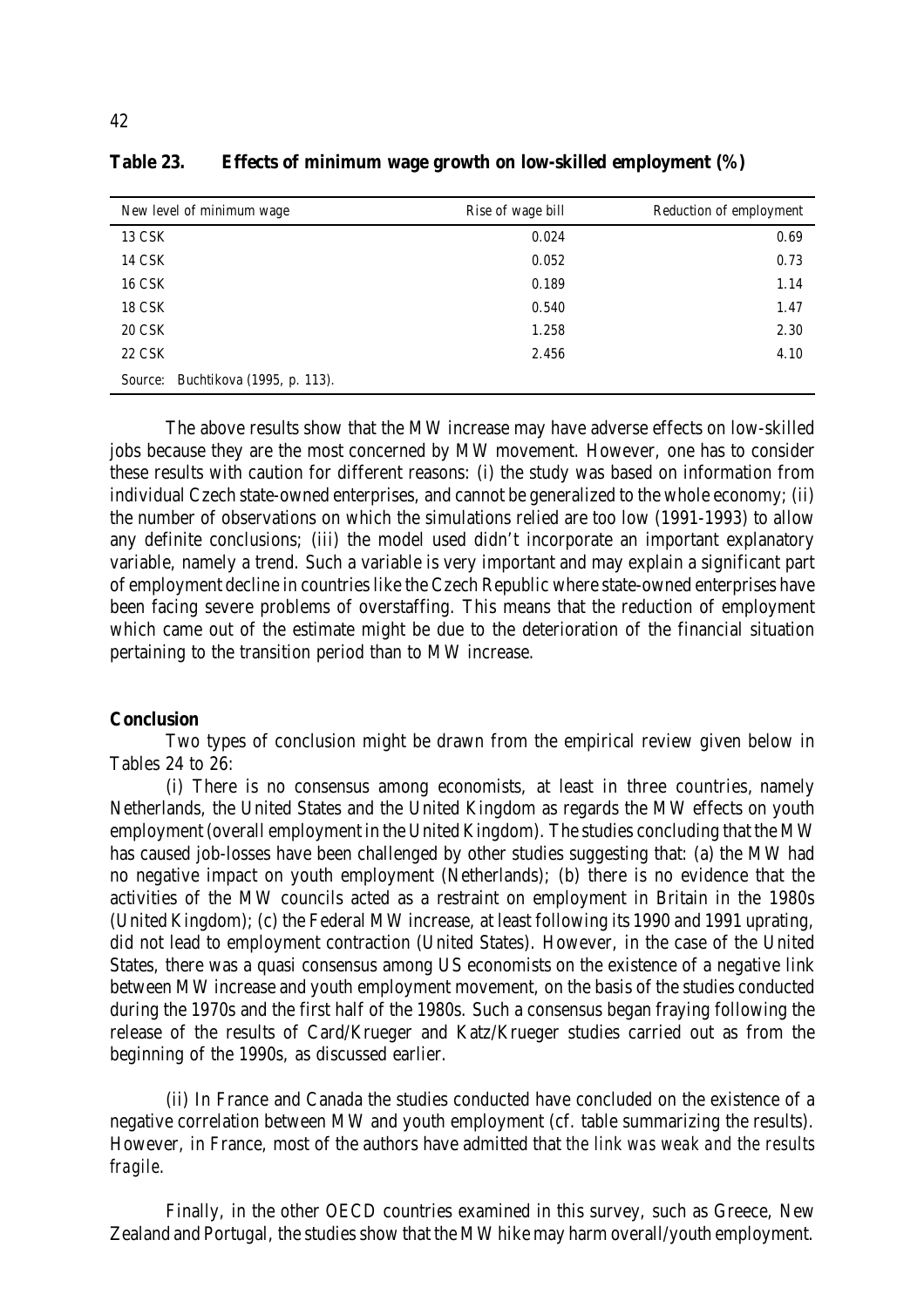**Table 23. Effects of minimum wage growth on low-skilled employment (%)**

| New level of minimum wage | Rise of wage bill | Reduction of employment |
|---|---|---|
| 13 CSK | 0.024 | 0.69 |
| 14 CSK | 0.052 | 0.73 |
| 16 CSK | 0.189 | 1.14 |
| 18 CSK | 0.540 | 1.47 |
| 20 CSK | 1.258 | 2.30 |
| 22 CSK | 2.456 | 4.10 |

Source: Buchtikova (1995, p. 113).

The above results show that the MW increase may have adverse effects on low-skilled jobs because they are the most concerned by MW movement. However, one has to consider these results with caution for different reasons: (i) the study was based on information from individual Czech state-owned enterprises, and cannot be generalized to the whole economy; (ii) the number of observations on which the simulations relied are too low (1991-1993) to allow any definite conclusions; (iii) the model used didn't incorporate an important explanatory variable, namely a trend. Such a variable is very important and may explain a significant part of employment decline in countries like the Czech Republic where state-owned enterprises have been facing severe problems of overstaffing. This means that the reduction of employment which came out of the estimate might be due to the deterioration of the financial situation pertaining to the transition period than to MW increase.

**Conclusion**

Two types of conclusion might be drawn from the empirical review given below in Tables 24 to 26:

(i) There is no consensus among economists, at least in three countries, namely Netherlands, the United States and the United Kingdom as regards the MW effects on youth employment (overall employment in the United Kingdom). The studies concluding that the MW has caused job-losses have been challenged by other studies suggesting that: (a) the MW had no negative impact on youth employment (Netherlands); (b) there is no evidence that the activities of the MW councils acted as a restraint on employment in Britain in the 1980s (United Kingdom); (c) the Federal MW increase, at least following its 1990 and 1991 uprating, did not lead to employment contraction (United States). However, in the case of the United States, there was a quasi consensus among US economists on the existence of a negative link between MW increase and youth employment movement, on the basis of the studies conducted during the 1970s and the first half of the 1980s. Such a consensus began fraying following the release of the results of Card/Krueger and Katz/Krueger studies carried out as from the beginning of the 1990s, as discussed earlier.

(ii) In France and Canada the studies conducted have concluded on the existence of a negative correlation between MW and youth employment (cf. table summarizing the results). However, in France, most of the authors have admitted that *the link was weak and the results fragile*.

Finally, in the other OECD countries examined in this survey, such as Greece, New Zealand and Portugal, the studies show that the MW hike may harm overall/youth employment.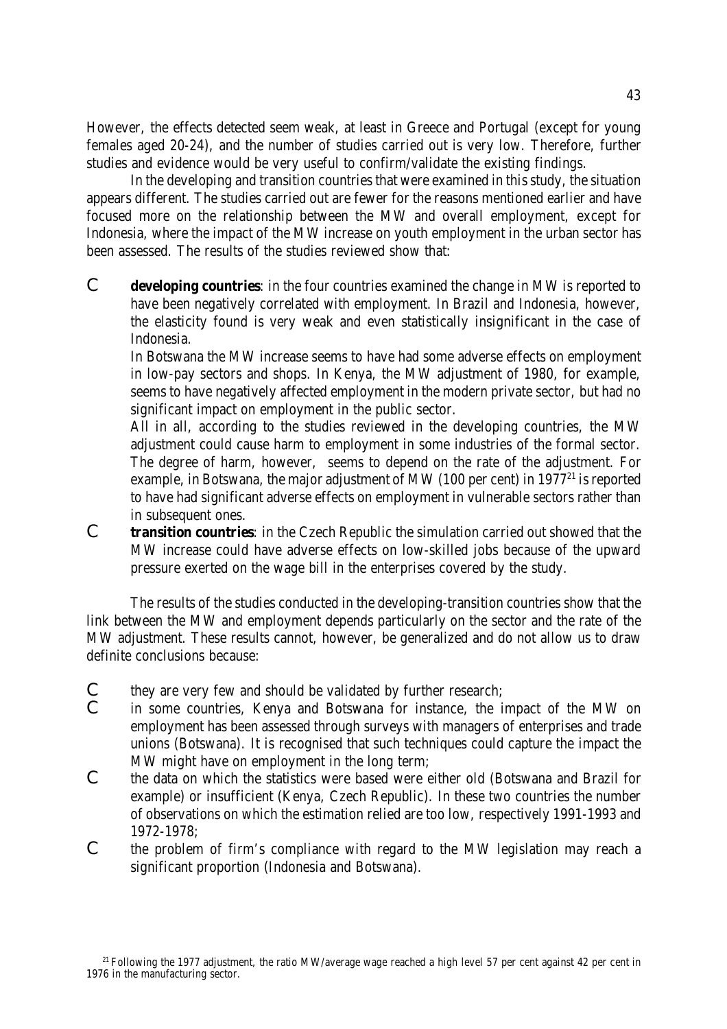However, the effects detected seem weak, at least in Greece and Portugal (except for young females aged 20-24), and the number of studies carried out is very low. Therefore, further studies and evidence would be very useful to confirm/validate the existing findings.

In the developing and transition countries that were examined in this study, the situation appears different. The studies carried out are fewer for the reasons mentioned earlier and have focused more on the relationship between the MW and overall employment, except for Indonesia, where the impact of the MW increase on youth employment in the urban sector has been assessed. The results of the studies reviewed show that:

- **developing countries**: in the four countries examined the change in MW is reported to have been negatively correlated with employment. In Brazil and Indonesia, however, the elasticity found is very weak and even statistically insignificant in the case of Indonesia.

  In Botswana the MW increase seems to have had some adverse effects on employment in low-pay sectors and shops. In Kenya, the MW adjustment of 1980, for example, seems to have negatively affected employment in the modern private sector, but had no significant impact on employment in the public sector.

  All in all, according to the studies reviewed in the developing countries, the MW adjustment could cause harm to employment in some industries of the formal sector. The degree of harm, however, seems to depend on the rate of the adjustment. For example, in Botswana, the major adjustment of MW (100 per cent) in 1977[21] is reported to have had significant adverse effects on employment in vulnerable sectors rather than in subsequent ones.
- **transition countries**: in the Czech Republic the simulation carried out showed that the MW increase could have adverse effects on low-skilled jobs because of the upward pressure exerted on the wage bill in the enterprises covered by the study.

The results of the studies conducted in the developing-transition countries show that the link between the MW and employment depends particularly on the sector and the rate of the MW adjustment. These results cannot, however, be generalized and do not allow us to draw definite conclusions because:

- they are very few and should be validated by further research;
- in some countries, Kenya and Botswana for instance, the impact of the MW on employment has been assessed through surveys with managers of enterprises and trade unions (Botswana). It is recognised that such techniques could capture the impact the MW might have on employment in the long term;
- the data on which the statistics were based were either old (Botswana and Brazil for example) or insufficient (Kenya, Czech Republic). In these two countries the number of observations on which the estimation relied are too low, respectively 1991-1993 and 1972-1978;
- the problem of firm's compliance with regard to the MW legislation may reach a significant proportion (Indonesia and Botswana).

[21] Following the 1977 adjustment, the ratio MW/average wage reached a high level 57 per cent against 42 per cent in 1976 in the manufacturing sector.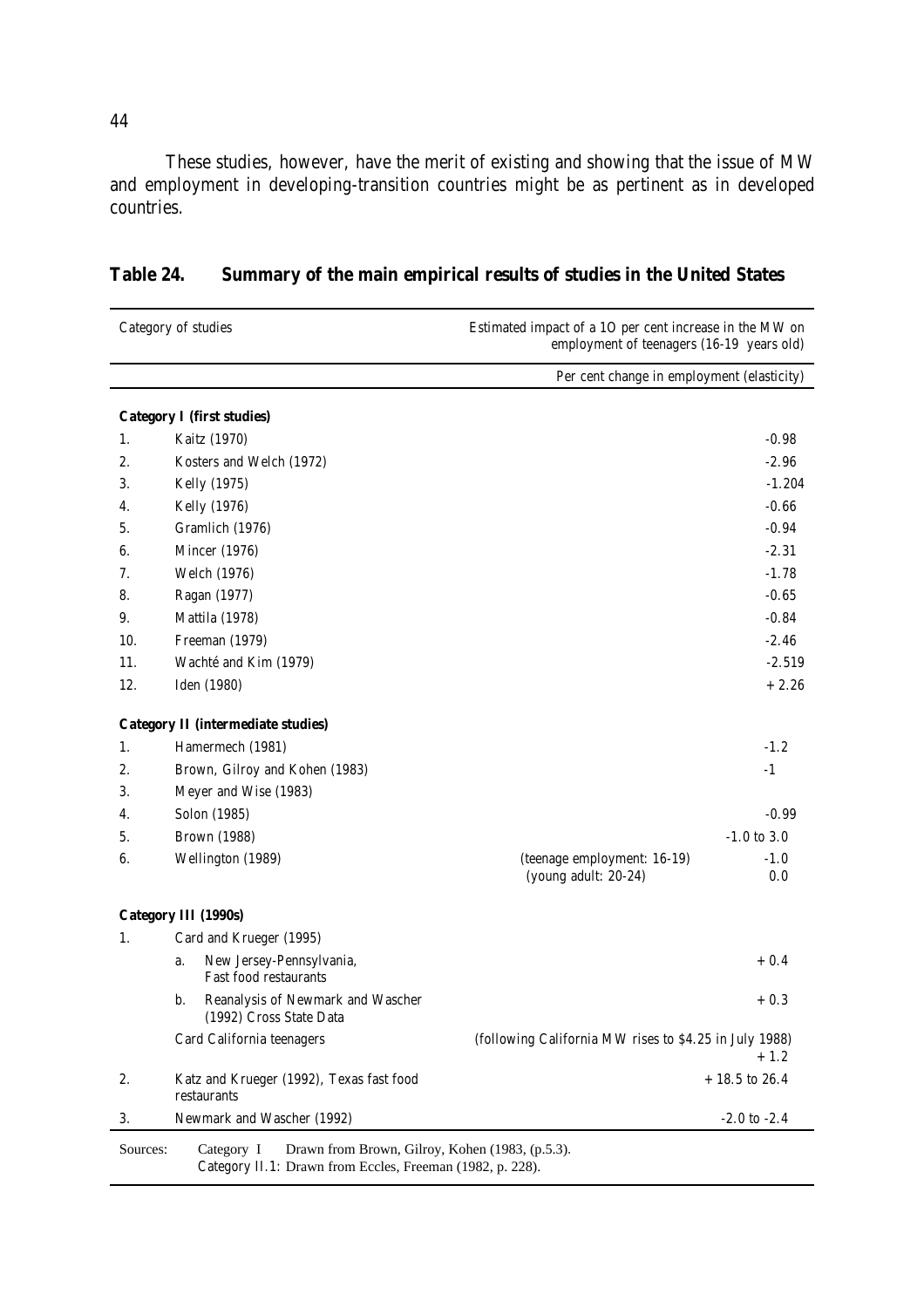These studies, however, have the merit of existing and showing that the issue of MW and employment in developing-transition countries might be as pertinent as in developed countries.

## Table 24. Summary of the main empirical results of studies in the United States

| Category of studies | | Estimated impact of a 1O per cent increase in the MW on employment of teenagers (16-19 years old) |
|---|---|---|
| | | Per cent change in employment (elasticity) |
| **Category I (first studies)** | | |
| 1. | Kaitz (1970) | -0.98 |
| 2. | Kosters and Welch (1972) | -2.96 |
| 3. | Kelly (1975) | -1.204 |
| 4. | Kelly (1976) | -0.66 |
| 5. | Gramlich (1976) | -0.94 |
| 6. | Mincer (1976) | -2.31 |
| 7. | Welch (1976) | -1.78 |
| 8. | Ragan (1977) | -0.65 |
| 9. | Mattila (1978) | -0.84 |
| 10. | Freeman (1979) | -2.46 |
| 11. | Wachté and Kim (1979) | -2.519 |
| 12. | Iden (1980) | + 2.26 |
| **Category II (intermediate studies)** | | |
| 1. | Hamermech (1981) | -1.2 |
| 2. | Brown, Gilroy and Kohen (1983) | -1 |
| 3. | Meyer and Wise (1983) | |
| 4. | Solon (1985) | -0.99 |
| 5. | Brown (1988) | -1.0 to 3.0 |
| 6. | Wellington (1989) | (teenage employment: 16-19) -1.0<br>(young adult: 20-24) 0.0 |
| **Category III (1990s)** | | |
| 1. | Card and Krueger (1995) | |
| | a. New Jersey-Pennsylvania, Fast food restaurants | + 0.4 |
| | b. Reanalysis of Newmark and Wascher (1992) Cross State Data | + 0.3 |
| | Card California teenagers | (following California MW rises to $4.25 in July 1988) + 1.2 |
| 2. | Katz and Krueger (1992), Texas fast food restaurants | + 18.5 to 26.4 |
| 3. | Newmark and Wascher (1992) | -2.0 to -2.4 |

Sources: Category I Drawn from Brown, Gilroy, Kohen (1983, (p.5.3).
Category II.1: Drawn from Eccles, Freeman (1982, p. 228).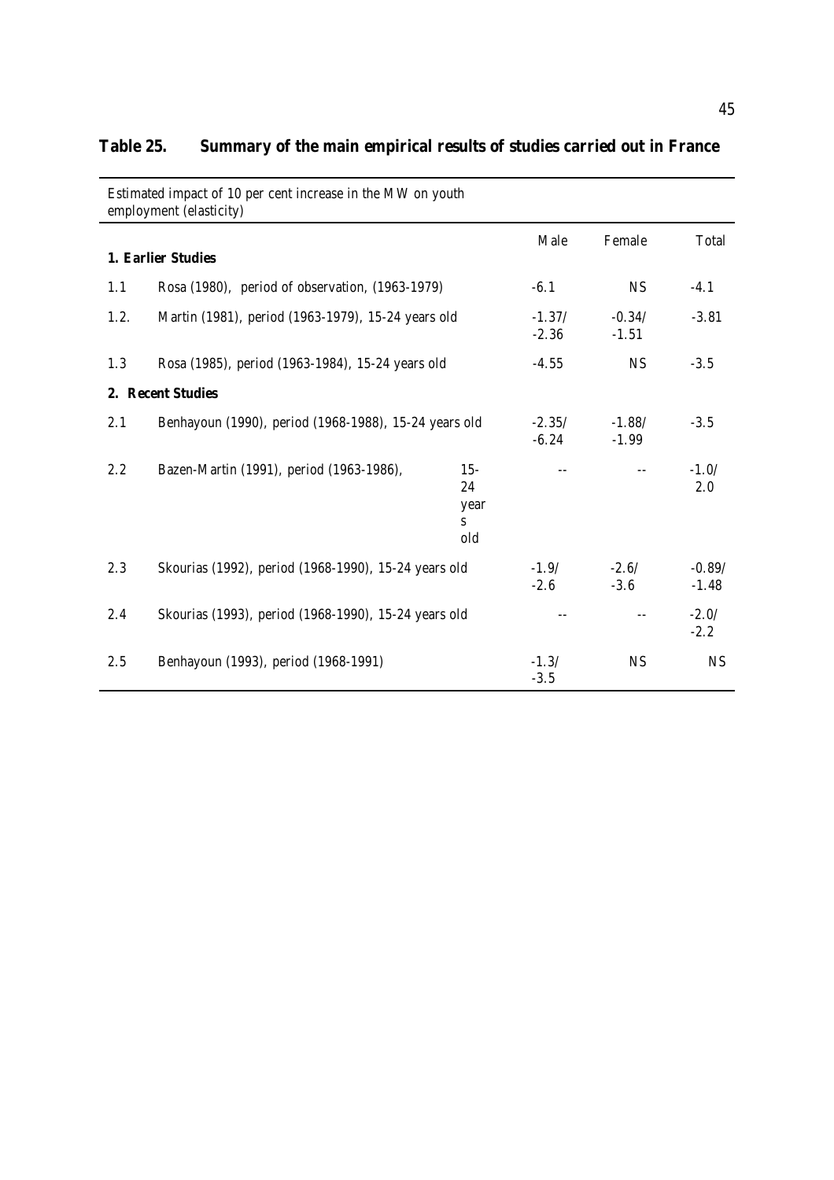**Table 25. Summary of the main empirical results of studies carried out in France**

| Estimated impact of 10 per cent increase in the MW on youth employment (elasticity) | | Male | Female | Total |
|---|---|---|---|---|
| **1. Earlier Studies** | | | | |
| 1.1 | Rosa (1980), period of observation, (1963-1979) | -6.1 | NS | -4.1 |
| 1.2. | Martin (1981), period (1963-1979), 15-24 years old | -1.37/ -2.36 | -0.34/ -1.51 | -3.81 |
| 1.3 | Rosa (1985), period (1963-1984), 15-24 years old | -4.55 | NS | -3.5 |
| **2. Recent Studies** | | | | |
| 2.1 | Benhayoun (1990), period (1968-1988), 15-24 years old | -2.35/ -6.24 | -1.88/ -1.99 | -3.5 |
| 2.2 | Bazen-Martin (1991), period (1963-1986), 15-24 years old | -- | -- | -1.0/ 2.0 |
| 2.3 | Skourias (1992), period (1968-1990), 15-24 years old | -1.9/ -2.6 | -2.6/ -3.6 | -0.89/ -1.48 |
| 2.4 | Skourias (1993), period (1968-1990), 15-24 years old | -- | -- | -2.0/ -2.2 |
| 2.5 | Benhayoun (1993), period (1968-1991) | -1.3/ -3.5 | NS | NS |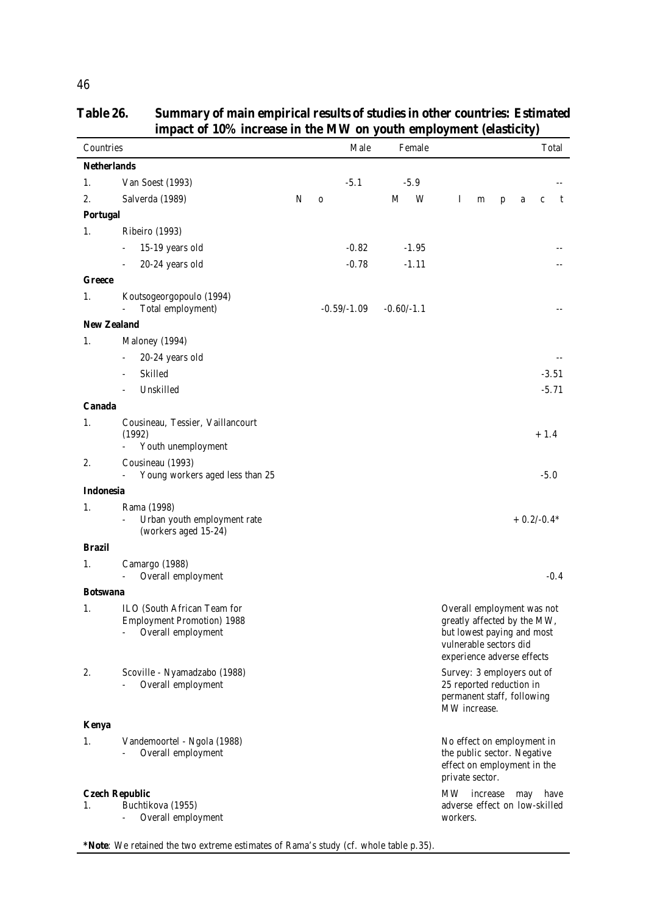**Table 26. Summary of main empirical results of studies in other countries: Estimated impact of 10% increase in the MW on youth employment (elasticity)**

| Countries | Male | Female | Total |
|---|---|---|---|
| **Netherlands** | | | |
| 1. Van Soest (1993) | -5.1 | -5.9 | -- |
| 2. Salverda (1989) | No | MW | Impact |
| **Portugal** | | | |
| 1. Ribeiro (1993) | | | |
| - 15-19 years old | -0.82 | -1.95 | -- |
| - 20-24 years old | -0.78 | -1.11 | -- |
| **Greece** | | | |
| 1. Koutsogeorgopoulo (1994) - Total employment) | -0.59/-1.09 | -0.60/-1.1 | -- |
| **New Zealand** | | | |
| 1. Maloney (1994) | | | |
| - 20-24 years old | | | -- |
| - Skilled | | | -3.51 |
| - Unskilled | | | -5.71 |
| **Canada** | | | |
| 1. Cousineau, Tessier, Vaillancourt (1992) - Youth unemployment | | | + 1.4 |
| 2. Cousineau (1993) - Young workers aged less than 25 | | | -5.0 |
| **Indonesia** | | | |
| 1. Rama (1998) - Urban youth employment rate (workers aged 15-24) | | | + 0.2/-0.4* |
| **Brazil** | | | |
| 1. Camargo (1988) - Overall employment | | | -0.4 |
| **Botswana** | | | |
| 1. ILO (South African Team for Employment Promotion) 1988 - Overall employment | | | Overall employment was not greatly affected by the MW, but lowest paying and most vulnerable sectors did experience adverse effects |
| 2. Scoville - Nyamadzabo (1988) - Overall employment | | | Survey: 3 employers out of 25 reported reduction in permanent staff, following MW increase. |
| **Kenya** | | | |
| 1. Vandemoortel - Ngola (1988) - Overall employment | | | No effect on employment in the public sector. Negative effect on employment in the private sector. |
| **Czech Republic** | | | |
| 1. Buchtikova (1955) - Overall employment | | | MW increase may have adverse effect on low-skilled workers. |

***Note**: We retained the two extreme estimates of Rama's study (cf. whole table p.35).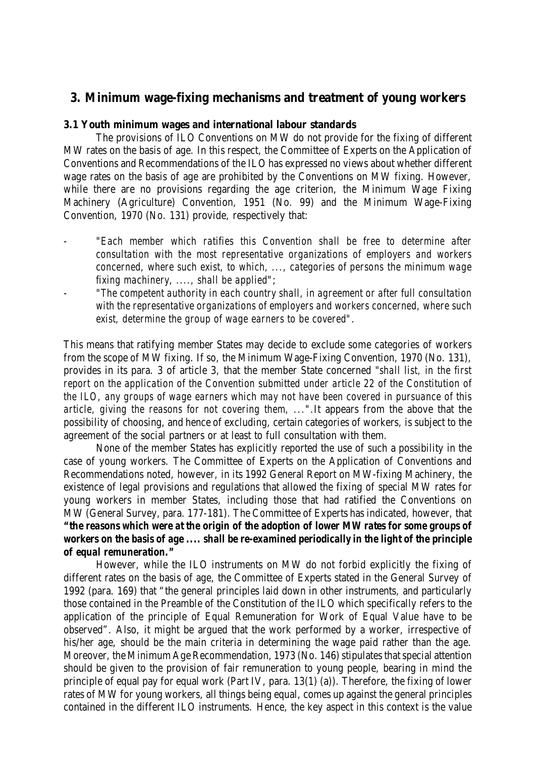## 3. Minimum wage-fixing mechanisms and treatment of young workers

### 3.1 Youth minimum wages and international labour standards

The provisions of ILO Conventions on MW do not provide for the fixing of different MW rates on the basis of age. In this respect, the Committee of Experts on the Application of Conventions and Recommendations of the ILO has expressed no views about whether different wage rates on the basis of age are prohibited by the Conventions on MW fixing. However, while there are no provisions regarding the age criterion, the Minimum Wage Fixing Machinery (Agriculture) Convention, 1951 (No. 99) and the Minimum Wage-Fixing Convention, 1970 (No. 131) provide, respectively that:

- *"Each member which ratifies this Convention shall be free to determine after consultation with the most representative organizations of employers and workers concerned, where such exist, to which, ..., categories of persons the minimum wage fixing machinery, ...., shall be applied";*
- *"The competent authority in each country shall, in agreement or after full consultation with the representative organizations of employers and workers concerned, where such exist, determine the group of wage earners to be covered".*

This means that ratifying member States may decide to exclude some categories of workers from the scope of MW fixing. If so, the Minimum Wage-Fixing Convention, 1970 (No. 131), provides in its para. 3 of article 3, that the member State concerned *"shall list, in the first report on the application of the Convention submitted under article 22 of the Constitution of the ILO, any groups of wage earners which may not have been covered in pursuance of this article, giving the reasons for not covering them, ..."*.It appears from the above that the possibility of choosing, and hence of excluding, certain categories of workers, is subject to the agreement of the social partners or at least to full consultation with them.

None of the member States has explicitly reported the use of such a possibility in the case of young workers. The Committee of Experts on the Application of Conventions and Recommendations noted, however, in its 1992 General Report on MW-fixing Machinery, the existence of legal provisions and regulations that allowed the fixing of special MW rates for young workers in member States, including those that had ratified the Conventions on MW (General Survey, para. 177-181). The Committee of Experts has indicated, however, that **"the reasons which were at the origin of the adoption of lower MW rates for some groups of workers on the basis of age .... shall be re-examined periodically in the light of the principle of equal remuneration."**

However, while the ILO instruments on MW do not forbid explicitly the fixing of different rates on the basis of age, the Committee of Experts stated in the General Survey of 1992 (para. 169) that "the general principles laid down in other instruments, and particularly those contained in the Preamble of the Constitution of the ILO which specifically refers to the application of the principle of Equal Remuneration for Work of Equal Value have to be observed". Also, it might be argued that the work performed by a worker, irrespective of his/her age, should be the main criteria in determining the wage paid rather than the age. Moreover, the Minimum Age Recommendation, 1973 (No. 146) stipulates that special attention should be given to the provision of fair remuneration to young people, bearing in mind the principle of equal pay for equal work (Part IV, para. 13(1) (a)). Therefore, the fixing of lower rates of MW for young workers, all things being equal, comes up against the general principles contained in the different ILO instruments. Hence, the key aspect in this context is the value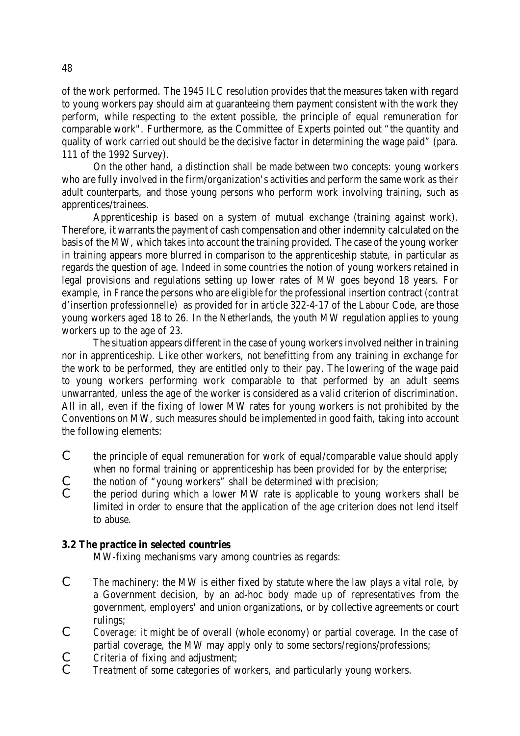of the work performed. The 1945 ILC resolution provides that the measures taken with regard to young workers pay should aim at guaranteeing them payment consistent with the work they perform, while respecting to the extent possible, the principle of equal remuneration for comparable work". Furthermore, as the Committee of Experts pointed out "the quantity and quality of work carried out should be the decisive factor in determining the wage paid" (para. 111 of the 1992 Survey).

On the other hand, a distinction shall be made between two concepts: young workers who are fully involved in the firm/organization's activities and perform the same work as their adult counterparts, and those young persons who perform work involving training, such as apprentices/trainees.

Apprenticeship is based on a system of mutual exchange (training against work). Therefore, it warrants the payment of cash compensation and other indemnity calculated on the basis of the MW, which takes into account the training provided. The case of the young worker in training appears more blurred in comparison to the apprenticeship statute, in particular as regards the question of age. Indeed in some countries the notion of young workers retained in legal provisions and regulations setting up lower rates of MW goes beyond 18 years. For example, in France the persons who are eligible for the professional insertion contract (*contrat d'insertion professionnelle)* as provided for in article 322-4-17 of the Labour Code, are those young workers aged 18 to 26. In the Netherlands, the youth MW regulation applies to young workers up to the age of 23.

The situation appears different in the case of young workers involved neither in training nor in apprenticeship. Like other workers, not benefitting from any training in exchange for the work to be performed, they are entitled only to their pay. The lowering of the wage paid to young workers performing work comparable to that performed by an adult seems unwarranted, unless the age of the worker is considered as a valid criterion of discrimination. All in all, even if the fixing of lower MW rates for young workers is not prohibited by the Conventions on MW, such measures should be implemented in good faith, taking into account the following elements:

- the principle of equal remuneration for work of equal/comparable value should apply when no formal training or apprenticeship has been provided for by the enterprise;
- the notion of "young workers" shall be determined with precision;
- the period during which a lower MW rate is applicable to young workers shall be limited in order to ensure that the application of the age criterion does not lend itself to abuse.

### 3.2 The practice in selected countries

MW-fixing mechanisms vary among countries as regards:

- *The machinery*: the MW is either fixed by statute where the law plays a vital role, by a Government decision, by an ad-hoc body made up of representatives from the government, employers' and union organizations, or by collective agreements or court rulings;
- *Coverage*: it might be of overall (whole economy) or partial coverage. In the case of partial coverage, the MW may apply only to some sectors/regions/professions;
- *Criteria* of fixing and adjustment;
- *Treatment* of some categories of workers, and particularly young workers.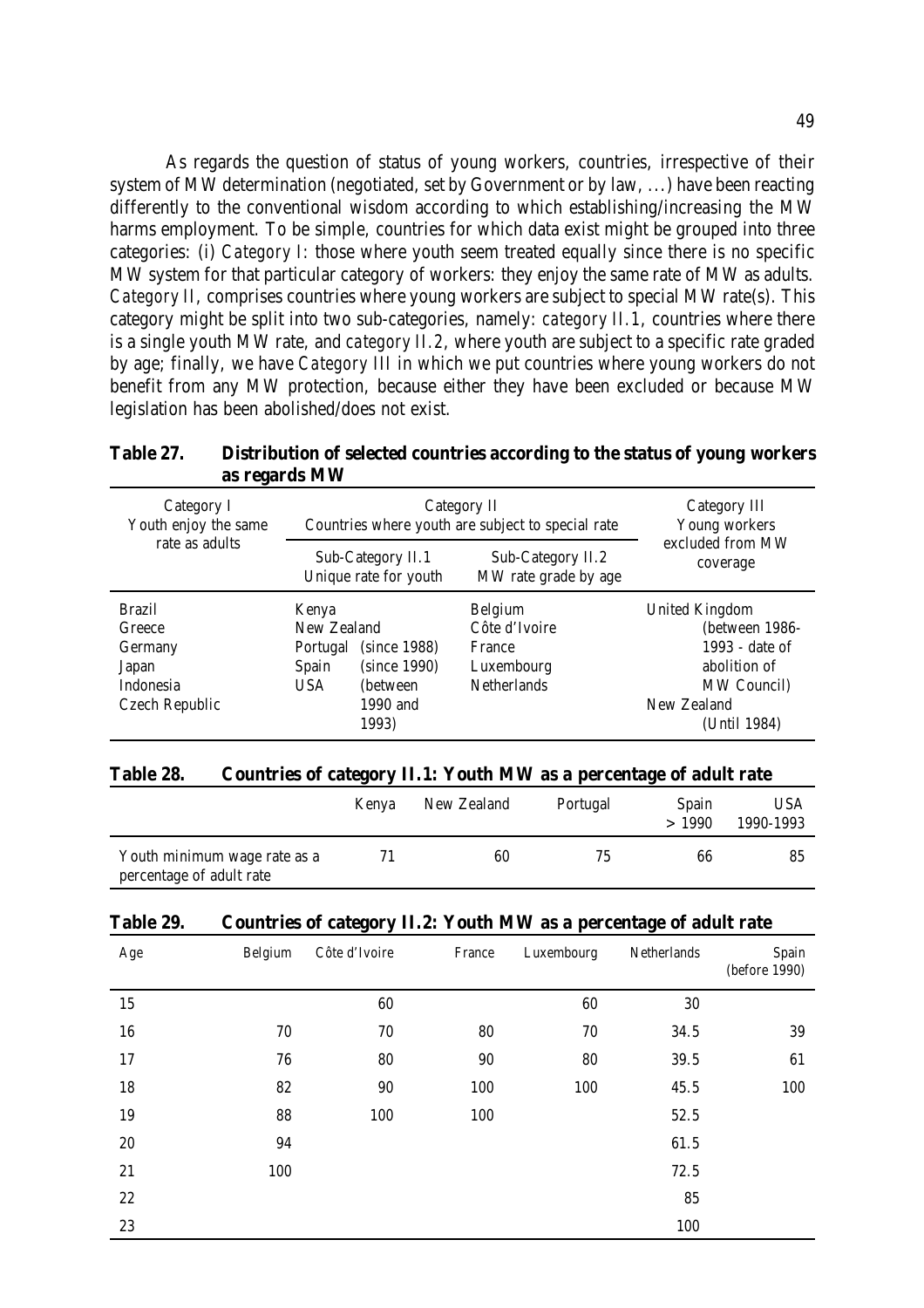As regards the question of status of young workers, countries, irrespective of their system of MW determination (negotiated, set by Government or by law, ...) have been reacting differently to the conventional wisdom according to which establishing/increasing the MW harms employment. To be simple, countries for which data exist might be grouped into three categories: (i) *Category I*: those where youth seem treated equally since there is no specific MW system for that particular category of workers: they enjoy the same rate of MW as adults. *Category II*, comprises countries where young workers are subject to special MW rate(s). This category might be split into two sub-categories, namely: *category II.1*, countries where there is a single youth MW rate, and *category II.2*, where youth are subject to a specific rate graded by age; finally, we have *Category III* in which we put countries where young workers do not benefit from any MW protection, because either they have been excluded or because MW legislation has been abolished/does not exist.

**Table 27. Distribution of selected countries according to the status of young workers as regards MW**

| Category I<br>Youth enjoy the same rate as adults | Category II<br>Countries where youth are subject to special rate | | Category III<br>Young workers excluded from MW coverage |
|---|---|---|---|
| | Sub-Category II.1<br>Unique rate for youth | Sub-Category II.2<br>MW rate grade by age | |
| Brazil<br>Greece<br>Germany<br>Japan<br>Indonesia<br>Czech Republic | Kenya<br>New Zealand<br>Portugal (since 1988)<br>Spain (since 1990)<br>USA (between 1990 and 1993) | Belgium<br>Côte d'Ivoire<br>France<br>Luxembourg<br>Netherlands | United Kingdom (between 1986-1993 - date of abolition of MW Council)<br>New Zealand (Until 1984) |

**Table 28. Countries of category II.1: Youth MW as a percentage of adult rate**

| | Kenya | New Zealand | Portugal | Spain > 1990 | USA 1990-1993 |
|---|---|---|---|---|---|
| Youth minimum wage rate as a percentage of adult rate | 71 | 60 | 75 | 66 | 85 |

**Table 29. Countries of category II.2: Youth MW as a percentage of adult rate**

| Age | Belgium | Côte d'Ivoire | France | Luxembourg | Netherlands | Spain (before 1990) |
|---|---|---|---|---|---|---|
| 15 | | 60 | | 60 | 30 | |
| 16 | 70 | 70 | 80 | 70 | 34.5 | 39 |
| 17 | 76 | 80 | 90 | 80 | 39.5 | 61 |
| 18 | 82 | 90 | 100 | 100 | 45.5 | 100 |
| 19 | 88 | 100 | 100 | | 52.5 | |
| 20 | 94 | | | | 61.5 | |
| 21 | 100 | | | | 72.5 | |
| 22 | | | | | 85 | |
| 23 | | | | | 100 | |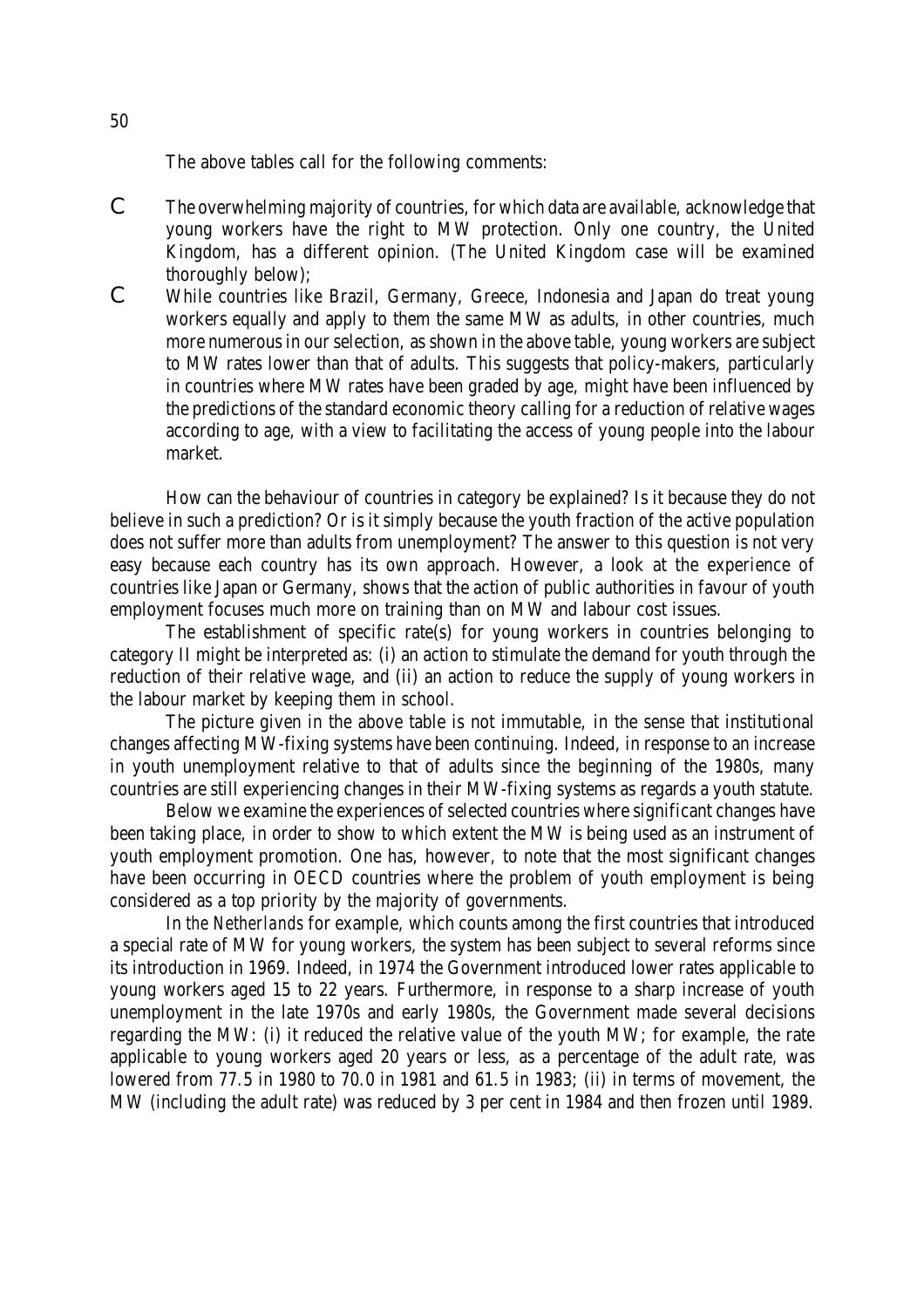The above tables call for the following comments:

- The overwhelming majority of countries, for which data are available, acknowledge that young workers have the right to MW protection. Only one country, the United Kingdom, has a different opinion. (The United Kingdom case will be examined thoroughly below);
- While countries like Brazil, Germany, Greece, Indonesia and Japan do treat young workers equally and apply to them the same MW as adults, in other countries, much more numerous in our selection, as shown in the above table, young workers are subject to MW rates lower than that of adults. This suggests that policy-makers, particularly in countries where MW rates have been graded by age, might have been influenced by the predictions of the standard economic theory calling for a reduction of relative wages according to age, with a view to facilitating the access of young people into the labour market.

How can the behaviour of countries in category be explained? Is it because they do not believe in such a prediction? Or is it simply because the youth fraction of the active population does not suffer more than adults from unemployment? The answer to this question is not very easy because each country has its own approach. However, a look at the experience of countries like Japan or Germany, shows that the action of public authorities in favour of youth employment focuses much more on training than on MW and labour cost issues.

The establishment of specific rate(s) for young workers in countries belonging to category II might be interpreted as: (i) an action to stimulate the demand for youth through the reduction of their relative wage, and (ii) an action to reduce the supply of young workers in the labour market by keeping them in school.

The picture given in the above table is not immutable, in the sense that institutional changes affecting MW-fixing systems have been continuing. Indeed, in response to an increase in youth unemployment relative to that of adults since the beginning of the 1980s, many countries are still experiencing changes in their MW-fixing systems as regards a youth statute.

Below we examine the experiences of selected countries where significant changes have been taking place, in order to show to which extent the MW is being used as an instrument of youth employment promotion. One has, however, to note that the most significant changes have been occurring in OECD countries where the problem of youth employment is being considered as a top priority by the majority of governments.

In the *Netherlands* for example, which counts among the first countries that introduced a special rate of MW for young workers, the system has been subject to several reforms since its introduction in 1969. Indeed, in 1974 the Government introduced lower rates applicable to young workers aged 15 to 22 years. Furthermore, in response to a sharp increase of youth unemployment in the late 1970s and early 1980s, the Government made several decisions regarding the MW: (i) it reduced the relative value of the youth MW; for example, the rate applicable to young workers aged 20 years or less, as a percentage of the adult rate, was lowered from 77.5 in 1980 to 70.0 in 1981 and 61.5 in 1983; (ii) in terms of movement, the MW (including the adult rate) was reduced by 3 per cent in 1984 and then frozen until 1989.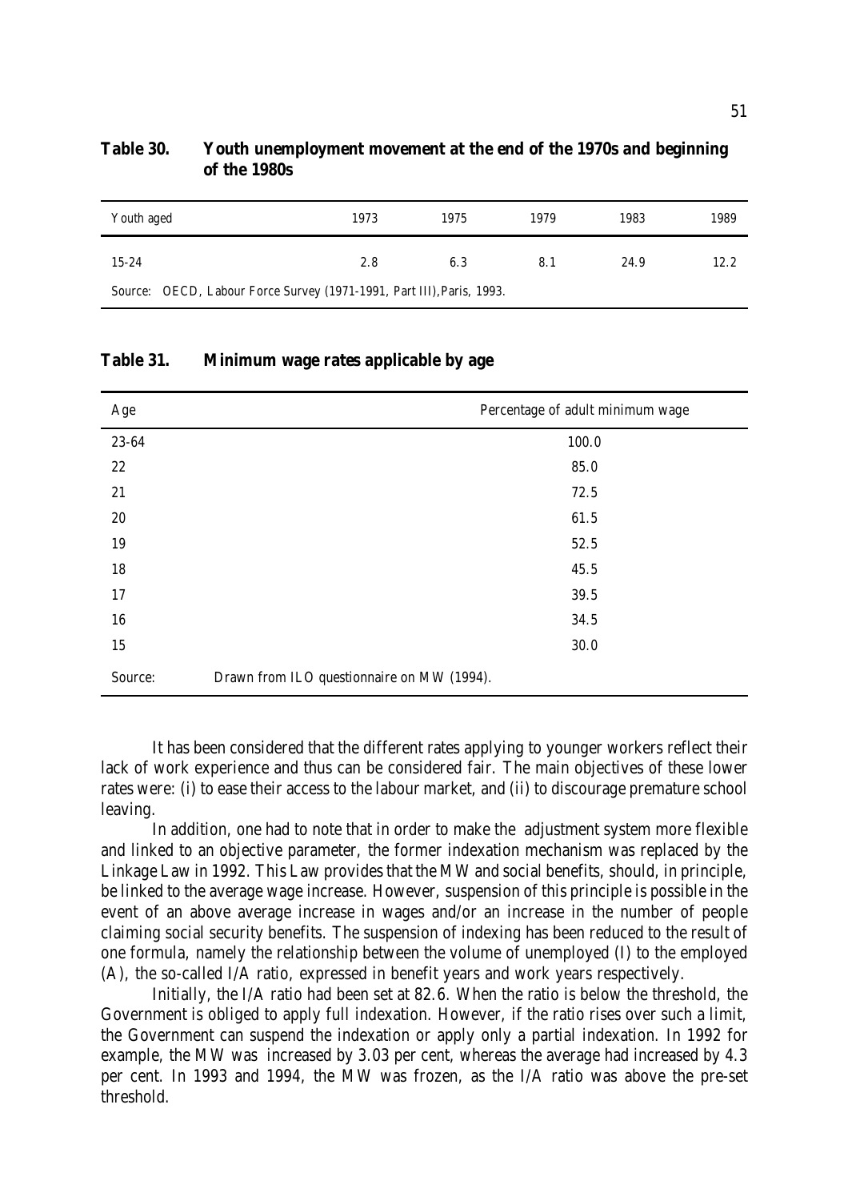**Table 30. Youth unemployment movement at the end of the 1970s and beginning of the 1980s**

| Youth aged | 1973 | 1975 | 1979 | 1983 | 1989 |
|---|---|---|---|---|---|
| 15-24 | 2.8 | 6.3 | 8.1 | 24.9 | 12.2 |

Source: OECD, Labour Force Survey (1971-1991, Part III), Paris, 1993.

**Table 31. Minimum wage rates applicable by age**

| Age | Percentage of adult minimum wage |
|---|---|
| 23-64 | 100.0 |
| 22 | 85.0 |
| 21 | 72.5 |
| 20 | 61.5 |
| 19 | 52.5 |
| 18 | 45.5 |
| 17 | 39.5 |
| 16 | 34.5 |
| 15 | 30.0 |

Source: Drawn from ILO questionnaire on MW (1994).

It has been considered that the different rates applying to younger workers reflect their lack of work experience and thus can be considered fair. The main objectives of these lower rates were: (i) to ease their access to the labour market, and (ii) to discourage premature school leaving.

In addition, one had to note that in order to make the adjustment system more flexible and linked to an objective parameter, the former indexation mechanism was replaced by the Linkage Law in 1992. This Law provides that the MW and social benefits, should, in principle, be linked to the average wage increase. However, suspension of this principle is possible in the event of an above average increase in wages and/or an increase in the number of people claiming social security benefits. The suspension of indexing has been reduced to the result of one formula, namely the relationship between the volume of unemployed (I) to the employed (A), the so-called I/A ratio, expressed in benefit years and work years respectively.

Initially, the I/A ratio had been set at 82.6. When the ratio is below the threshold, the Government is obliged to apply full indexation. However, if the ratio rises over such a limit, the Government can suspend the indexation or apply only a partial indexation. In 1992 for example, the MW was increased by 3.03 per cent, whereas the average had increased by 4.3 per cent. In 1993 and 1994, the MW was frozen, as the I/A ratio was above the pre-set threshold.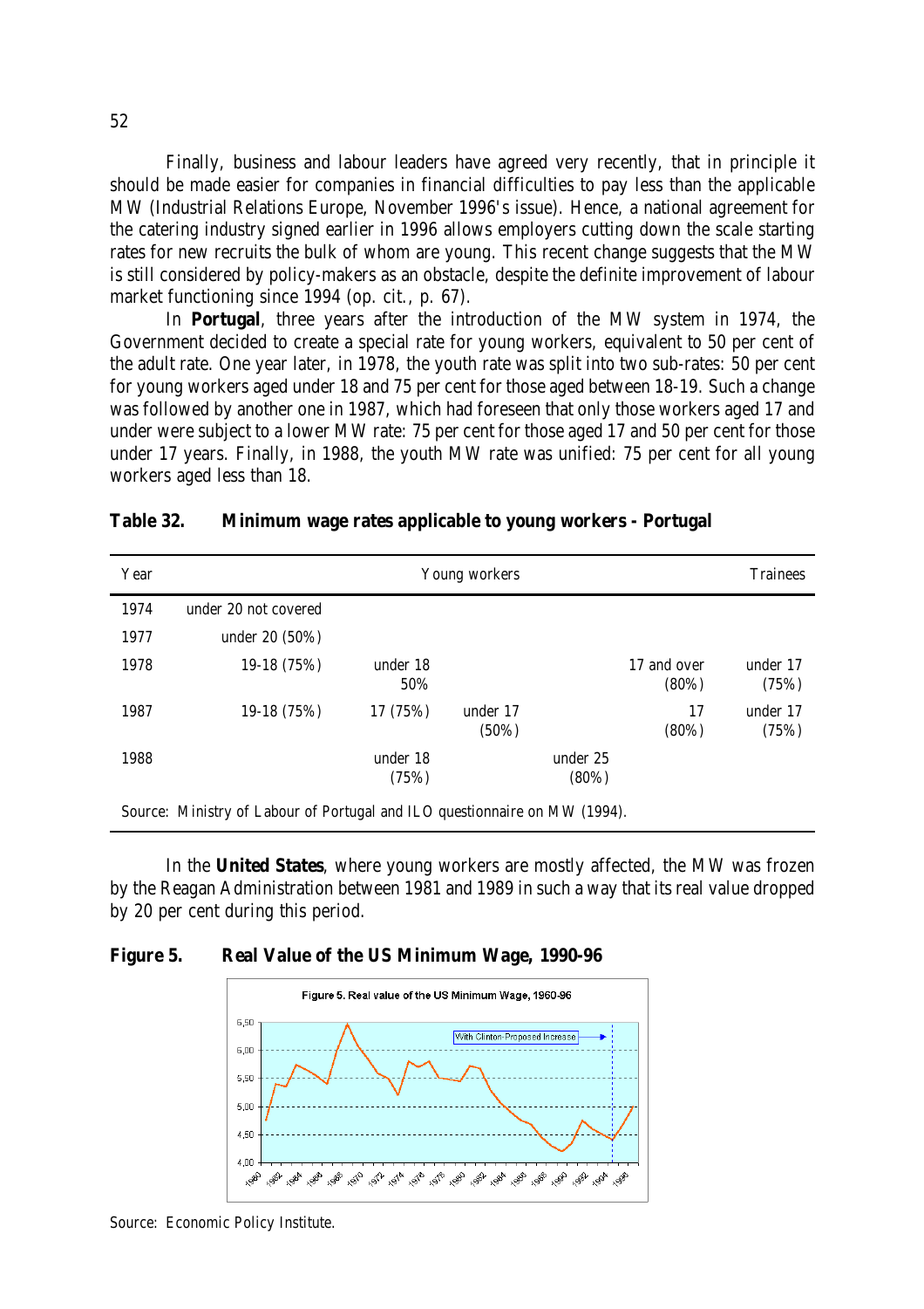Finally, business and labour leaders have agreed very recently, that in principle it should be made easier for companies in financial difficulties to pay less than the applicable MW (Industrial Relations Europe, November 1996's issue). Hence, a national agreement for the catering industry signed earlier in 1996 allows employers cutting down the scale starting rates for new recruits the bulk of whom are young. This recent change suggests that the MW is still considered by policy-makers as an obstacle, despite the definite improvement of labour market functioning since 1994 (op. cit., p. 67).

In **Portugal**, three years after the introduction of the MW system in 1974, the Government decided to create a special rate for young workers, equivalent to 50 per cent of the adult rate. One year later, in 1978, the youth rate was split into two sub-rates: 50 per cent for young workers aged under 18 and 75 per cent for those aged between 18-19. Such a change was followed by another one in 1987, which had foreseen that only those workers aged 17 and under were subject to a lower MW rate: 75 per cent for those aged 17 and 50 per cent for those under 17 years. Finally, in 1988, the youth MW rate was unified: 75 per cent for all young workers aged less than 18.

**Table 32. Minimum wage rates applicable to young workers - Portugal**

| Year | Young workers | | | | | Trainees |
|---|---|---|---|---|---|---|
| 1974 | under 20 not covered | | | | | |
| 1977 | under 20 (50%) | | | | | |
| 1978 | 19-18 (75%) | under 18 50% | | | 17 and over (80%) | under 17 (75%) |
| 1987 | 19-18 (75%) | 17 (75%) | under 17 (50%) | | 17 (80%) | under 17 (75%) |
| 1988 | | under 18 (75%) | | under 25 (80%) | | |

Source: Ministry of Labour of Portugal and ILO questionnaire on MW (1994).

In the **United States**, where young workers are mostly affected, the MW was frozen by the Reagan Administration between 1981 and 1989 in such a way that its real value dropped by 20 per cent during this period.

**Figure 5. Real Value of the US Minimum Wage, 1990-96**

Source: Economic Policy Institute.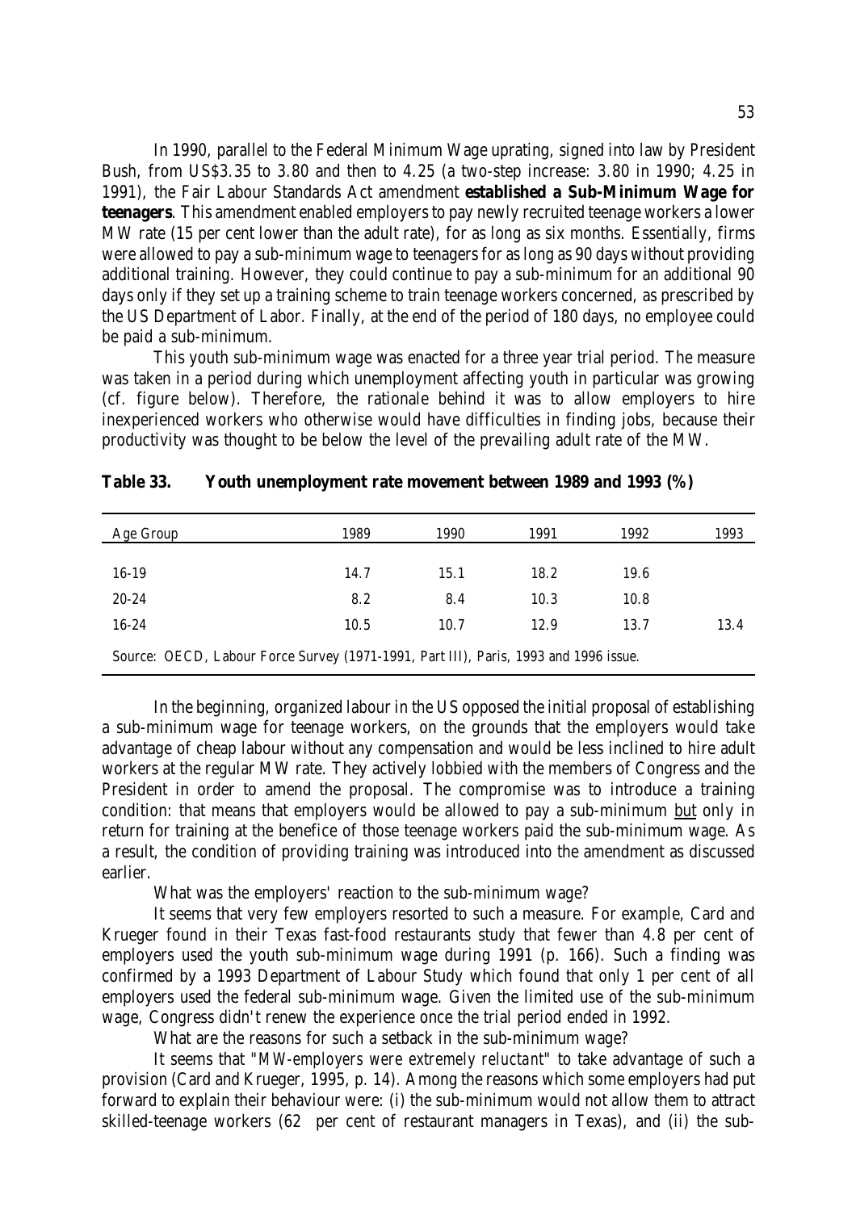In 1990, parallel to the Federal Minimum Wage uprating, signed into law by President Bush, from US$3.35 to 3.80 and then to 4.25 (a two-step increase: 3.80 in 1990; 4.25 in 1991), the Fair Labour Standards Act amendment **established a Sub-Minimum Wage for teenagers**. This amendment enabled employers to pay newly recruited teenage workers a lower MW rate (15 per cent lower than the adult rate), for as long as six months. Essentially, firms were allowed to pay a sub-minimum wage to teenagers for as long as 90 days without providing additional training. However, they could continue to pay a sub-minimum for an additional 90 days only if they set up a training scheme to train teenage workers concerned, as prescribed by the US Department of Labor. Finally, at the end of the period of 180 days, no employee could be paid a sub-minimum.

This youth sub-minimum wage was enacted for a three year trial period. The measure was taken in a period during which unemployment affecting youth in particular was growing (cf. figure below). Therefore, the rationale behind it was to allow employers to hire inexperienced workers who otherwise would have difficulties in finding jobs, because their productivity was thought to be below the level of the prevailing adult rate of the MW.

**Table 33. Youth unemployment rate movement between 1989 and 1993 (%)**

| Age Group | 1989 | 1990 | 1991 | 1992 | 1993 |
|---|---|---|---|---|---|
| 16-19 | 14.7 | 15.1 | 18.2 | 19.6 | |
| 20-24 | 8.2 | 8.4 | 10.3 | 10.8 | |
| 16-24 | 10.5 | 10.7 | 12.9 | 13.7 | 13.4 |

Source: OECD, Labour Force Survey (1971-1991, Part III), Paris, 1993 and 1996 issue.

In the beginning, organized labour in the US opposed the initial proposal of establishing a sub-minimum wage for teenage workers, on the grounds that the employers would take advantage of cheap labour without any compensation and would be less inclined to hire adult workers at the regular MW rate. They actively lobbied with the members of Congress and the President in order to amend the proposal. The compromise was to introduce a training condition: that means that employers would be allowed to pay a sub-minimum but only in return for training at the benefice of those teenage workers paid the sub-minimum wage. As a result, the condition of providing training was introduced into the amendment as discussed earlier.

What was the employers' reaction to the sub-minimum wage?

It seems that very few employers resorted to such a measure. For example, Card and Krueger found in their Texas fast-food restaurants study that fewer than 4.8 per cent of employers used the youth sub-minimum wage during 1991 (p. 166). Such a finding was confirmed by a 1993 Department of Labour Study which found that only 1 per cent of all employers used the federal sub-minimum wage. Given the limited use of the sub-minimum wage, Congress didn't renew the experience once the trial period ended in 1992.

What are the reasons for such a setback in the sub-minimum wage?

It seems that "*MW-employers were extremely reluctant*" to take advantage of such a provision (Card and Krueger, 1995, p. 14). Among the reasons which some employers had put forward to explain their behaviour were: (i) the sub-minimum would not allow them to attract skilled-teenage workers (62 per cent of restaurant managers in Texas), and (ii) the sub-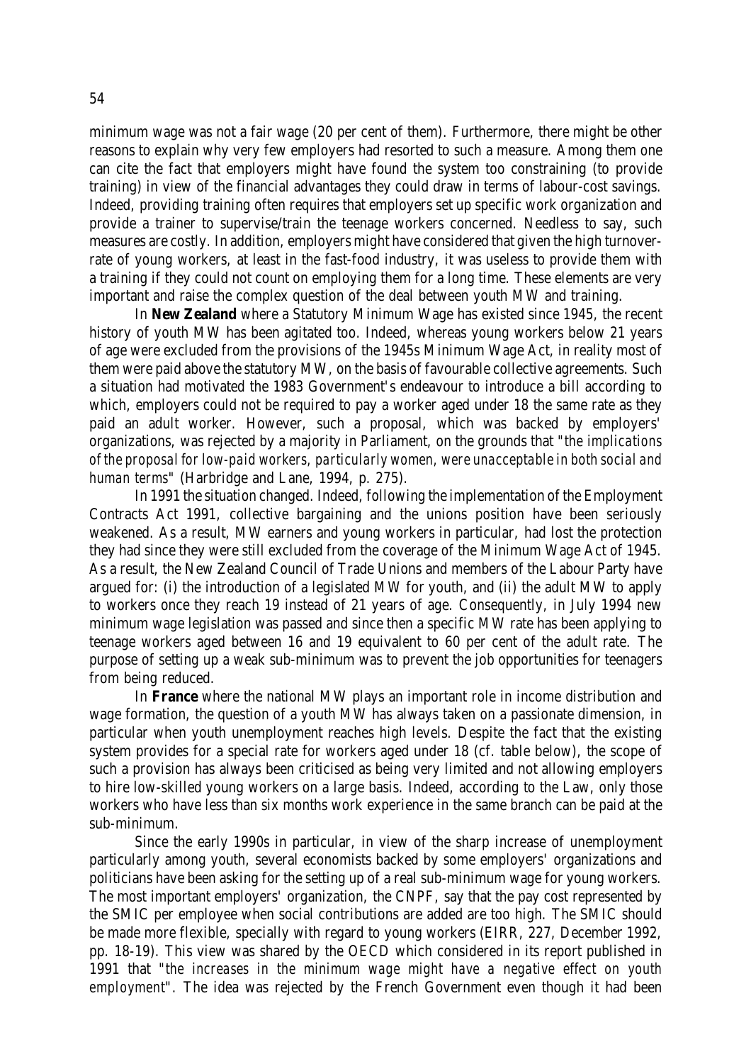minimum wage was not a fair wage (20 per cent of them). Furthermore, there might be other reasons to explain why very few employers had resorted to such a measure. Among them one can cite the fact that employers might have found the system too constraining (to provide training) in view of the financial advantages they could draw in terms of labour-cost savings. Indeed, providing training often requires that employers set up specific work organization and provide a trainer to supervise/train the teenage workers concerned. Needless to say, such measures are costly. In addition, employers might have considered that given the high turnover-rate of young workers, at least in the fast-food industry, it was useless to provide them with a training if they could not count on employing them for a long time. These elements are very important and raise the complex question of the deal between youth MW and training.

In **New Zealand** where a Statutory Minimum Wage has existed since 1945, the recent history of youth MW has been agitated too. Indeed, whereas young workers below 21 years of age were excluded from the provisions of the 1945s Minimum Wage Act, in reality most of them were paid above the statutory MW, on the basis of favourable collective agreements. Such a situation had motivated the 1983 Government's endeavour to introduce a bill according to which, employers could not be required to pay a worker aged under 18 the same rate as they paid an adult worker. However, such a proposal, which was backed by employers' organizations, was rejected by a majority in Parliament, on the grounds that "*the implications of the proposal for low-paid workers, particularly women, were unacceptable in both social and human terms*" (Harbridge and Lane, 1994, p. 275).

In 1991 the situation changed. Indeed, following the implementation of the Employment Contracts Act 1991, collective bargaining and the unions position have been seriously weakened. As a result, MW earners and young workers in particular, had lost the protection they had since they were still excluded from the coverage of the Minimum Wage Act of 1945. As a result, the New Zealand Council of Trade Unions and members of the Labour Party have argued for: (i) the introduction of a legislated MW for youth, and (ii) the adult MW to apply to workers once they reach 19 instead of 21 years of age. Consequently, in July 1994 new minimum wage legislation was passed and since then a specific MW rate has been applying to teenage workers aged between 16 and 19 equivalent to 60 per cent of the adult rate. The purpose of setting up a weak sub-minimum was to prevent the job opportunities for teenagers from being reduced.

In **France** where the national MW plays an important role in income distribution and wage formation, the question of a youth MW has always taken on a passionate dimension, in particular when youth unemployment reaches high levels. Despite the fact that the existing system provides for a special rate for workers aged under 18 (cf. table below), the scope of such a provision has always been criticised as being very limited and not allowing employers to hire low-skilled young workers on a large basis. Indeed, according to the Law, only those workers who have less than six months work experience in the same branch can be paid at the sub-minimum.

Since the early 1990s in particular, in view of the sharp increase of unemployment particularly among youth, several economists backed by some employers' organizations and politicians have been asking for the setting up of a real sub-minimum wage for young workers. The most important employers' organization, the CNPF, say that the pay cost represented by the SMIC per employee when social contributions are added are too high. The SMIC should be made more flexible, specially with regard to young workers (EIRR, 227, December 1992, pp. 18-19). This view was shared by the OECD which considered in its report published in 1991 that "*the increases in the minimum wage might have a negative effect on youth employment*". The idea was rejected by the French Government even though it had been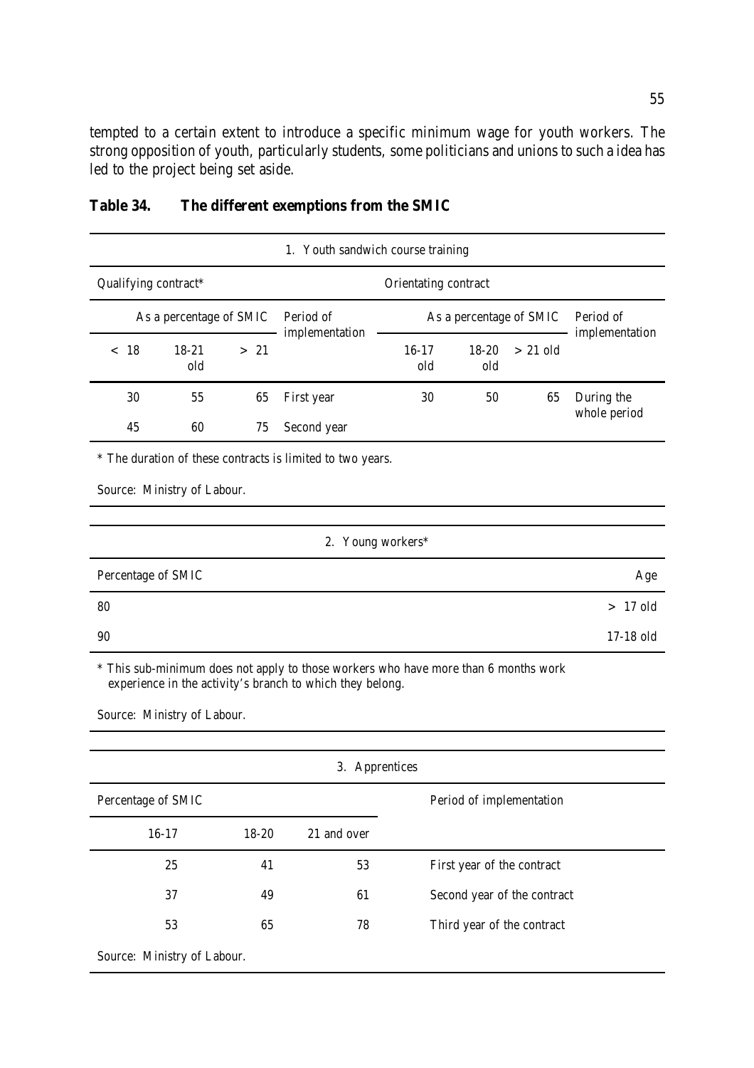tempted to a certain extent to introduce a specific minimum wage for youth workers. The strong opposition of youth, particularly students, some politicians and unions to such a idea has led to the project being set aside.

**Table 34. The different exemptions from the SMIC**

**1. Youth sandwich course training**

| Qualifying contract* | | | | Orientating contract | | | |
|---|---|---|---|---|---|---|---|
| As a percentage of SMIC | | | Period of implementation | As a percentage of SMIC | | | Period of implementation |
| < 18 | 18-21 old | > 21 | | 16-17 old | 18-20 old | > 21 old | |
| 30 | 55 | 65 | First year | 30 | 50 | 65 | During the whole period |
| 45 | 60 | 75 | Second year | | | | |

\* The duration of these contracts is limited to two years.

Source: Ministry of Labour.

**2. Young workers***

| Percentage of SMIC | Age |
|---|---|
| 80 | > 17 old |
| 90 | 17-18 old |

\* This sub-minimum does not apply to those workers who have more than 6 months work experience in the activity's branch to which they belong.

Source: Ministry of Labour.

**3. Apprentices**

| Percentage of SMIC | | | Period of implementation |
|---|---|---|---|
| 16-17 | 18-20 | 21 and over | |
| 25 | 41 | 53 | First year of the contract |
| 37 | 49 | 61 | Second year of the contract |
| 53 | 65 | 78 | Third year of the contract |

Source: Ministry of Labour.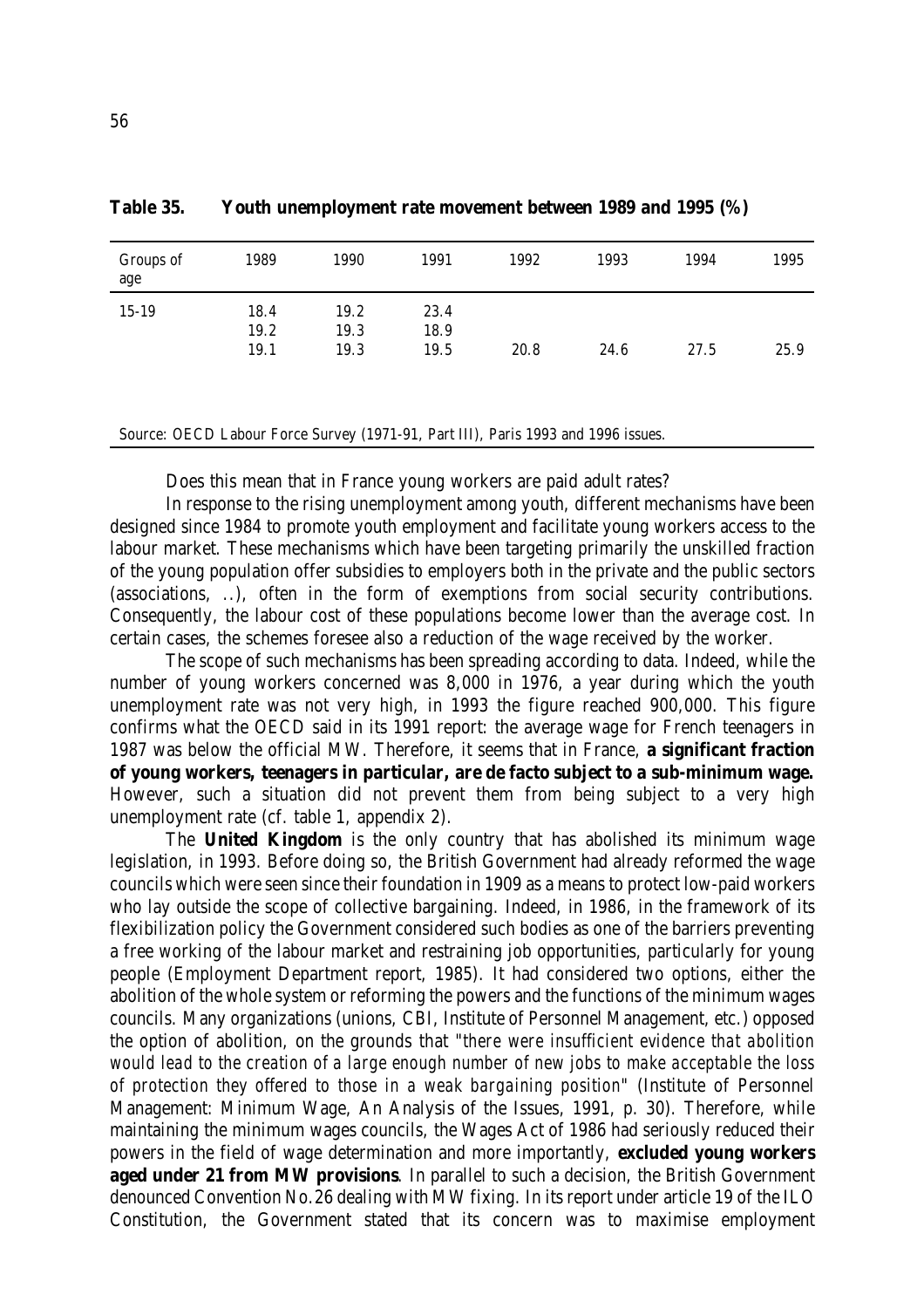**Table 35. Youth unemployment rate movement between 1989 and 1995 (%)**

| Groups of age | 1989 | 1990 | 1991 | 1992 | 1993 | 1994 | 1995 |
|---|---|---|---|---|---|---|---|
| 15-19 | 18.4 | 19.2 | 23.4 | | | | |
| | 19.2 | 19.3 | 18.9 | | | | |
| | 19.1 | 19.3 | 19.5 | 20.8 | 24.6 | 27.5 | 25.9 |

Source: OECD Labour Force Survey (1971-91, Part III), Paris 1993 and 1996 issues.

Does this mean that in France young workers are paid adult rates?

In response to the rising unemployment among youth, different mechanisms have been designed since 1984 to promote youth employment and facilitate young workers access to the labour market. These mechanisms which have been targeting primarily the unskilled fraction of the young population offer subsidies to employers both in the private and the public sectors (associations, ..), often in the form of exemptions from social security contributions. Consequently, the labour cost of these populations become lower than the average cost. In certain cases, the schemes foresee also a reduction of the wage received by the worker.

The scope of such mechanisms has been spreading according to data. Indeed, while the number of young workers concerned was 8,000 in 1976, a year during which the youth unemployment rate was not very high, in 1993 the figure reached 900,000. This figure confirms what the OECD said in its 1991 report: the average wage for French teenagers in 1987 was below the official MW. Therefore, it seems that in France, **a significant fraction of young workers, teenagers in particular, are de facto subject to a sub-minimum wage.** However, such a situation did not prevent them from being subject to a very high unemployment rate (cf. table 1, appendix 2).

The **United Kingdom** is the only country that has abolished its minimum wage legislation, in 1993. Before doing so, the British Government had already reformed the wage councils which were seen since their foundation in 1909 as a means to protect low-paid workers who lay outside the scope of collective bargaining. Indeed, in 1986, in the framework of its flexibilization policy the Government considered such bodies as one of the barriers preventing a free working of the labour market and restraining job opportunities, particularly for young people (Employment Department report, 1985). It had considered two options, either the abolition of the whole system or reforming the powers and the functions of the minimum wages councils. Many organizations (unions, CBI, Institute of Personnel Management, etc.) opposed the option of abolition, on the grounds that "*there were insufficient evidence that abolition would lead to the creation of a large enough number of new jobs to make acceptable the loss of protection they offered to those in a weak bargaining position*" (Institute of Personnel Management: Minimum Wage, An Analysis of the Issues, 1991, p. 30). Therefore, while maintaining the minimum wages councils, the Wages Act of 1986 had seriously reduced their powers in the field of wage determination and more importantly, **excluded young workers aged under 21 from MW provisions**. In parallel to such a decision, the British Government denounced Convention No.26 dealing with MW fixing. In its report under article 19 of the ILO Constitution, the Government stated that its concern was to maximise employment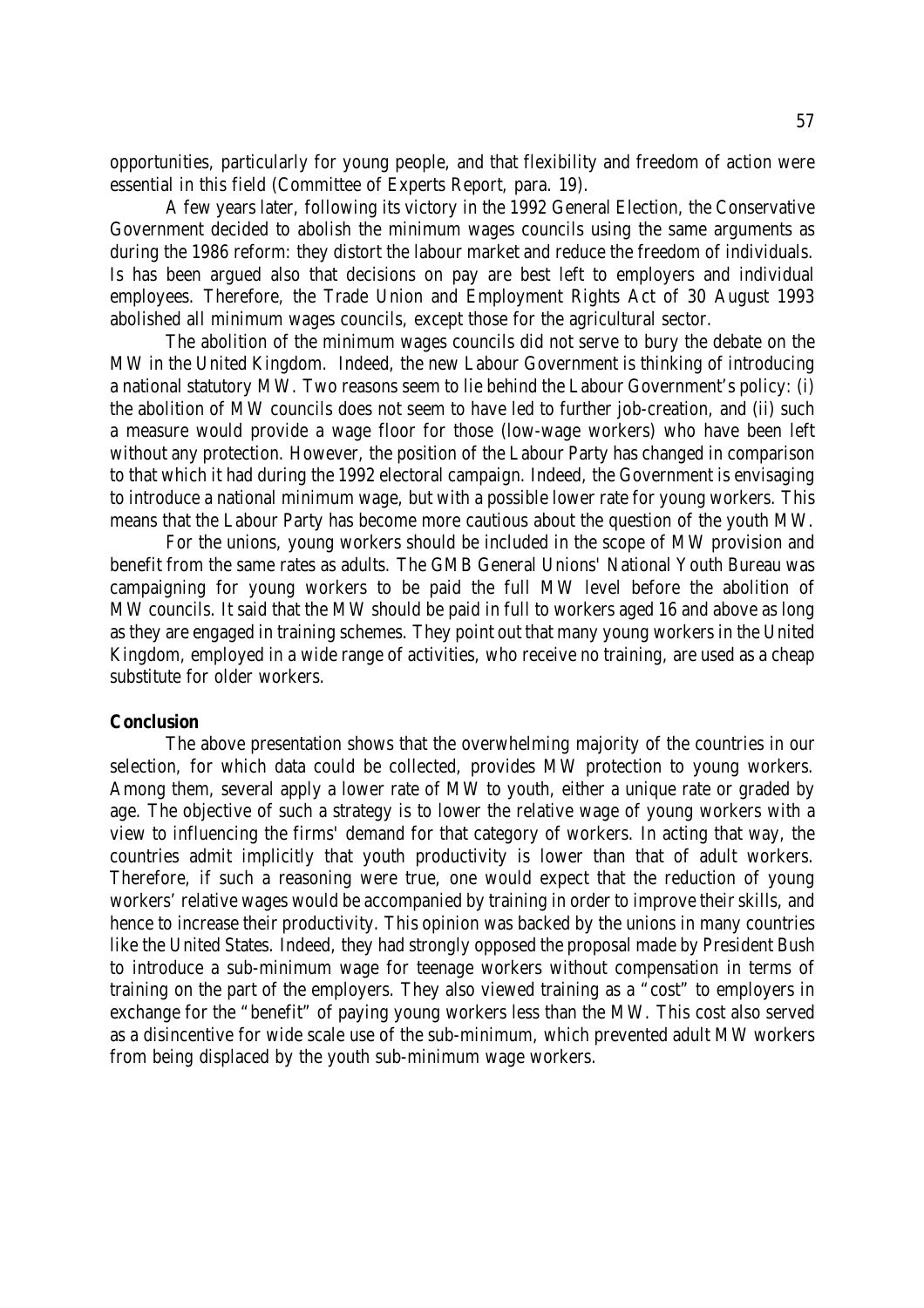opportunities, particularly for young people, and that flexibility and freedom of action were essential in this field (Committee of Experts Report, para. 19).

A few years later, following its victory in the 1992 General Election, the Conservative Government decided to abolish the minimum wages councils using the same arguments as during the 1986 reform: they distort the labour market and reduce the freedom of individuals. Is has been argued also that decisions on pay are best left to employers and individual employees. Therefore, the Trade Union and Employment Rights Act of 30 August 1993 abolished all minimum wages councils, except those for the agricultural sector.

The abolition of the minimum wages councils did not serve to bury the debate on the MW in the United Kingdom. Indeed, the new Labour Government is thinking of introducing a national statutory MW. Two reasons seem to lie behind the Labour Government's policy: (i) the abolition of MW councils does not seem to have led to further job-creation, and (ii) such a measure would provide a wage floor for those (low-wage workers) who have been left without any protection. However, the position of the Labour Party has changed in comparison to that which it had during the 1992 electoral campaign. Indeed, the Government is envisaging to introduce a national minimum wage, but with a possible lower rate for young workers. This means that the Labour Party has become more cautious about the question of the youth MW.

For the unions, young workers should be included in the scope of MW provision and benefit from the same rates as adults. The GMB General Unions' National Youth Bureau was campaigning for young workers to be paid the full MW level before the abolition of MW councils. It said that the MW should be paid in full to workers aged 16 and above as long as they are engaged in training schemes. They point out that many young workers in the United Kingdom, employed in a wide range of activities, who receive no training, are used as a cheap substitute for older workers.

**Conclusion**

The above presentation shows that the overwhelming majority of the countries in our selection, for which data could be collected, provides MW protection to young workers. Among them, several apply a lower rate of MW to youth, either a unique rate or graded by age. The objective of such a strategy is to lower the relative wage of young workers with a view to influencing the firms' demand for that category of workers. In acting that way, the countries admit implicitly that youth productivity is lower than that of adult workers. Therefore, if such a reasoning were true, one would expect that the reduction of young workers' relative wages would be accompanied by training in order to improve their skills, and hence to increase their productivity. This opinion was backed by the unions in many countries like the United States. Indeed, they had strongly opposed the proposal made by President Bush to introduce a sub-minimum wage for teenage workers without compensation in terms of training on the part of the employers. They also viewed training as a "cost" to employers in exchange for the "benefit" of paying young workers less than the MW. This cost also served as a disincentive for wide scale use of the sub-minimum, which prevented adult MW workers from being displaced by the youth sub-minimum wage workers.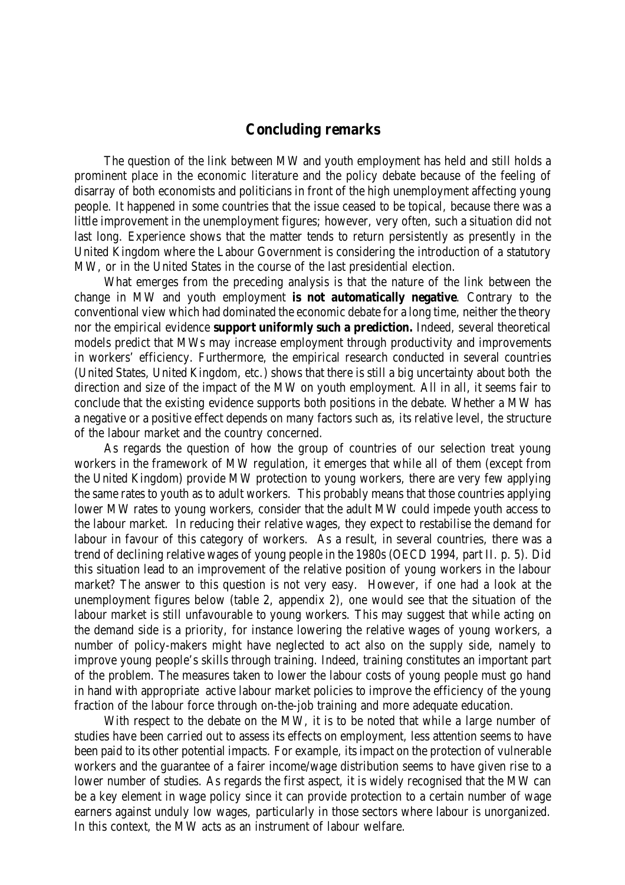## Concluding remarks

The question of the link between MW and youth employment has held and still holds a prominent place in the economic literature and the policy debate because of the feeling of disarray of both economists and politicians in front of the high unemployment affecting young people. It happened in some countries that the issue ceased to be topical, because there was a little improvement in the unemployment figures; however, very often, such a situation did not last long. Experience shows that the matter tends to return persistently as presently in the United Kingdom where the Labour Government is considering the introduction of a statutory MW, or in the United States in the course of the last presidential election.

What emerges from the preceding analysis is that the nature of the link between the change in MW and youth employment **is not automatically negative**. Contrary to the conventional view which had dominated the economic debate for a long time, neither the theory nor the empirical evidence **support uniformly such a prediction.** Indeed, several theoretical models predict that MWs may increase employment through productivity and improvements in workers' efficiency. Furthermore, the empirical research conducted in several countries (United States, United Kingdom, etc.) shows that there is still a big uncertainty about both the direction and size of the impact of the MW on youth employment. All in all, it seems fair to conclude that the existing evidence supports both positions in the debate. Whether a MW has a negative or a positive effect depends on many factors such as, its relative level, the structure of the labour market and the country concerned.

As regards the question of how the group of countries of our selection treat young workers in the framework of MW regulation, it emerges that while all of them (except from the United Kingdom) provide MW protection to young workers, there are very few applying the same rates to youth as to adult workers. This probably means that those countries applying lower MW rates to young workers, consider that the adult MW could impede youth access to the labour market. In reducing their relative wages, they expect to restabilise the demand for labour in favour of this category of workers. As a result, in several countries, there was a trend of declining relative wages of young people in the 1980s (OECD 1994, part II. p. 5). Did this situation lead to an improvement of the relative position of young workers in the labour market? The answer to this question is not very easy. However, if one had a look at the unemployment figures below (table 2, appendix 2), one would see that the situation of the labour market is still unfavourable to young workers. This may suggest that while acting on the demand side is a priority, for instance lowering the relative wages of young workers, a number of policy-makers might have neglected to act also on the supply side, namely to improve young people's skills through training. Indeed, training constitutes an important part of the problem. The measures taken to lower the labour costs of young people must go hand in hand with appropriate active labour market policies to improve the efficiency of the young fraction of the labour force through on-the-job training and more adequate education.

With respect to the debate on the MW, it is to be noted that while a large number of studies have been carried out to assess its effects on employment, less attention seems to have been paid to its other potential impacts. For example, its impact on the protection of vulnerable workers and the guarantee of a fairer income/wage distribution seems to have given rise to a lower number of studies. As regards the first aspect, it is widely recognised that the MW can be a key element in wage policy since it can provide protection to a certain number of wage earners against unduly low wages, particularly in those sectors where labour is unorganized. In this context, the MW acts as an instrument of labour welfare.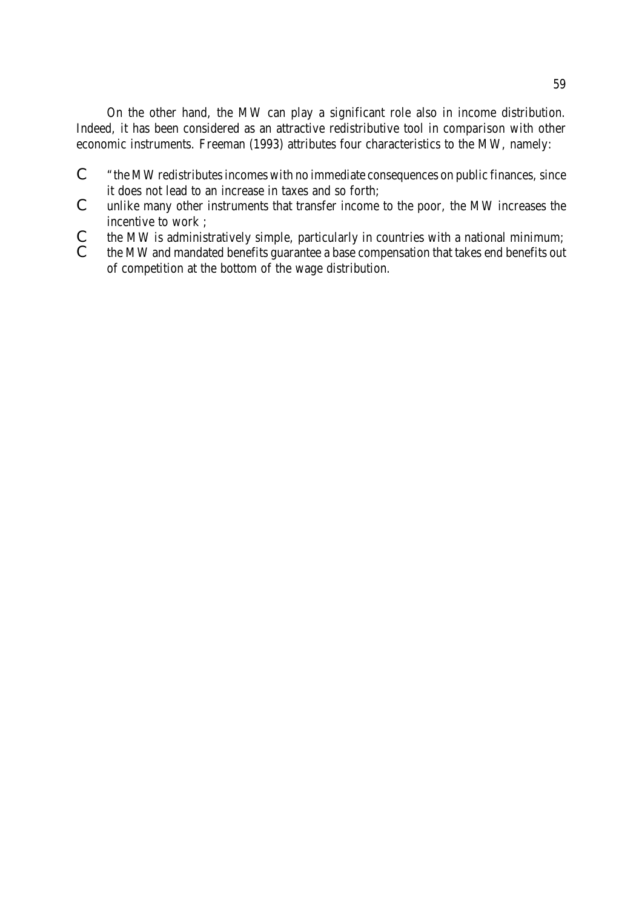On the other hand, the MW can play a significant role also in income distribution. Indeed, it has been considered as an attractive redistributive tool in comparison with other economic instruments. Freeman (1993) attributes four characteristics to the MW, namely:

- "the MW redistributes incomes with no immediate consequences on public finances, since it does not lead to an increase in taxes and so forth;
- unlike many other instruments that transfer income to the poor, the MW increases the incentive to work ;
- the MW is administratively simple, particularly in countries with a national minimum;
- the MW and mandated benefits guarantee a base compensation that takes end benefits out of competition at the bottom of the wage distribution.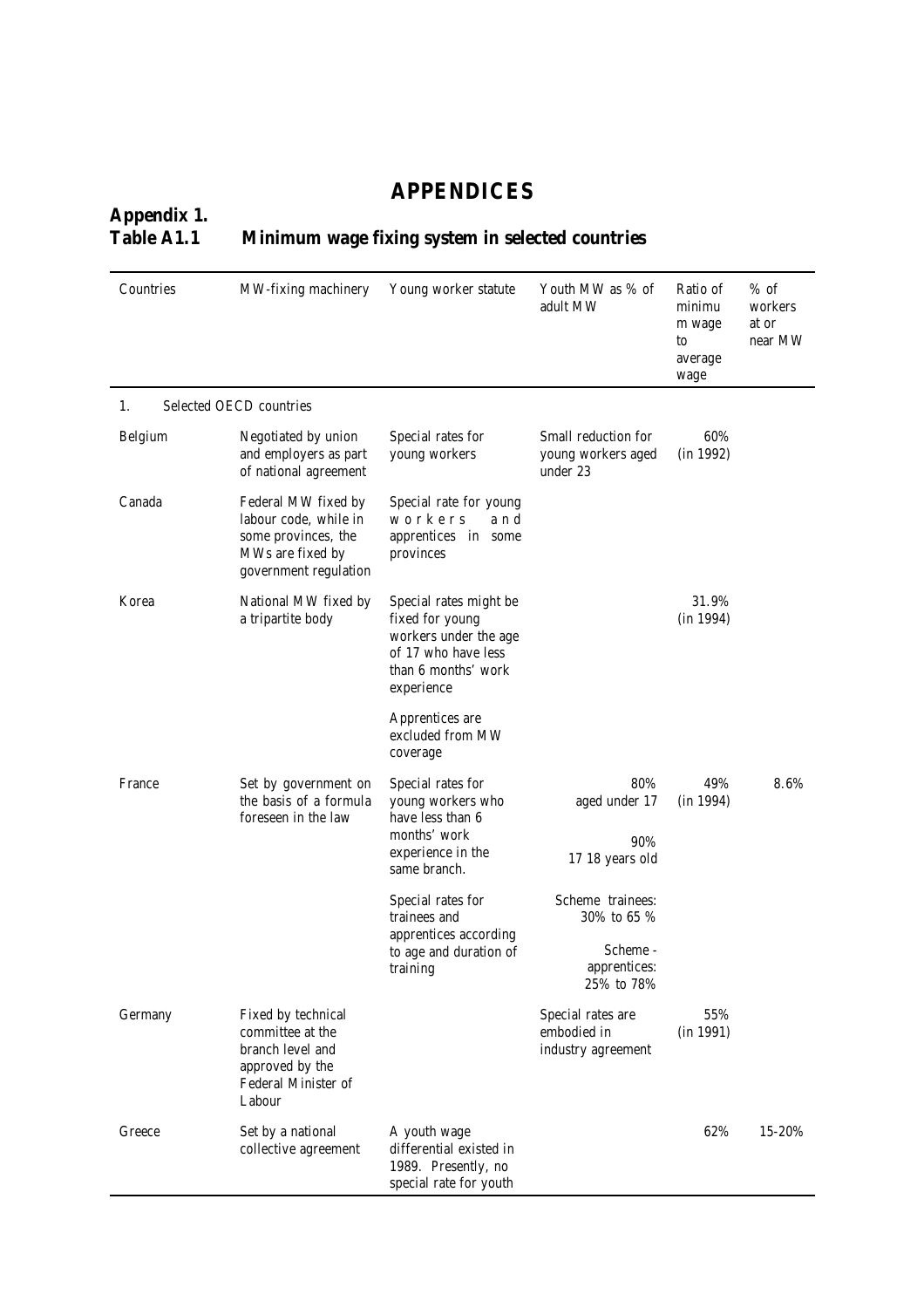# APPENDICES

## Appendix 1.
## Table A1.1 Minimum wage fixing system in selected countries

| Countries | MW-fixing machinery | Young worker statute | Youth MW as % of adult MW | Ratio of minimum wage to average wage | % of workers at or near MW |
|---|---|---|---|---|---|
| 1. Selected OECD countries | | | | | |
| Belgium | Negotiated by union and employers as part of national agreement | Special rates for young workers | Small reduction for young workers aged under 23 | 60% (in 1992) | |
| Canada | Federal MW fixed by labour code, while in some provinces, the MWs are fixed by government regulation | Special rate for young workers and apprentices in some provinces | | | |
| Korea | National MW fixed by a tripartite body | Special rates might be fixed for young workers under the age of 17 who have less than 6 months' work experience | | 31.9% (in 1994) | |
| | | Apprentices are excluded from MW coverage | | | |
| France | Set by government on the basis of a formula foreseen in the law | Special rates for young workers who have less than 6 months' work experience in the same branch. | 80% aged under 17<br>90% 17 18 years old | 49% (in 1994) | 8.6% |
| | | Special rates for trainees and apprentices according to age and duration of training | Scheme trainees: 30% to 65 %<br>Scheme - apprentices: 25% to 78% | | |
| Germany | Fixed by technical committee at the branch level and approved by the Federal Minister of Labour | | Special rates are embodied in industry agreement | 55% (in 1991) | |
| Greece | Set by a national collective agreement | A youth wage differential existed in 1989. Presently, no special rate for youth | | 62% | 15-20% |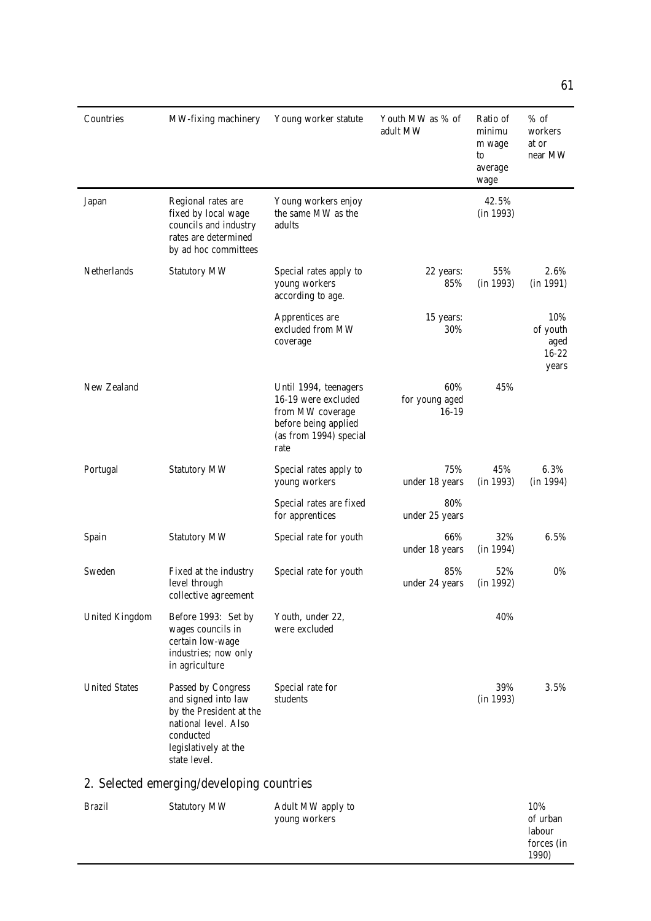| Countries | MW-fixing machinery | Young worker statute | Youth MW as % of adult MW | Ratio of minimum wage to average wage | % of workers at or near MW |
|---|---|---|---|---|---|
| Japan | Regional rates are fixed by local wage councils and industry rates are determined by ad hoc committees | Young workers enjoy the same MW as the adults | | 42.5% (in 1993) | |
| Netherlands | Statutory MW | Special rates apply to young workers according to age. | 22 years: 85% | 55% (in 1993) | 2.6% (in 1991) |
| | | Apprentices are excluded from MW coverage | 15 years: 30% | | 10% of youth aged 16-22 years |
| New Zealand | | Until 1994, teenagers 16-19 were excluded from MW coverage before being applied (as from 1994) special rate | 60% for young aged 16-19 | 45% | |
| Portugal | Statutory MW | Special rates apply to young workers | 75% under 18 years | 45% (in 1993) | 6.3% (in 1994) |
| | | Special rates are fixed for apprentices | 80% under 25 years | | |
| Spain | Statutory MW | Special rate for youth | 66% under 18 years | 32% (in 1994) | 6.5% |
| Sweden | Fixed at the industry level through collective agreement | Special rate for youth | 85% under 24 years | 52% (in 1992) | 0% |
| United Kingdom | Before 1993: Set by wages councils in certain low-wage industries; now only in agriculture | Youth, under 22, were excluded | | 40% | |
| United States | Passed by Congress and signed into law by the President at the national level. Also conducted legislatively at the state level. | Special rate for students | | 39% (in 1993) | 3.5% |
| **2. Selected emerging/developing countries** | | | | | |
| Brazil | Statutory MW | Adult MW apply to young workers | | | 10% of urban labour forces (in 1990) |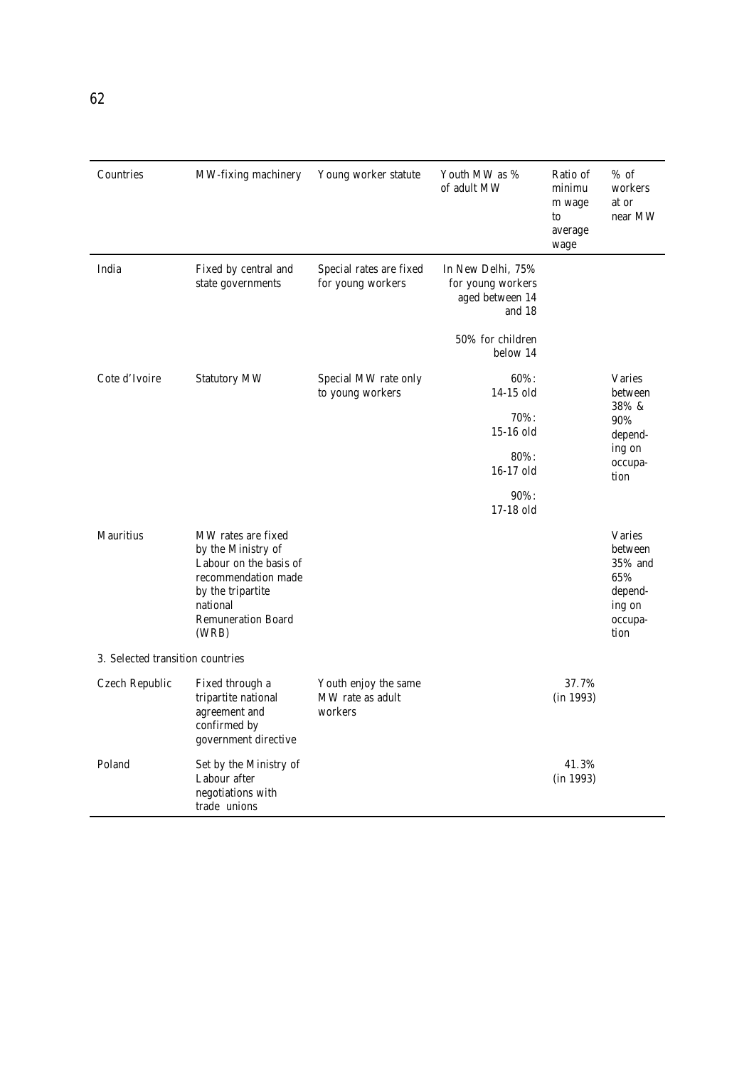| Countries | MW-fixing machinery | Young worker statute | Youth MW as % of adult MW | Ratio of minimum wage to average wage | % of workers at or near MW |
|---|---|---|---|---|---|
| India | Fixed by central and state governments | Special rates are fixed for young workers | In New Delhi, 75% for young workers aged between 14 and 18<br><br>50% for children below 14 | | |
| Cote d'Ivoire | Statutory MW | Special MW rate only to young workers | 60%: 14-15 old<br><br>70%: 15-16 old<br><br>80%: 16-17 old<br><br>90%: 17-18 old | | Varies between 38% & 90% depending on occupation |
| Mauritius | MW rates are fixed by the Ministry of Labour on the basis of recommendation made by the tripartite national Remuneration Board (WRB) | | | | Varies between 35% and 65% depending on occupation |
| 3. Selected transition countries | | | | | |
| Czech Republic | Fixed through a tripartite national agreement and confirmed by government directive | Youth enjoy the same MW rate as adult workers | | 37.7% (in 1993) | |
| Poland | Set by the Ministry of Labour after negotiations with trade unions | | | 41.3% (in 1993) | |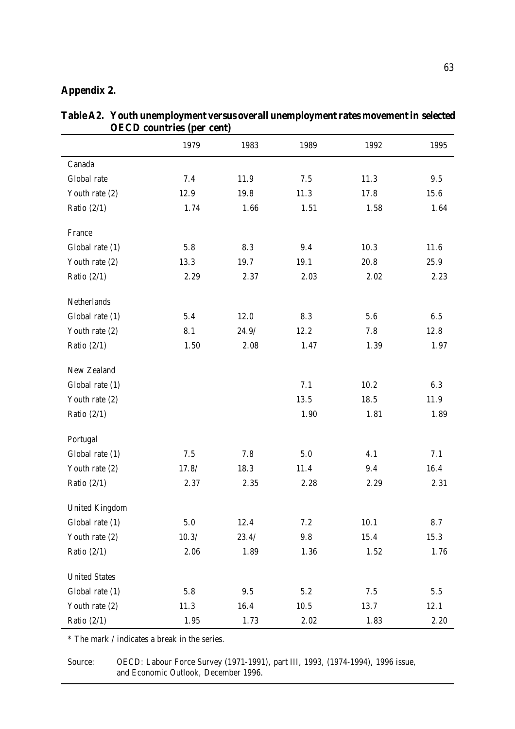**Appendix 2.**

**Table A2. Youth unemployment versus overall unemployment rates movement in selected OECD countries (per cent)**

| | 1979 | 1983 | 1989 | 1992 | 1995 |
|---|---|---|---|---|---|
| Canada | | | | | |
| Global rate | 7.4 | 11.9 | 7.5 | 11.3 | 9.5 |
| Youth rate (2) | 12.9 | 19.8 | 11.3 | 17.8 | 15.6 |
| Ratio (2/1) | 1.74 | 1.66 | 1.51 | 1.58 | 1.64 |
| France | | | | | |
| Global rate (1) | 5.8 | 8.3 | 9.4 | 10.3 | 11.6 |
| Youth rate (2) | 13.3 | 19.7 | 19.1 | 20.8 | 25.9 |
| Ratio (2/1) | 2.29 | 2.37 | 2.03 | 2.02 | 2.23 |
| Netherlands | | | | | |
| Global rate (1) | 5.4 | 12.0 | 8.3 | 5.6 | 6.5 |
| Youth rate (2) | 8.1 | 24.9/ | 12.2 | 7.8 | 12.8 |
| Ratio (2/1) | 1.50 | 2.08 | 1.47 | 1.39 | 1.97 |
| New Zealand | | | | | |
| Global rate (1) | | | 7.1 | 10.2 | 6.3 |
| Youth rate (2) | | | 13.5 | 18.5 | 11.9 |
| Ratio (2/1) | | | 1.90 | 1.81 | 1.89 |
| Portugal | | | | | |
| Global rate (1) | 7.5 | 7.8 | 5.0 | 4.1 | 7.1 |
| Youth rate (2) | 17.8/ | 18.3 | 11.4 | 9.4 | 16.4 |
| Ratio (2/1) | 2.37 | 2.35 | 2.28 | 2.29 | 2.31 |
| United Kingdom | | | | | |
| Global rate (1) | 5.0 | 12.4 | 7.2 | 10.1 | 8.7 |
| Youth rate (2) | 10.3/ | 23.4/ | 9.8 | 15.4 | 15.3 |
| Ratio (2/1) | 2.06 | 1.89 | 1.36 | 1.52 | 1.76 |
| United States | | | | | |
| Global rate (1) | 5.8 | 9.5 | 5.2 | 7.5 | 5.5 |
| Youth rate (2) | 11.3 | 16.4 | 10.5 | 13.7 | 12.1 |
| Ratio (2/1) | 1.95 | 1.73 | 2.02 | 1.83 | 2.20 |

* The mark / indicates a break in the series.

Source: OECD: Labour Force Survey (1971-1991), part III, 1993, (1974-1994), 1996 issue, and Economic Outlook, December 1996.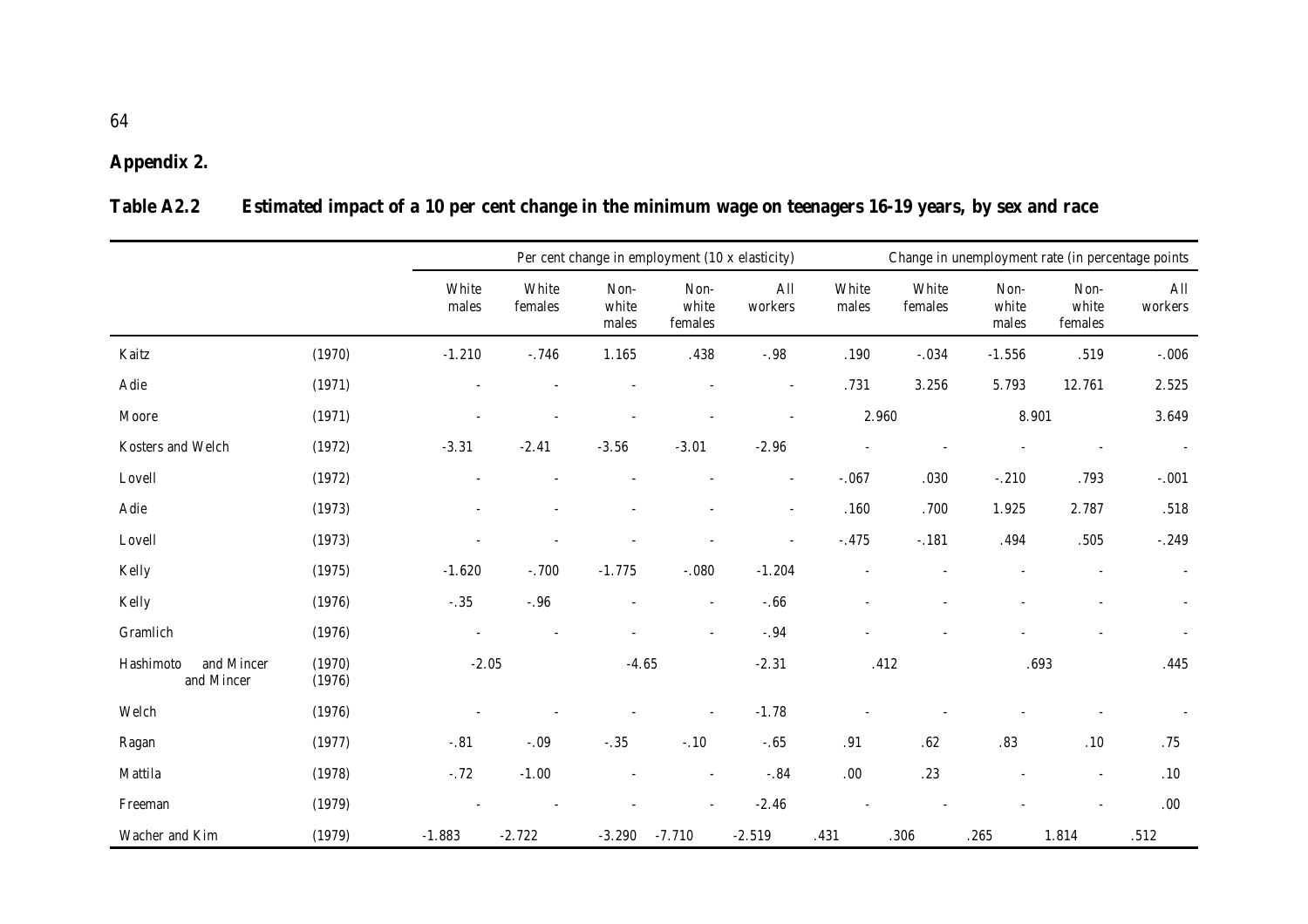**Appendix 2.**

**Table A2.2 Estimated impact of a 10 per cent change in the minimum wage on teenagers 16-19 years, by sex and race**

| | | Per cent change in employment (10 x elasticity) | | | | | Change in unemployment rate (in percentage points | | | | |
|---|---|---|---|---|---|---|---|---|---|---|---|
| | | White males | White females | Non-white males | Non-white females | All workers | White males | White females | Non-white males | Non-white females | All workers |
| Kaitz | (1970) | -1.210 | -.746 | 1.165 | .438 | -.98 | .190 | -.034 | -1.556 | .519 | -.006 |
| Adie | (1971) | - | - | - | - | - | .731 | 3.256 | 5.793 | 12.761 | 2.525 |
| Moore | (1971) | - | - | - | - | - | 2.960 | | 8.901 | | 3.649 |
| Kosters and Welch | (1972) | -3.31 | -2.41 | -3.56 | -3.01 | -2.96 | - | - | - | - | - |
| Lovell | (1972) | - | - | - | - | - | -.067 | .030 | -.210 | .793 | -.001 |
| Adie | (1973) | - | - | - | - | - | .160 | .700 | 1.925 | 2.787 | .518 |
| Lovell | (1973) | - | - | - | - | - | -.475 | -.181 | .494 | .505 | -.249 |
| Kelly | (1975) | -1.620 | -.700 | -1.775 | -.080 | -1.204 | - | - | - | - | - |
| Kelly | (1976) | -.35 | -.96 | - | - | -.66 | - | - | - | - | - |
| Gramlich | (1976) | - | - | - | - | -.94 | - | - | - | - | - |
| Hashimoto and Mincer and Mincer | (1970) (1976) | -2.05 | | -4.65 | | -2.31 | .412 | | .693 | | .445 |
| Welch | (1976) | - | - | - | - | -1.78 | - | - | - | - | - |
| Ragan | (1977) | -.81 | -.09 | -.35 | -.10 | -.65 | .91 | .62 | .83 | .10 | .75 |
| Mattila | (1978) | -.72 | -1.00 | - | - | -.84 | .00 | .23 | - | - | .10 |
| Freeman | (1979) | - | - | - | - | -2.46 | - | - | - | - | .00 |
| Wacher and Kim | (1979) | -1.883 | -2.722 | -3.290 | -7.710 | -2.519 | .431 | .306 | .265 | 1.814 | .512 |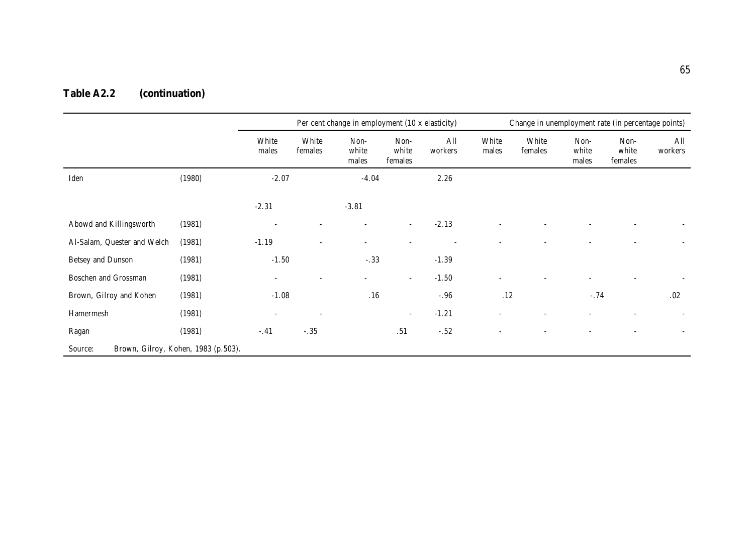**Table A2.2 (continuation)**

| | | Per cent change in employment (10 x elasticity) | | | | | Change in unemployment rate (in percentage points) | | | | |
|---|---|---|---|---|---|---|---|---|---|---|---|
| | | White males | White females | Non-white males | Non-white females | All workers | White males | White females | Non-white males | Non-white females | All workers |
| Iden | (1980) | -2.07 | | -4.04 | | 2.26 | | | | | |
| | | -2.31 | | -3.81 | | | | | | | |
| Abowd and Killingsworth | (1981) | - | - | - | - | -2.13 | - | - | - | - | - |
| Al-Salam, Quester and Welch | (1981) | -1.19 | - | - | - | - | - | - | - | - | - |
| Betsey and Dunson | (1981) | -1.50 | | -.33 | | -1.39 | | | | | |
| Boschen and Grossman | (1981) | - | - | - | - | -1.50 | - | - | - | - | - |
| Brown, Gilroy and Kohen | (1981) | -1.08 | | .16 | | -.96 | .12 | | -.74 | | .02 |
| Hamermesh | (1981) | - | - | | - | -1.21 | - | - | - | - | - |
| Ragan | (1981) | -.41 | -.35 | | .51 | -.52 | - | - | - | - | - |

Source: Brown, Gilroy, Kohen, 1983 (p.503).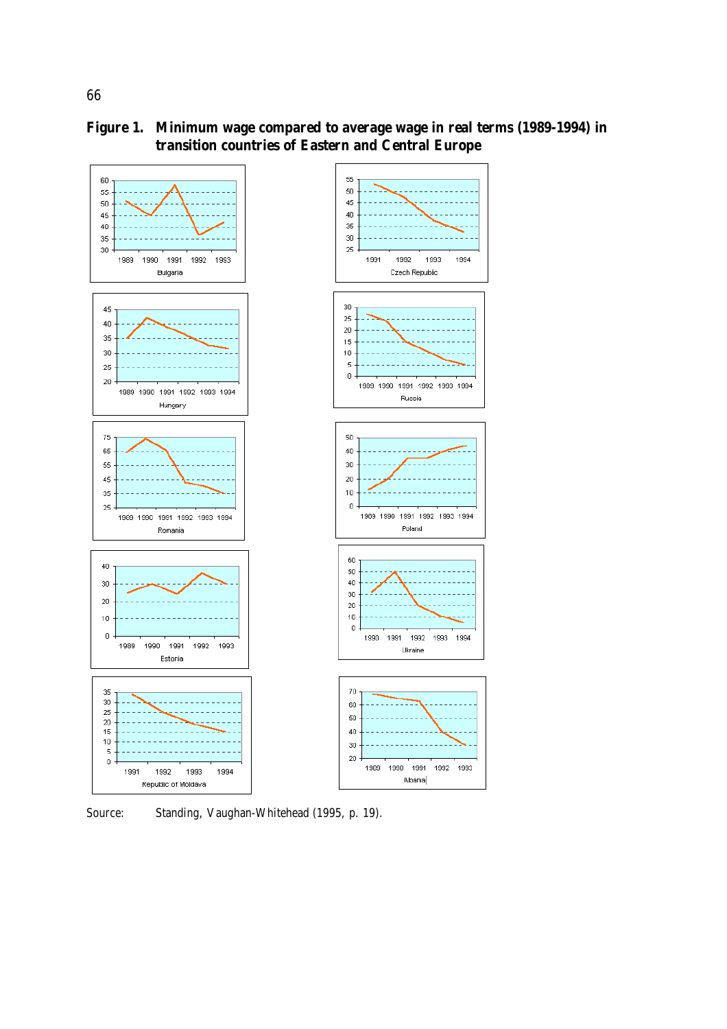**Figure 1. Minimum wage compared to average wage in real terms (1989-1994) in transition countries of Eastern and Central Europe**

Source: Standing, Vaughan-Whitehead (1995, p. 19).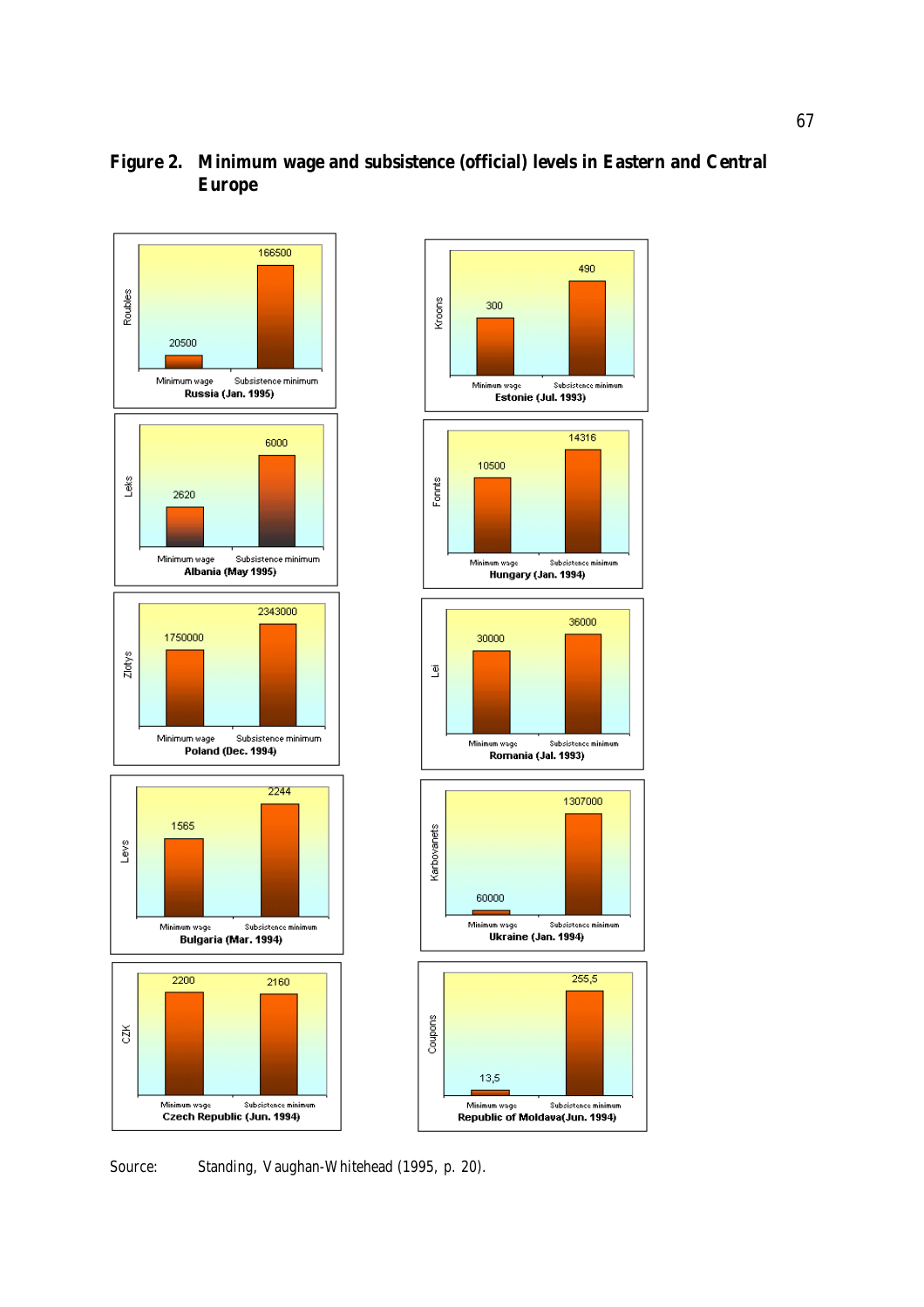**Figure 2. Minimum wage and subsistence (official) levels in Eastern and Central Europe**

| Country (date) | Currency | Minimum wage | Subsistence minimum |
|---|---|---|---|
| Russia (Jan. 1995) | Roubles | 20500 | 166500 |
| Estonie (Jul. 1993) | Kroons | 300 | 490 |
| Albania (May 1995) | Leks | 2620 | 6000 |
| Hungary (Jan. 1994) | Forints | 10500 | 14316 |
| Poland (Dec. 1994) | Zlotys | 1750000 | 2343000 |
| Romania (Jal. 1993) | Lei | 30000 | 36000 |
| Bulgaria (Mar. 1994) | Levs | 1565 | 2244 |
| Ukraine (Jan. 1994) | Karbovanets | 60000 | 1307000 |
| Czech Republic (Jun. 1994) | CZK | 2200 | 2160 |
| Republic of Moldava(Jun. 1994) | Coupons | 13,5 | 255,5 |

Source: Standing, Vaughan-Whitehead (1995, p. 20).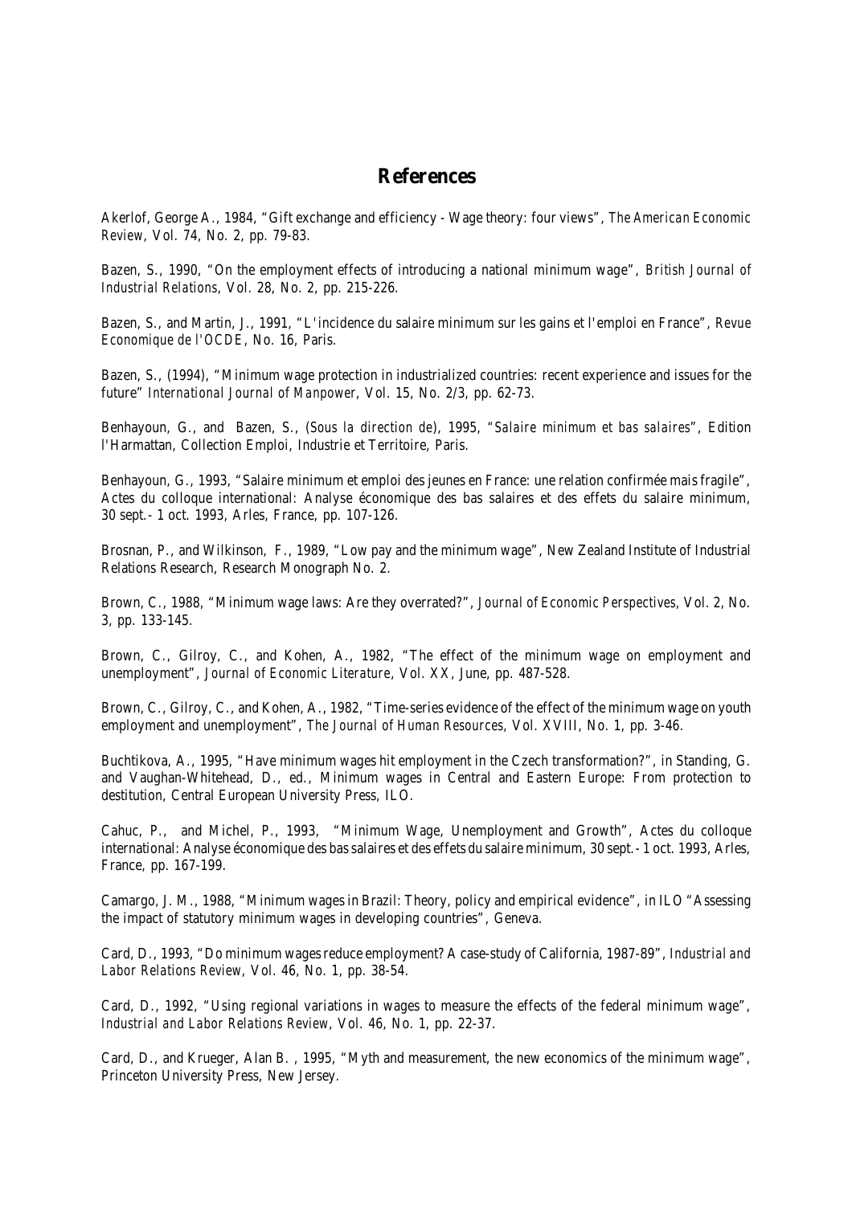# References

Akerlof, George A., 1984, "Gift exchange and efficiency - Wage theory: four views", *The American Economic Review*, Vol. 74, No. 2, pp. 79-83.

Bazen, S., 1990, "On the employment effects of introducing a national minimum wage", *British Journal of Industrial Relations*, Vol. 28, No. 2, pp. 215-226.

Bazen, S., and Martin, J., 1991, "L'incidence du salaire minimum sur les gains et l'emploi en France", *Revue Economique de l'OCDE*, No. 16, Paris.

Bazen, S., (1994), "Minimum wage protection in industrialized countries: recent experience and issues for the future" *International Journal of Manpower*, Vol. 15, No. 2/3, pp. 62-73.

Benhayoun, G., and Bazen, S., (*Sous la direction de*), 1995, "*Salaire minimum et bas salaires*", Edition l'Harmattan, Collection Emploi, Industrie et Territoire, Paris.

Benhayoun, G., 1993, "Salaire minimum et emploi des jeunes en France: une relation confirmée mais fragile", Actes du colloque international: Analyse économique des bas salaires et des effets du salaire minimum, 30 sept.- 1 oct. 1993, Arles, France, pp. 107-126.

Brosnan, P., and Wilkinson, F., 1989, "Low pay and the minimum wage", New Zealand Institute of Industrial Relations Research, Research Monograph No. 2.

Brown, C., 1988, "Minimum wage laws: Are they overrated?", *Journal of Economic Perspectives*, Vol. 2, No. 3, pp. 133-145.

Brown, C., Gilroy, C., and Kohen, A., 1982, "The effect of the minimum wage on employment and unemployment", *Journal of Economic Literature*, Vol. XX, June, pp. 487-528.

Brown, C., Gilroy, C., and Kohen, A., 1982, "Time-series evidence of the effect of the minimum wage on youth employment and unemployment", *The Journal of Human Resources*, Vol. XVIII, No. 1, pp. 3-46.

Buchtikova, A., 1995, "Have minimum wages hit employment in the Czech transformation?", in Standing, G. and Vaughan-Whitehead, D., ed., Minimum wages in Central and Eastern Europe: From protection to destitution, Central European University Press, ILO.

Cahuc, P., and Michel, P., 1993, "Minimum Wage, Unemployment and Growth", Actes du colloque international: Analyse économique des bas salaires et des effets du salaire minimum, 30 sept.- 1 oct. 1993, Arles, France, pp. 167-199.

Camargo, J. M., 1988, "Minimum wages in Brazil: Theory, policy and empirical evidence", in ILO "Assessing the impact of statutory minimum wages in developing countries", Geneva.

Card, D., 1993, "Do minimum wages reduce employment? A case-study of California, 1987-89", *Industrial and Labor Relations Review*, Vol. 46, No. 1, pp. 38-54.

Card, D., 1992, "Using regional variations in wages to measure the effects of the federal minimum wage", *Industrial and Labor Relations Review*, Vol. 46, No. 1, pp. 22-37.

Card, D., and Krueger, Alan B. , 1995, "Myth and measurement, the new economics of the minimum wage", Princeton University Press, New Jersey.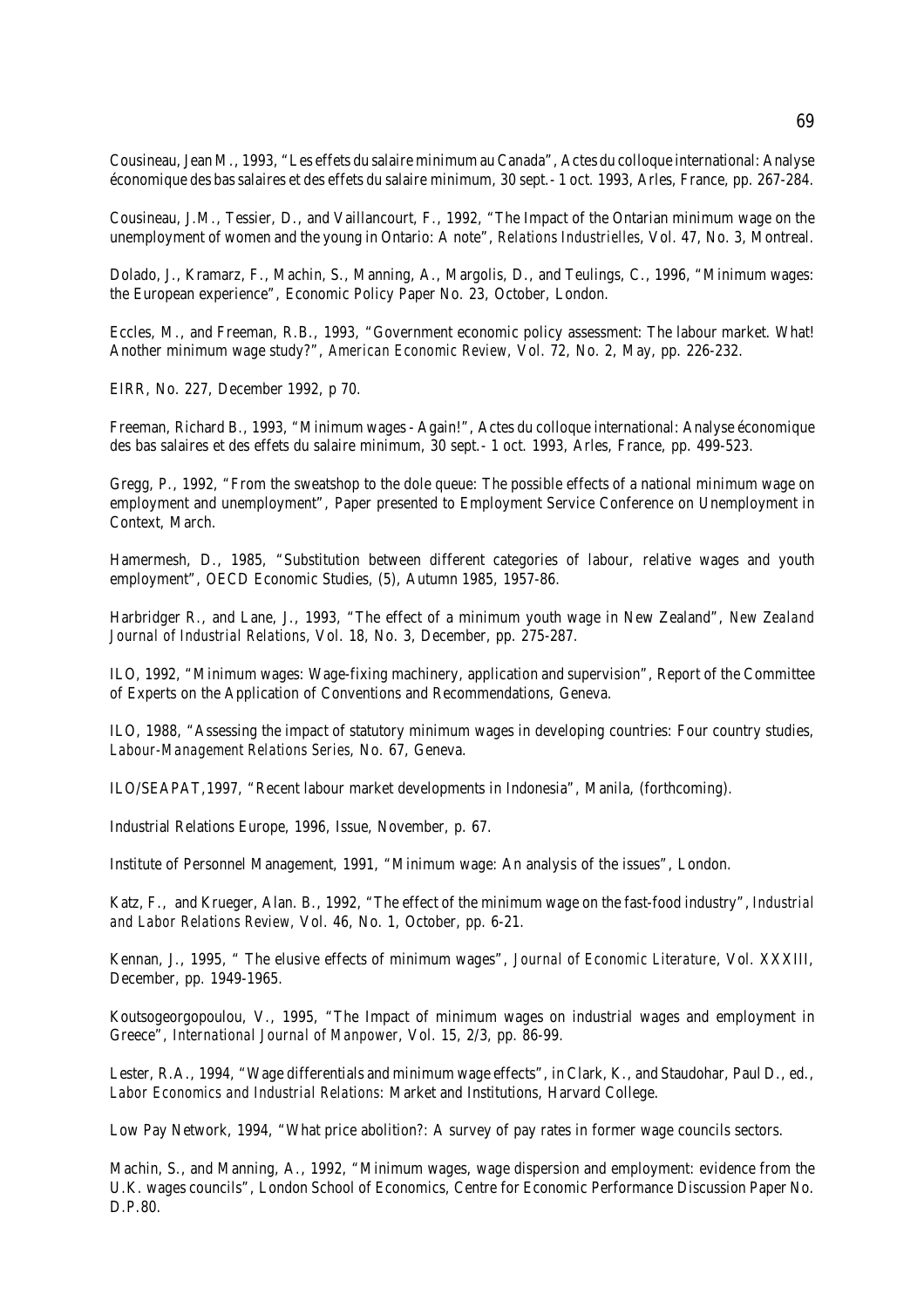Cousineau, Jean M., 1993, "Les effets du salaire minimum au Canada", Actes du colloque international: Analyse économique des bas salaires et des effets du salaire minimum, 30 sept.- 1 oct. 1993, Arles, France, pp. 267-284.

Cousineau, J.M., Tessier, D., and Vaillancourt, F., 1992, "The Impact of the Ontarian minimum wage on the unemployment of women and the young in Ontario: A note", *Relations Industrielles*, Vol. 47, No. 3, Montreal.

Dolado, J., Kramarz, F., Machin, S., Manning, A., Margolis, D., and Teulings, C., 1996, "Minimum wages: the European experience", Economic Policy Paper No. 23, October, London.

Eccles, M., and Freeman, R.B., 1993, "Government economic policy assessment: The labour market. What! Another minimum wage study?", *American Economic Review*, Vol. 72, No. 2, May, pp. 226-232.

EIRR, No. 227, December 1992, p 70.

Freeman, Richard B., 1993, "Minimum wages - Again!", Actes du colloque international: Analyse économique des bas salaires et des effets du salaire minimum, 30 sept.- 1 oct. 1993, Arles, France, pp. 499-523.

Gregg, P., 1992, "From the sweatshop to the dole queue: The possible effects of a national minimum wage on employment and unemployment", Paper presented to Employment Service Conference on Unemployment in Context, March.

Hamermesh, D., 1985, "Substitution between different categories of labour, relative wages and youth employment", OECD Economic Studies, (5), Autumn 1985, 1957-86.

Harbridger R., and Lane, J., 1993, "The effect of a minimum youth wage in New Zealand", *New Zealand Journal of Industrial Relations*, Vol. 18, No. 3, December, pp. 275-287.

ILO, 1992, "Minimum wages: Wage-fixing machinery, application and supervision", Report of the Committee of Experts on the Application of Conventions and Recommendations, Geneva.

ILO, 1988, "Assessing the impact of statutory minimum wages in developing countries: Four country studies, *Labour-Management Relations Series*, No. 67, Geneva.

ILO/SEAPAT,1997, "Recent labour market developments in Indonesia", Manila, (forthcoming).

Industrial Relations Europe, 1996, Issue, November, p. 67.

Institute of Personnel Management, 1991, "Minimum wage: An analysis of the issues", London.

Katz, F., and Krueger, Alan. B., 1992, "The effect of the minimum wage on the fast-food industry", *Industrial and Labor Relations Review*, Vol. 46, No. 1, October, pp. 6-21.

Kennan, J., 1995, " The elusive effects of minimum wages", *Journal of Economic Literature*, Vol. XXXIII, December, pp. 1949-1965.

Koutsogeorgopoulou, V., 1995, "The Impact of minimum wages on industrial wages and employment in Greece", *International Journal of Manpower*, Vol. 15, 2/3, pp. 86-99.

Lester, R.A., 1994, "Wage differentials and minimum wage effects", in Clark, K., and Staudohar, Paul D., ed., *Labor Economics and Industrial Relations*: Market and Institutions, Harvard College.

Low Pay Network, 1994, "What price abolition?: A survey of pay rates in former wage councils sectors.

Machin, S., and Manning, A., 1992, "Minimum wages, wage dispersion and employment: evidence from the U.K. wages councils", London School of Economics, Centre for Economic Performance Discussion Paper No. D.P.80.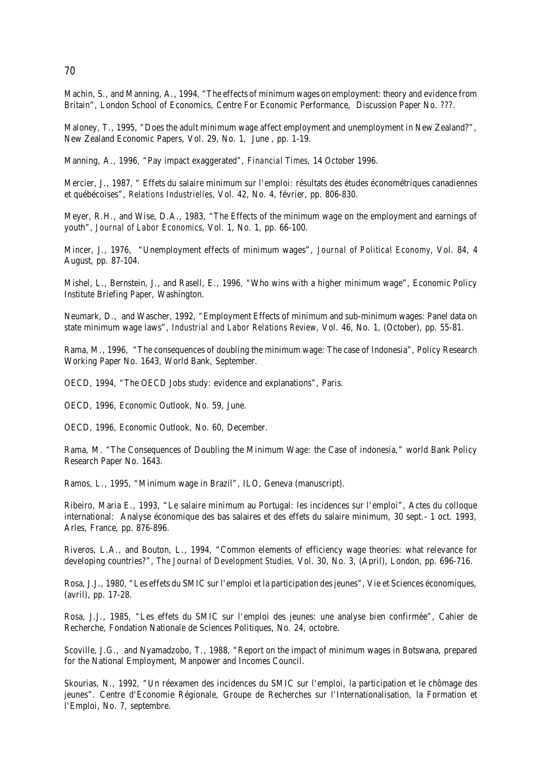Machin, S., and Manning, A., 1994, “The effects of minimum wages on employment: theory and evidence from Britain”, London School of Economics, Centre For Economic Performance, Discussion Paper No. ???.

Maloney, T., 1995, “Does the adult minimum wage affect employment and unemployment in New Zealand?”, New Zealand Economic Papers, Vol. 29, No. 1, June , pp. 1-19.

Manning, A., 1996, “Pay impact exaggerated”, *Financial Times*, 14 October 1996.

Mercier, J., 1987, “ Effets du salaire minimum sur l'emploi: résultats des études économétriques canadiennes et québécoises”, *Relations Industrielles*, Vol. 42, No. 4, février, pp. 806-830.

Meyer, R.H., and Wise, D.A., 1983, “The Effects of the minimum wage on the employment and earnings of youth”, *Journal of Labor Economics*, Vol. 1, No. 1, pp. 66-100.

Mincer, J., 1976, “Unemployment effects of minimum wages”, *Journal of Political Economy*, Vol. 84, 4 August, pp. 87-104.

Mishel, L., Bernstein, J., and Rasell, E., 1996, “Who wins with a higher minimum wage”, Economic Policy Institute Briefing Paper, Washington.

Neumark, D., and Wascher, 1992, “Employment Effects of minimum and sub-minimum wages: Panel data on state minimum wage laws”, *Industrial and Labor Relations Review*, Vol. 46, No. 1, (October), pp. 55-81.

Rama, M., 1996, “The consequences of doubling the minimum wage: The case of Indonesia”, Policy Research Working Paper No. 1643, World Bank, September.

OECD, 1994, “The OECD Jobs study: evidence and explanations”, Paris.

OECD, 1996, Economic Outlook, No. 59, June.

OECD, 1996, Economic Outlook, No. 60, December.

Rama, M. “The Consequences of Doubling the Minimum Wage: the Case of indonesia,” world Bank Policy Research Paper No. 1643.

Ramos, L., 1995, “Minimum wage in Brazil”, ILO, Geneva (manuscript).

Ribeiro, Maria E., 1993, “Le salaire minimum au Portugal: les incidences sur l'emploi”, Actes du colloque international: Analyse économique des bas salaires et des effets du salaire minimum, 30 sept.- 1 oct. 1993, Arles, France, pp. 876-896.

Riveros, L.A., and Bouton, L., 1994, “Common elements of efficiency wage theories: what relevance for developing countries?”, *The Journal of Development Studies*, Vol. 30, No. 3, (April), London, pp. 696-716.

Rosa, J.J., 1980, “Les effets du SMIC sur l'emploi et la participation des jeunes”, Vie et Sciences économiques, (avril), pp. 17-28.

Rosa, J.J., 1985, “Les effets du SMIC sur l'emploi des jeunes: une analyse bien confirmée”, Cahier de Recherche, Fondation Nationale de Sciences Politiques, No. 24, octobre.

Scoville, J.G., and Nyamadzobo, T., 1988, “Report on the impact of minimum wages in Botswana, prepared for the National Employment, Manpower and Incomes Council.

Skourias, N., 1992, “Un réexamen des incidences du SMIC sur l'emploi, la participation et le chômage des jeunes”. Centre d'Economie Régionale, Groupe de Recherches sur l'Internationalisation, la Formation et l'Emploi, No. 7, septembre.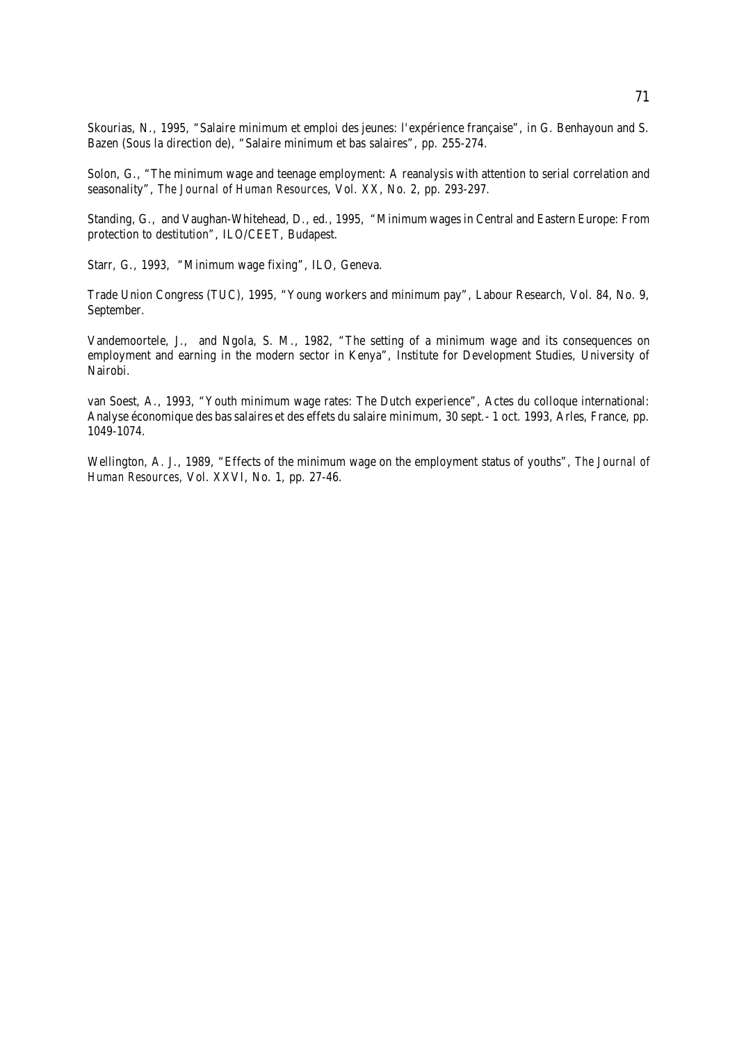Skourias, N., 1995, "Salaire minimum et emploi des jeunes: l'expérience française", in G. Benhayoun and S. Bazen (Sous la direction de), "Salaire minimum et bas salaires", pp. 255-274.

Solon, G., "The minimum wage and teenage employment: A reanalysis with attention to serial correlation and seasonality", *The Journal of Human Resources*, Vol. XX, No. 2, pp. 293-297.

Standing, G., and Vaughan-Whitehead, D., ed., 1995, "Minimum wages in Central and Eastern Europe: From protection to destitution", ILO/CEET, Budapest.

Starr, G., 1993, "Minimum wage fixing", ILO, Geneva.

Trade Union Congress (TUC), 1995, "Young workers and minimum pay", Labour Research, Vol. 84, No. 9, September.

Vandemoortele, J., and Ngola, S. M., 1982, "The setting of a minimum wage and its consequences on employment and earning in the modern sector in Kenya", Institute for Development Studies, University of Nairobi.

van Soest, A., 1993, "Youth minimum wage rates: The Dutch experience", Actes du colloque international: Analyse économique des bas salaires et des effets du salaire minimum, 30 sept.- 1 oct. 1993, Arles, France, pp. 1049-1074.

Wellington, A. J., 1989, "Effects of the minimum wage on the employment status of youths", *The Journal of Human Resources*, Vol. XXVI, No. 1, pp. 27-46.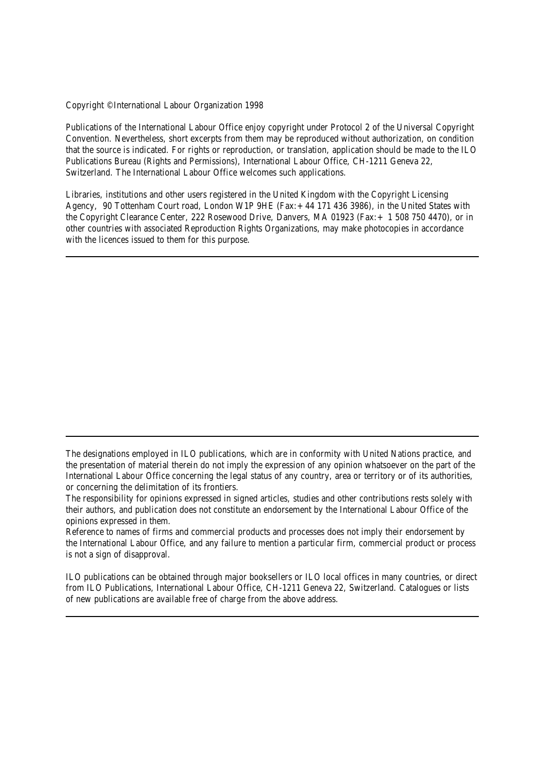Copyright © International Labour Organization 1998

Publications of the International Labour Office enjoy copyright under Protocol 2 of the Universal Copyright Convention. Nevertheless, short excerpts from them may be reproduced without authorization, on condition that the source is indicated. For rights or reproduction, or translation, application should be made to the ILO Publications Bureau (Rights and Permissions), International Labour Office, CH-1211 Geneva 22, Switzerland. The International Labour Office welcomes such applications.

Libraries, institutions and other users registered in the United Kingdom with the Copyright Licensing Agency, 90 Tottenham Court road, London W1P 9HE (Fax:+ 44 171 436 3986), in the United States with the Copyright Clearance Center, 222 Rosewood Drive, Danvers, MA 01923 (Fax:+ 1 508 750 4470), or in other countries with associated Reproduction Rights Organizations, may make photocopies in accordance with the licences issued to them for this purpose.

---

The designations employed in ILO publications, which are in conformity with United Nations practice, and the presentation of material therein do not imply the expression of any opinion whatsoever on the part of the International Labour Office concerning the legal status of any country, area or territory or of its authorities, or concerning the delimitation of its frontiers.

The responsibility for opinions expressed in signed articles, studies and other contributions rests solely with their authors, and publication does not constitute an endorsement by the International Labour Office of the opinions expressed in them.

Reference to names of firms and commercial products and processes does not imply their endorsement by the International Labour Office, and any failure to mention a particular firm, commercial product or process is not a sign of disapproval.

ILO publications can be obtained through major booksellers or ILO local offices in many countries, or direct from ILO Publications, International Labour Office, CH-1211 Geneva 22, Switzerland. Catalogues or lists of new publications are available free of charge from the above address.